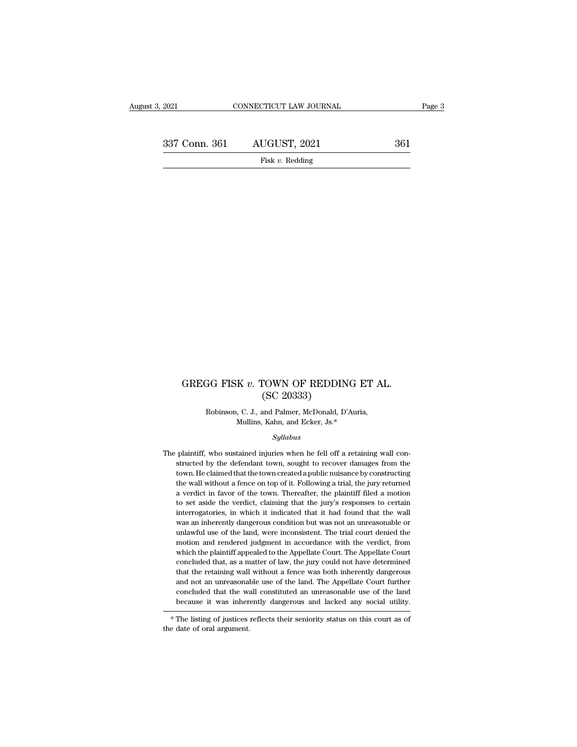# GREGG FISK *v.* TOWN OF REDDING ET AL.

## (SC 20333)

Robinson, C. J., and Palmer, McDonald, D'Auria, Mullins, Kahn, and Ecker, Js.*

*Syllabus*

The plaintiff, who sustained injuries when he fell off a retaining wall constructed by the defendant town, sought to recover damages from the town. He claimed that the town created a public nuisance by constructing the wall without a fence on top of it. Following a trial, the jury returned a verdict in favor of the town. Thereafter, the plaintiff filed a motion to set aside the verdict, claiming that the jury's responses to certain interrogatories, in which it indicated that it had found that the wall was an inherently dangerous condition but was not an unreasonable or unlawful use of the land, were inconsistent. The trial court denied the motion and rendered judgment in accordance with the verdict, from which the plaintiff appealed to the Appellate Court. The Appellate Court concluded that, as a matter of law, the jury could not have determined that the retaining wall without a fence was both inherently dangerous and not an unreasonable use of the land. The Appellate Court further concluded that the wall constituted an unreasonable use of the land because it was inherently dangerous and lacked any social utility.

\* The listing of justices reflects their seniority status on this court as of the date of oral argument.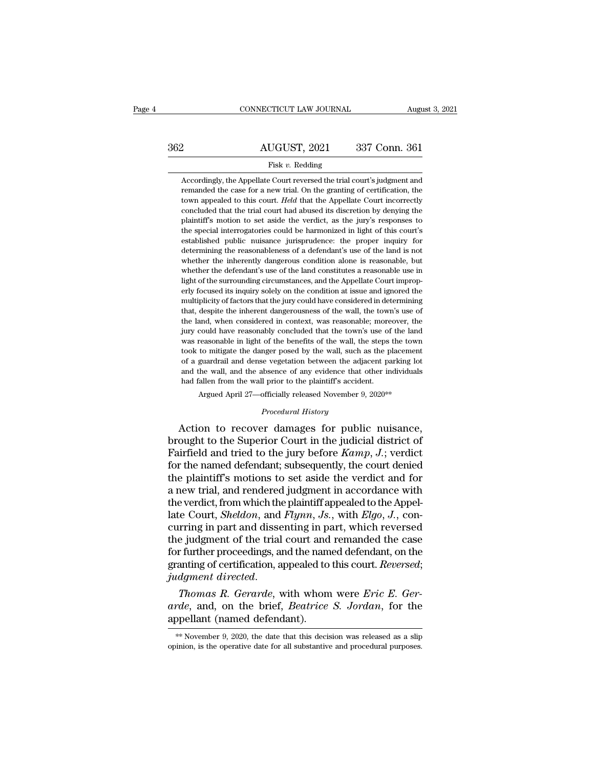Accordingly, the Appellate Court reversed the trial court's judgment and remanded the case for a new trial. On the granting of certification, the town appealed to this court. *Held* that the Appellate Court incorrectly concluded that the trial court had abused its discretion by denying the plaintiff's motion to set aside the verdict, as the jury's responses to the special interrogatories could be harmonized in light of this court's established public nuisance jurisprudence: the proper inquiry for determining the reasonableness of a defendant's use of the land is not whether the inherently dangerous condition alone is reasonable, but whether the defendant's use of the land constitutes a reasonable use in light of the surrounding circumstances, and the Appellate Court improperly focused its inquiry solely on the condition at issue and ignored the multiplicity of factors that the jury could have considered in determining that, despite the inherent dangerousness of the wall, the town's use of the land, when considered in context, was reasonable; moreover, the jury could have reasonably concluded that the town's use of the land was reasonable in light of the benefits of the wall, the steps the town took to mitigate the danger posed by the wall, such as the placement of a guardrail and dense vegetation between the adjacent parking lot and the wall, and the absence of any evidence that other individuals had fallen from the wall prior to the plaintiff's accident.

Argued April 27—officially released November 9, 2020**

*Procedural History*

Action to recover damages for public nuisance, brought to the Superior Court in the judicial district of Fairfield and tried to the jury before *Kamp*, *J.*; verdict for the named defendant; subsequently, the court denied the plaintiff's motions to set aside the verdict and for a new trial, and rendered judgment in accordance with the verdict, from which the plaintiff appealed to the Appellate Court, *Sheldon*, and *Flynn*, *Js.*, with *Elgo*, *J.*, concurring in part and dissenting in part, which reversed the judgment of the trial court and remanded the case for further proceedings, and the named defendant, on the granting of certification, appealed to this court. *Reversed*; *judgment directed*.

*Thomas R. Gerarde*, with whom were *Eric E. Gerarde*, and, on the brief, *Beatrice S. Jordan*, for the appellant (named defendant).

** November 9, 2020, the date that this decision was released as a slip opinion, is the operative date for all substantive and procedural purposes.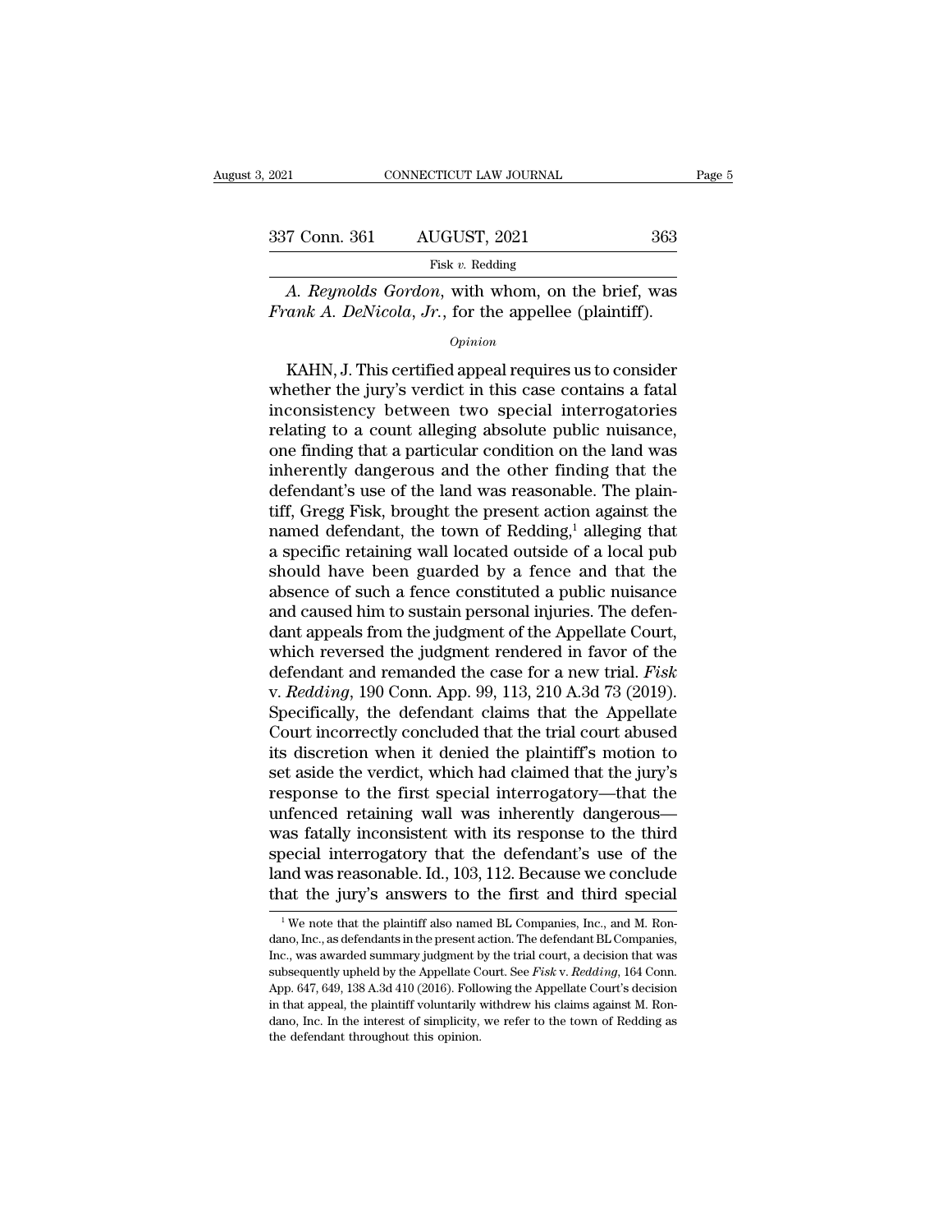*A. Reynolds Gordon*, with whom, on the brief, was *Frank A. DeNicola, Jr.*, for the appellee (plaintiff).

*Opinion*

KAHN, J. This certified appeal requires us to consider whether the jury's verdict in this case contains a fatal inconsistency between two special interrogatories relating to a count alleging absolute public nuisance, one finding that a particular condition on the land was inherently dangerous and the other finding that the defendant's use of the land was reasonable. The plaintiff, Gregg Fisk, brought the present action against the named defendant, the town of Redding,[1] alleging that a specific retaining wall located outside of a local pub should have been guarded by a fence and that the absence of such a fence constituted a public nuisance and caused him to sustain personal injuries. The defendant appeals from the judgment of the Appellate Court, which reversed the judgment rendered in favor of the defendant and remanded the case for a new trial. *Fisk* v. *Redding*, 190 Conn. App. 99, 113, 210 A.3d 73 (2019). Specifically, the defendant claims that the Appellate Court incorrectly concluded that the trial court abused its discretion when it denied the plaintiff's motion to set aside the verdict, which had claimed that the jury's response to the first special interrogatory—that the unfenced retaining wall was inherently dangerous—was fatally inconsistent with its response to the third special interrogatory that the defendant's use of the land was reasonable. Id., 103, 112. Because we conclude that the jury's answers to the first and third special

[1] We note that the plaintiff also named BL Companies, Inc., and M. Rondano, Inc., as defendants in the present action. The defendant BL Companies, Inc., was awarded summary judgment by the trial court, a decision that was subsequently upheld by the Appellate Court. See *Fisk* v. *Redding*, 164 Conn. App. 647, 649, 138 A.3d 410 (2016). Following the Appellate Court's decision in that appeal, the plaintiff voluntarily withdrew his claims against M. Rondano, Inc. In the interest of simplicity, we refer to the town of Redding as the defendant throughout this opinion.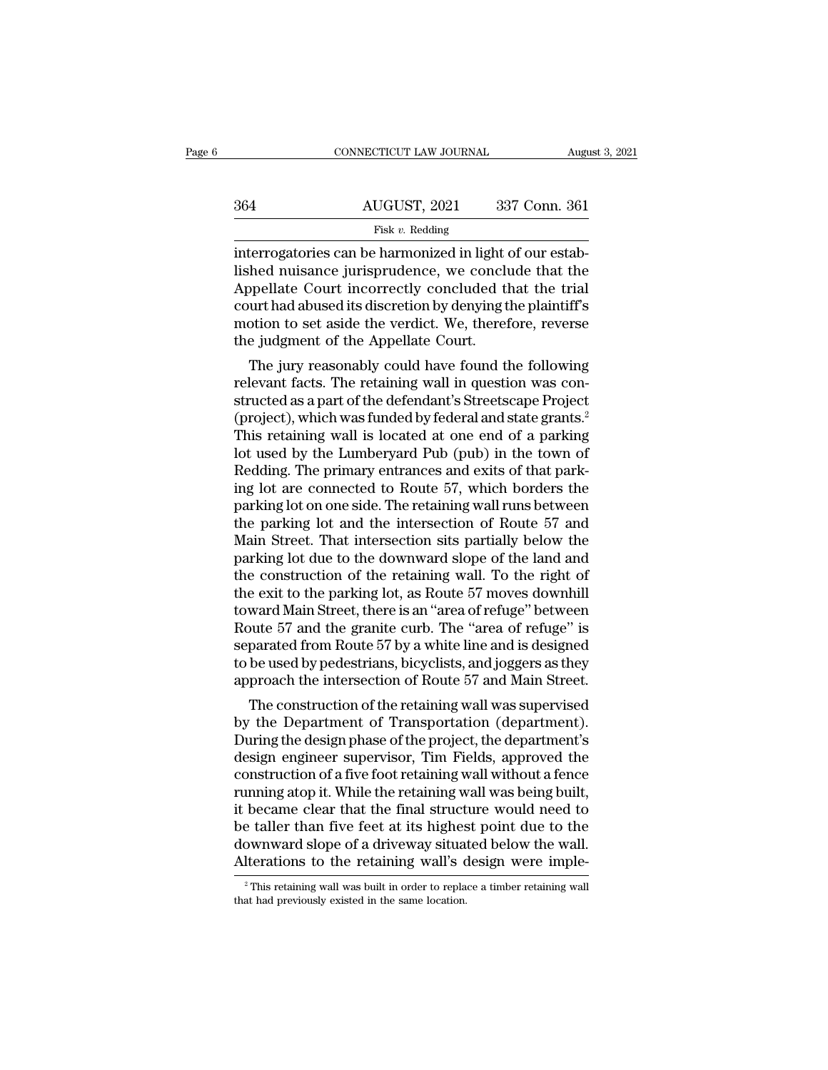interrogatories can be harmonized in light of our established nuisance jurisprudence, we conclude that the Appellate Court incorrectly concluded that the trial court had abused its discretion by denying the plaintiff's motion to set aside the verdict. We, therefore, reverse the judgment of the Appellate Court.

The jury reasonably could have found the following relevant facts. The retaining wall in question was constructed as a part of the defendant's Streetscape Project (project), which was funded by federal and state grants.[2] This retaining wall is located at one end of a parking lot used by the Lumberyard Pub (pub) in the town of Redding. The primary entrances and exits of that parking lot are connected to Route 57, which borders the parking lot on one side. The retaining wall runs between the parking lot and the intersection of Route 57 and Main Street. That intersection sits partially below the parking lot due to the downward slope of the land and the construction of the retaining wall. To the right of the exit to the parking lot, as Route 57 moves downhill toward Main Street, there is an "area of refuge" between Route 57 and the granite curb. The "area of refuge" is separated from Route 57 by a white line and is designed to be used by pedestrians, bicyclists, and joggers as they approach the intersection of Route 57 and Main Street.

The construction of the retaining wall was supervised by the Department of Transportation (department). During the design phase of the project, the department's design engineer supervisor, Tim Fields, approved the construction of a five foot retaining wall without a fence running atop it. While the retaining wall was being built, it became clear that the final structure would need to be taller than five feet at its highest point due to the downward slope of a driveway situated below the wall. Alterations to the retaining wall's design were imple-

[2] This retaining wall was built in order to replace a timber retaining wall that had previously existed in the same location.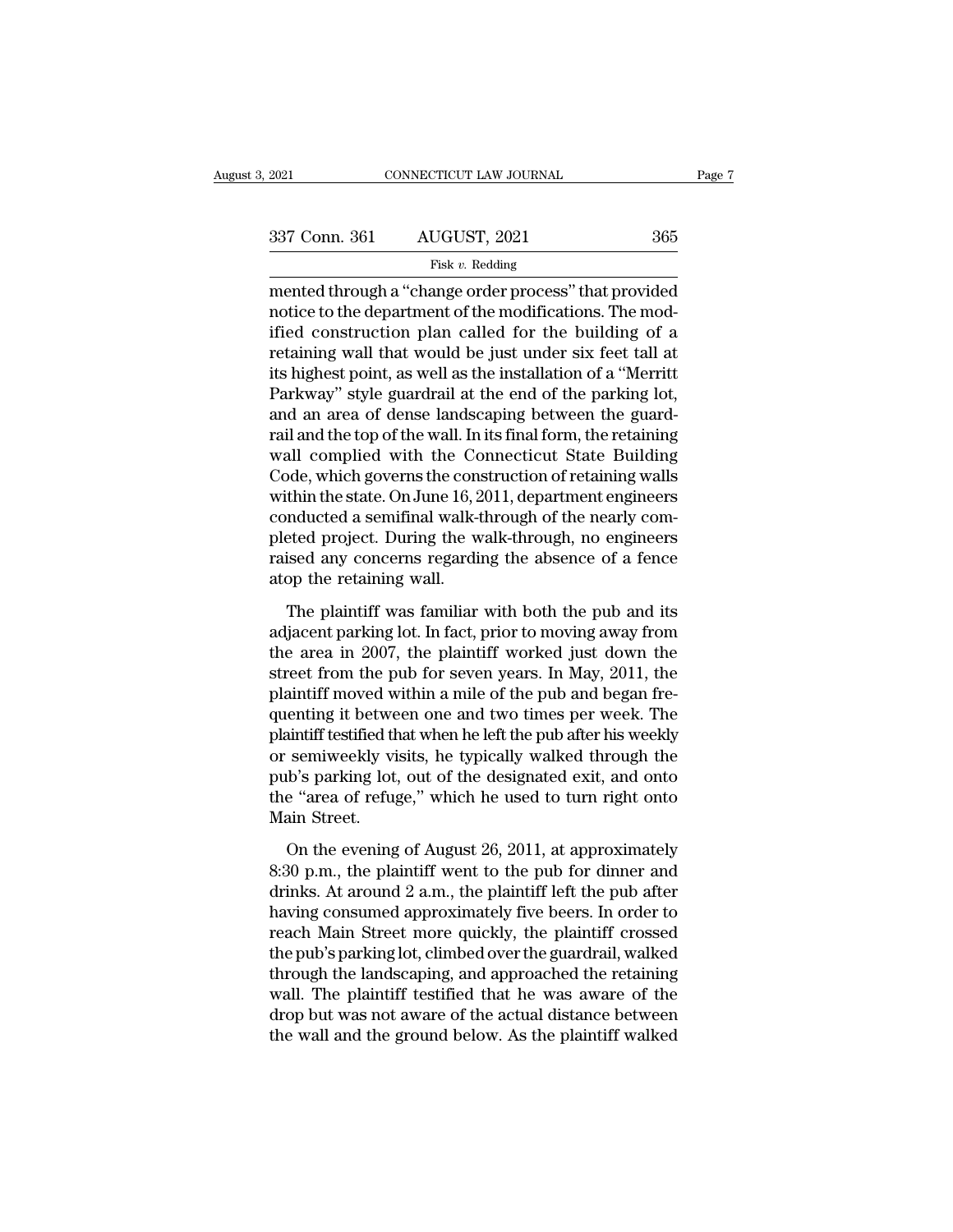mented through a "change order process" that provided notice to the department of the modifications. The modified construction plan called for the building of a retaining wall that would be just under six feet tall at its highest point, as well as the installation of a "Merritt Parkway" style guardrail at the end of the parking lot, and an area of dense landscaping between the guardrail and the top of the wall. In its final form, the retaining wall complied with the Connecticut State Building Code, which governs the construction of retaining walls within the state. On June 16, 2011, department engineers conducted a semifinal walk-through of the nearly completed project. During the walk-through, no engineers raised any concerns regarding the absence of a fence atop the retaining wall.

The plaintiff was familiar with both the pub and its adjacent parking lot. In fact, prior to moving away from the area in 2007, the plaintiff worked just down the street from the pub for seven years. In May, 2011, the plaintiff moved within a mile of the pub and began frequenting it between one and two times per week. The plaintiff testified that when he left the pub after his weekly or semiweekly visits, he typically walked through the pub's parking lot, out of the designated exit, and onto the "area of refuge," which he used to turn right onto Main Street.

On the evening of August 26, 2011, at approximately 8:30 p.m., the plaintiff went to the pub for dinner and drinks. At around 2 a.m., the plaintiff left the pub after having consumed approximately five beers. In order to reach Main Street more quickly, the plaintiff crossed the pub's parking lot, climbed over the guardrail, walked through the landscaping, and approached the retaining wall. The plaintiff testified that he was aware of the drop but was not aware of the actual distance between the wall and the ground below. As the plaintiff walked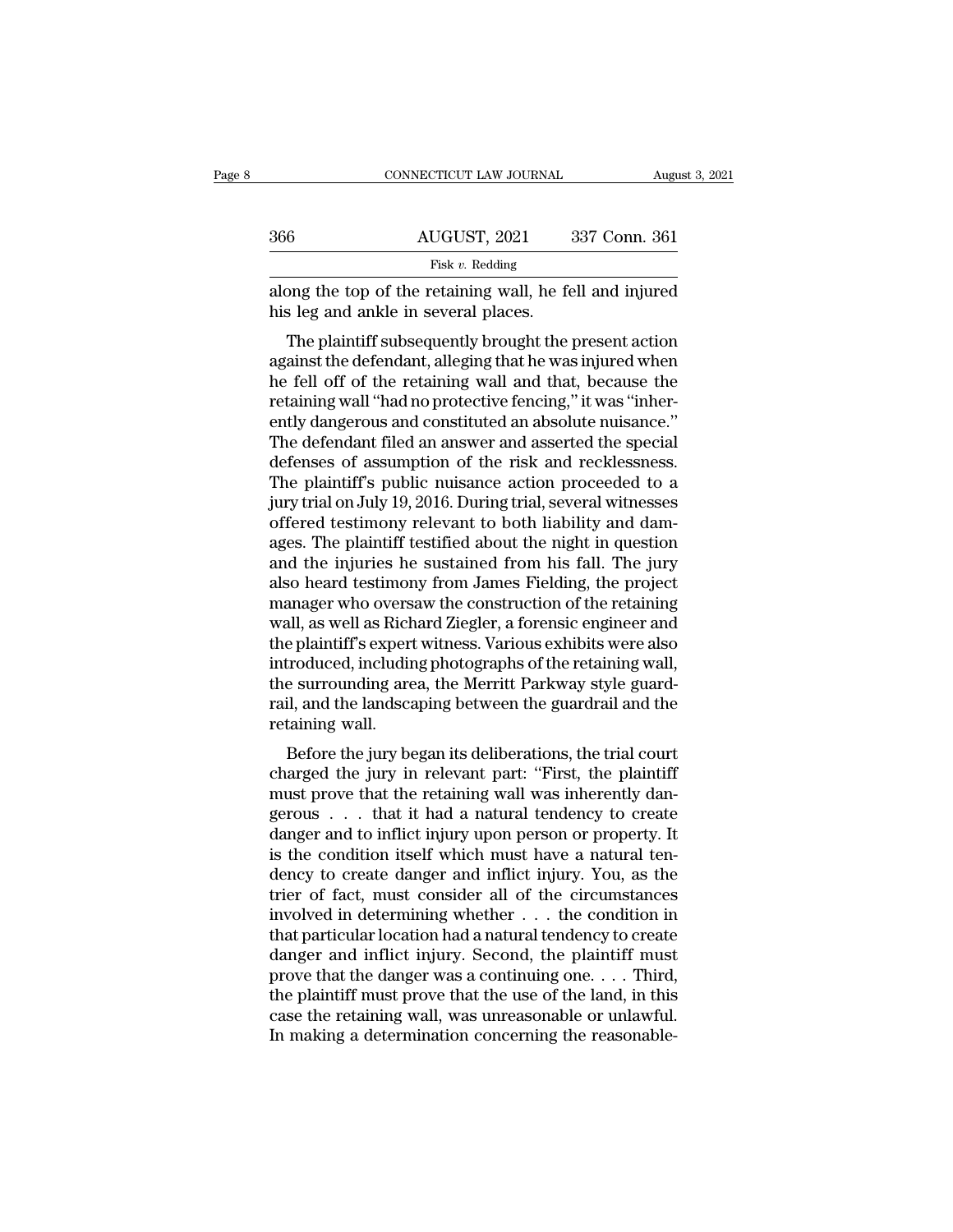along the top of the retaining wall, he fell and injured his leg and ankle in several places.

The plaintiff subsequently brought the present action against the defendant, alleging that he was injured when he fell off of the retaining wall and that, because the retaining wall "had no protective fencing," it was "inherently dangerous and constituted an absolute nuisance." The defendant filed an answer and asserted the special defenses of assumption of the risk and recklessness. The plaintiff's public nuisance action proceeded to a jury trial on July 19, 2016. During trial, several witnesses offered testimony relevant to both liability and damages. The plaintiff testified about the night in question and the injuries he sustained from his fall. The jury also heard testimony from James Fielding, the project manager who oversaw the construction of the retaining wall, as well as Richard Ziegler, a forensic engineer and the plaintiff's expert witness. Various exhibits were also introduced, including photographs of the retaining wall, the surrounding area, the Merritt Parkway style guardrail, and the landscaping between the guardrail and the retaining wall.

Before the jury began its deliberations, the trial court charged the jury in relevant part: "First, the plaintiff must prove that the retaining wall was inherently dangerous . . . that it had a natural tendency to create danger and to inflict injury upon person or property. It is the condition itself which must have a natural tendency to create danger and inflict injury. You, as the trier of fact, must consider all of the circumstances involved in determining whether . . . the condition in that particular location had a natural tendency to create danger and inflict injury. Second, the plaintiff must prove that the danger was a continuing one. . . . Third, the plaintiff must prove that the use of the land, in this case the retaining wall, was unreasonable or unlawful. In making a determination concerning the reasonable-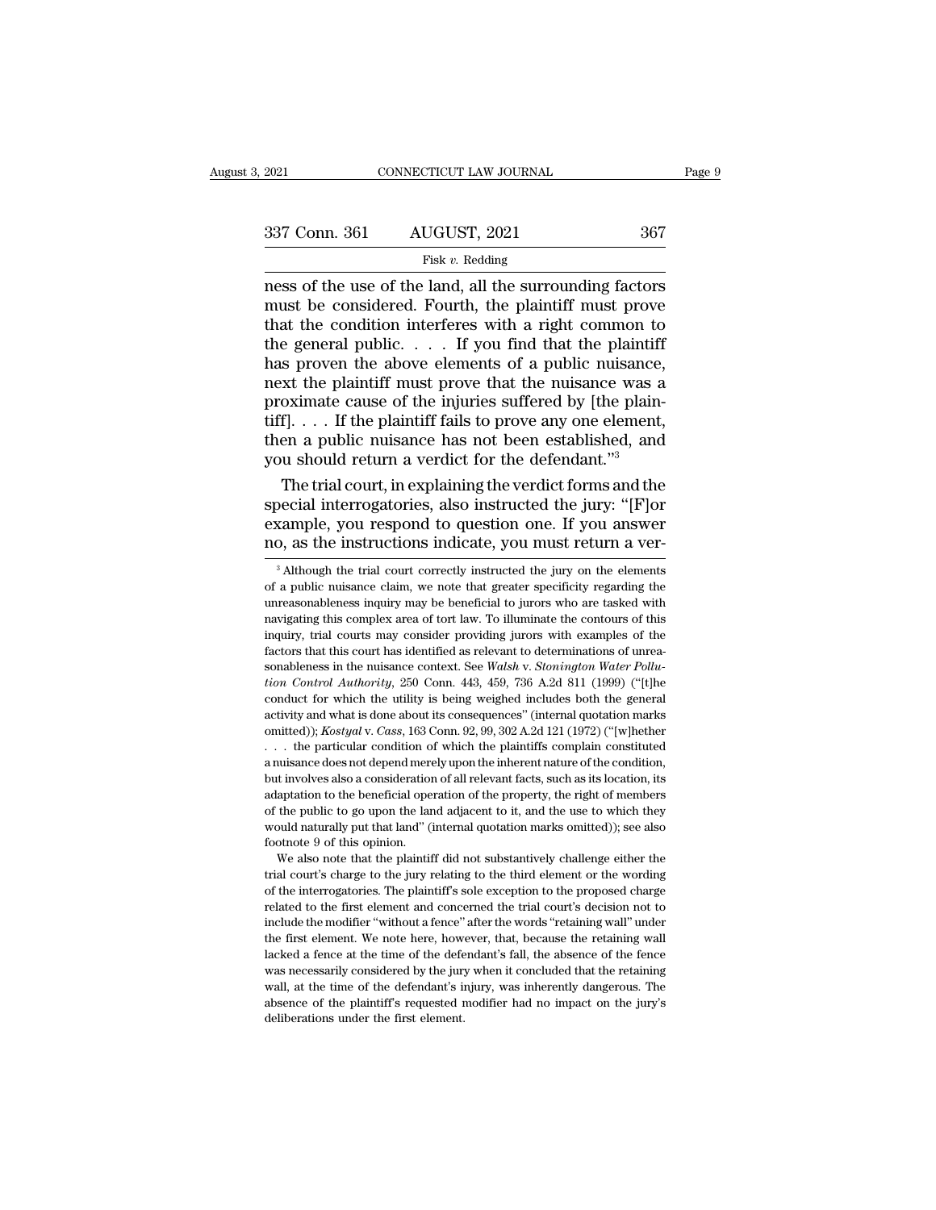ness of the use of the land, all the surrounding factors must be considered. Fourth, the plaintiff must prove that the condition interferes with a right common to the general public. . . . If you find that the plaintiff has proven the above elements of a public nuisance, next the plaintiff must prove that the nuisance was a proximate cause of the injuries suffered by [the plaintiff]. . . . If the plaintiff fails to prove any one element, then a public nuisance has not been established, and you should return a verdict for the defendant."[3]

The trial court, in explaining the verdict forms and the special interrogatories, also instructed the jury: "[F]or example, you respond to question one. If you answer no, as the instructions indicate, you must return a ver-

[3] Although the trial court correctly instructed the jury on the elements of a public nuisance claim, we note that greater specificity regarding the unreasonableness inquiry may be beneficial to jurors who are tasked with navigating this complex area of tort law. To illuminate the contours of this inquiry, trial courts may consider providing jurors with examples of the factors that this court has identified as relevant to determinations of unreasonableness in the nuisance context. See *Walsh* v. *Stonington Water Pollution Control Authority*, 250 Conn. 443, 459, 736 A.2d 811 (1999) ("[t]he conduct for which the utility is being weighed includes both the general activity and what is done about its consequences" (internal quotation marks omitted)); *Kostyal* v. *Cass*, 163 Conn. 92, 99, 302 A.2d 121 (1972) ("[w]hether . . . the particular condition of which the plaintiffs complain constituted a nuisance does not depend merely upon the inherent nature of the condition, but involves also a consideration of all relevant facts, such as its location, its adaptation to the beneficial operation of the property, the right of members of the public to go upon the land adjacent to it, and the use to which they would naturally put that land" (internal quotation marks omitted)); see also footnote 9 of this opinion.

We also note that the plaintiff did not substantively challenge either the trial court's charge to the jury relating to the third element or the wording of the interrogatories. The plaintiff's sole exception to the proposed charge related to the first element and concerned the trial court's decision not to include the modifier "without a fence" after the words "retaining wall" under the first element. We note here, however, that, because the retaining wall lacked a fence at the time of the defendant's fall, the absence of the fence was necessarily considered by the jury when it concluded that the retaining wall, at the time of the defendant's injury, was inherently dangerous. The absence of the plaintiff's requested modifier had no impact on the jury's deliberations under the first element.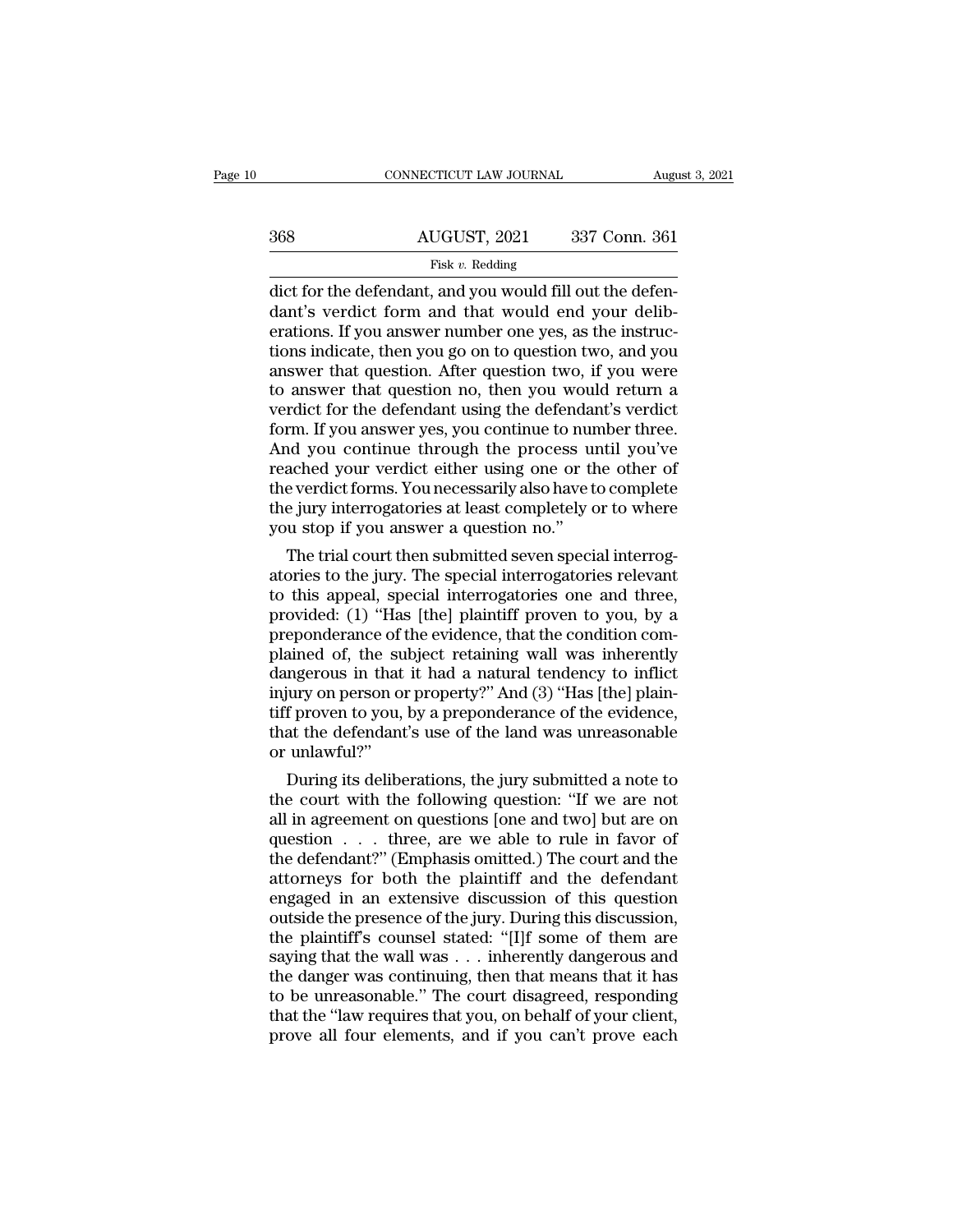dict for the defendant, and you would fill out the defendant's verdict form and that would end your deliberations. If you answer number one yes, as the instructions indicate, then you go on to question two, and you answer that question. After question two, if you were to answer that question no, then you would return a verdict for the defendant using the defendant's verdict form. If you answer yes, you continue to number three. And you continue through the process until you've reached your verdict either using one or the other of the verdict forms. You necessarily also have to complete the jury interrogatories at least completely or to where you stop if you answer a question no."

The trial court then submitted seven special interrogatories to the jury. The special interrogatories relevant to this appeal, special interrogatories one and three, provided: (1) "Has [the] plaintiff proven to you, by a preponderance of the evidence, that the condition complained of, the subject retaining wall was inherently dangerous in that it had a natural tendency to inflict injury on person or property?" And (3) "Has [the] plaintiff proven to you, by a preponderance of the evidence, that the defendant's use of the land was unreasonable or unlawful?"

During its deliberations, the jury submitted a note to the court with the following question: "If we are not all in agreement on questions [one and two] but are on question . . . three, are we able to rule in favor of the defendant?" (Emphasis omitted.) The court and the attorneys for both the plaintiff and the defendant engaged in an extensive discussion of this question outside the presence of the jury. During this discussion, the plaintiff's counsel stated: "[I]f some of them are saying that the wall was . . . inherently dangerous and the danger was continuing, then that means that it has to be unreasonable." The court disagreed, responding that the "law requires that you, on behalf of your client, prove all four elements, and if you can't prove each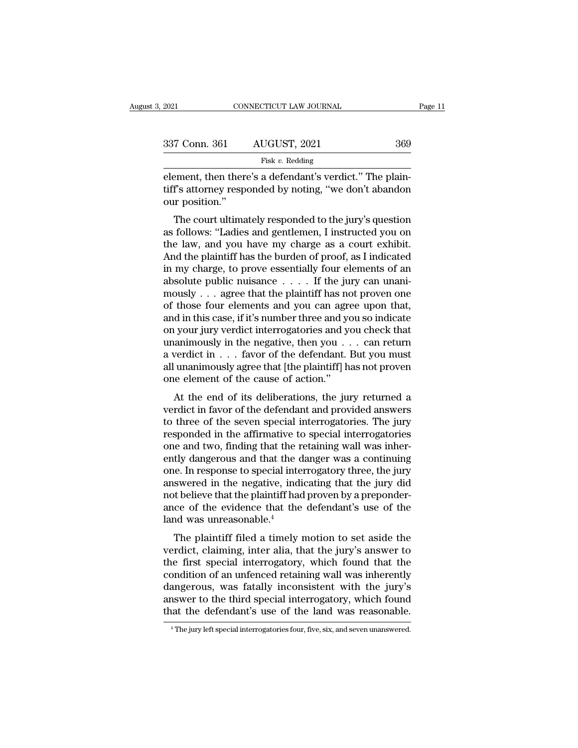element, then there's a defendant's verdict." The plaintiff's attorney responded by noting, "we don't abandon our position."

The court ultimately responded to the jury's question as follows: "Ladies and gentlemen, I instructed you on the law, and you have my charge as a court exhibit. And the plaintiff has the burden of proof, as I indicated in my charge, to prove essentially four elements of an absolute public nuisance . . . . If the jury can unanimously . . . agree that the plaintiff has not proven one of those four elements and you can agree upon that, and in this case, if it's number three and you so indicate on your jury verdict interrogatories and you check that unanimously in the negative, then you . . . can return a verdict in . . . favor of the defendant. But you must all unanimously agree that [the plaintiff] has not proven one element of the cause of action."

At the end of its deliberations, the jury returned a verdict in favor of the defendant and provided answers to three of the seven special interrogatories. The jury responded in the affirmative to special interrogatories one and two, finding that the retaining wall was inherently dangerous and that the danger was a continuing one. In response to special interrogatory three, the jury answered in the negative, indicating that the jury did not believe that the plaintiff had proven by a preponderance of the evidence that the defendant's use of the land was unreasonable.[4]

The plaintiff filed a timely motion to set aside the verdict, claiming, inter alia, that the jury's answer to the first special interrogatory, which found that the condition of an unfenced retaining wall was inherently dangerous, was fatally inconsistent with the jury's answer to the third special interrogatory, which found that the defendant's use of the land was reasonable.

[4] The jury left special interrogatories four, five, six, and seven unanswered.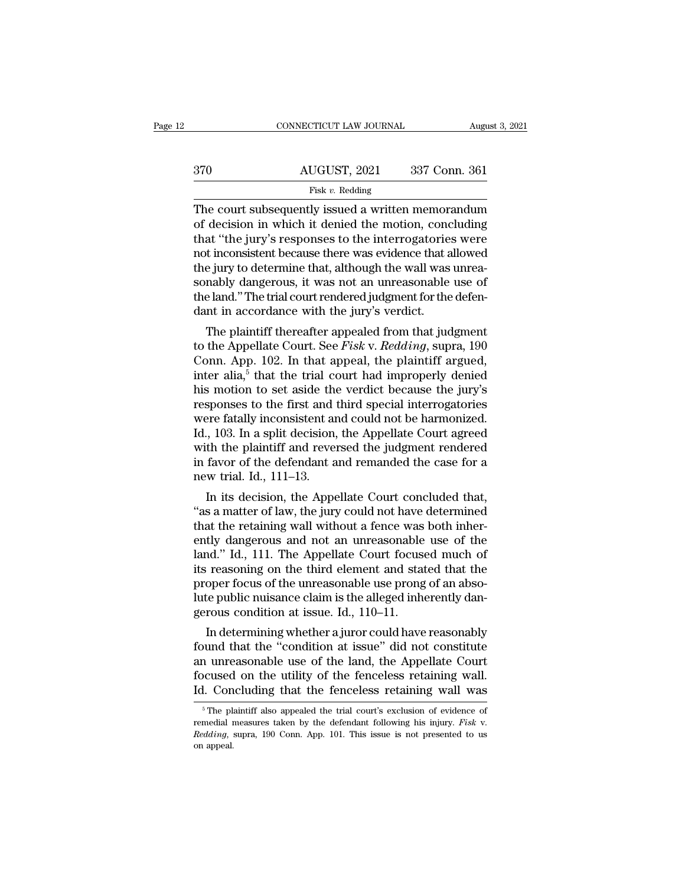The court subsequently issued a written memorandum of decision in which it denied the motion, concluding that "the jury's responses to the interrogatories were not inconsistent because there was evidence that allowed the jury to determine that, although the wall was unreasonably dangerous, it was not an unreasonable use of the land." The trial court rendered judgment for the defendant in accordance with the jury's verdict.

The plaintiff thereafter appealed from that judgment to the Appellate Court. See *Fisk* v. *Redding*, supra, 190 Conn. App. 102. In that appeal, the plaintiff argued, inter alia,[5] that the trial court had improperly denied his motion to set aside the verdict because the jury's responses to the first and third special interrogatories were fatally inconsistent and could not be harmonized. Id., 103. In a split decision, the Appellate Court agreed with the plaintiff and reversed the judgment rendered in favor of the defendant and remanded the case for a new trial. Id., 111–13.

In its decision, the Appellate Court concluded that, "as a matter of law, the jury could not have determined that the retaining wall without a fence was both inherently dangerous and not an unreasonable use of the land." Id., 111. The Appellate Court focused much of its reasoning on the third element and stated that the proper focus of the unreasonable use prong of an absolute public nuisance claim is the alleged inherently dangerous condition at issue. Id., 110–11.

In determining whether a juror could have reasonably found that the "condition at issue" did not constitute an unreasonable use of the land, the Appellate Court focused on the utility of the fenceless retaining wall. Id. Concluding that the fenceless retaining wall was

[5] The plaintiff also appealed the trial court's exclusion of evidence of remedial measures taken by the defendant following his injury. *Fisk* v. *Redding*, supra, 190 Conn. App. 101. This issue is not presented to us on appeal.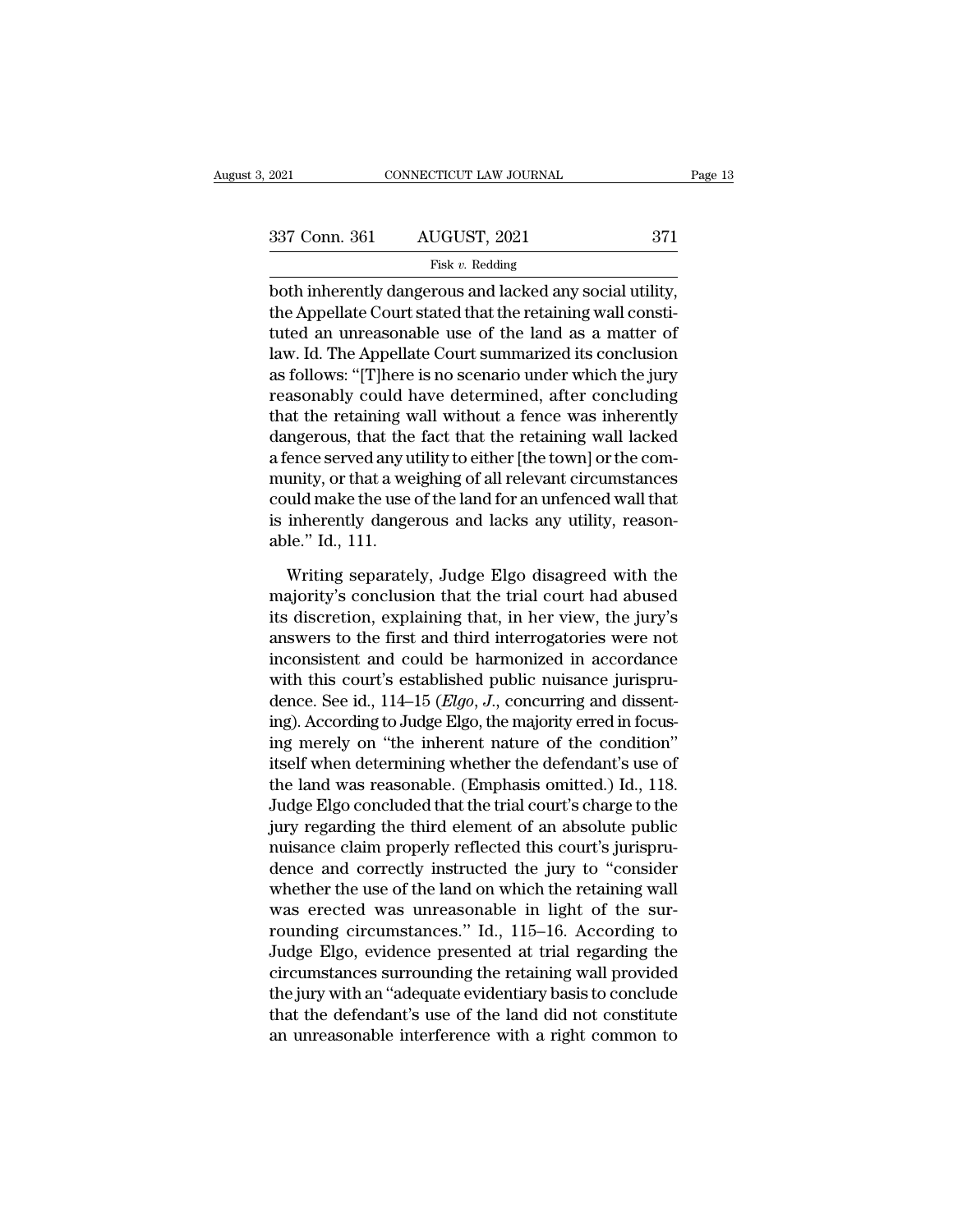both inherently dangerous and lacked any social utility, the Appellate Court stated that the retaining wall constituted an unreasonable use of the land as a matter of law. Id. The Appellate Court summarized its conclusion as follows: "[T]here is no scenario under which the jury reasonably could have determined, after concluding that the retaining wall without a fence was inherently dangerous, that the fact that the retaining wall lacked a fence served any utility to either [the town] or the community, or that a weighing of all relevant circumstances could make the use of the land for an unfenced wall that is inherently dangerous and lacks any utility, reasonable." Id., 111.

Writing separately, Judge Elgo disagreed with the majority's conclusion that the trial court had abused its discretion, explaining that, in her view, the jury's answers to the first and third interrogatories were not inconsistent and could be harmonized in accordance with this court's established public nuisance jurisprudence. See id., 114–15 (*Elgo, J.*, concurring and dissenting). According to Judge Elgo, the majority erred in focusing merely on "the inherent nature of the condition" itself when determining whether the defendant's use of the land was reasonable. (Emphasis omitted.) Id., 118. Judge Elgo concluded that the trial court's charge to the jury regarding the third element of an absolute public nuisance claim properly reflected this court's jurisprudence and correctly instructed the jury to "consider whether the use of the land on which the retaining wall was erected was unreasonable in light of the surrounding circumstances." Id., 115–16. According to Judge Elgo, evidence presented at trial regarding the circumstances surrounding the retaining wall provided the jury with an "adequate evidentiary basis to conclude that the defendant's use of the land did not constitute an unreasonable interference with a right common to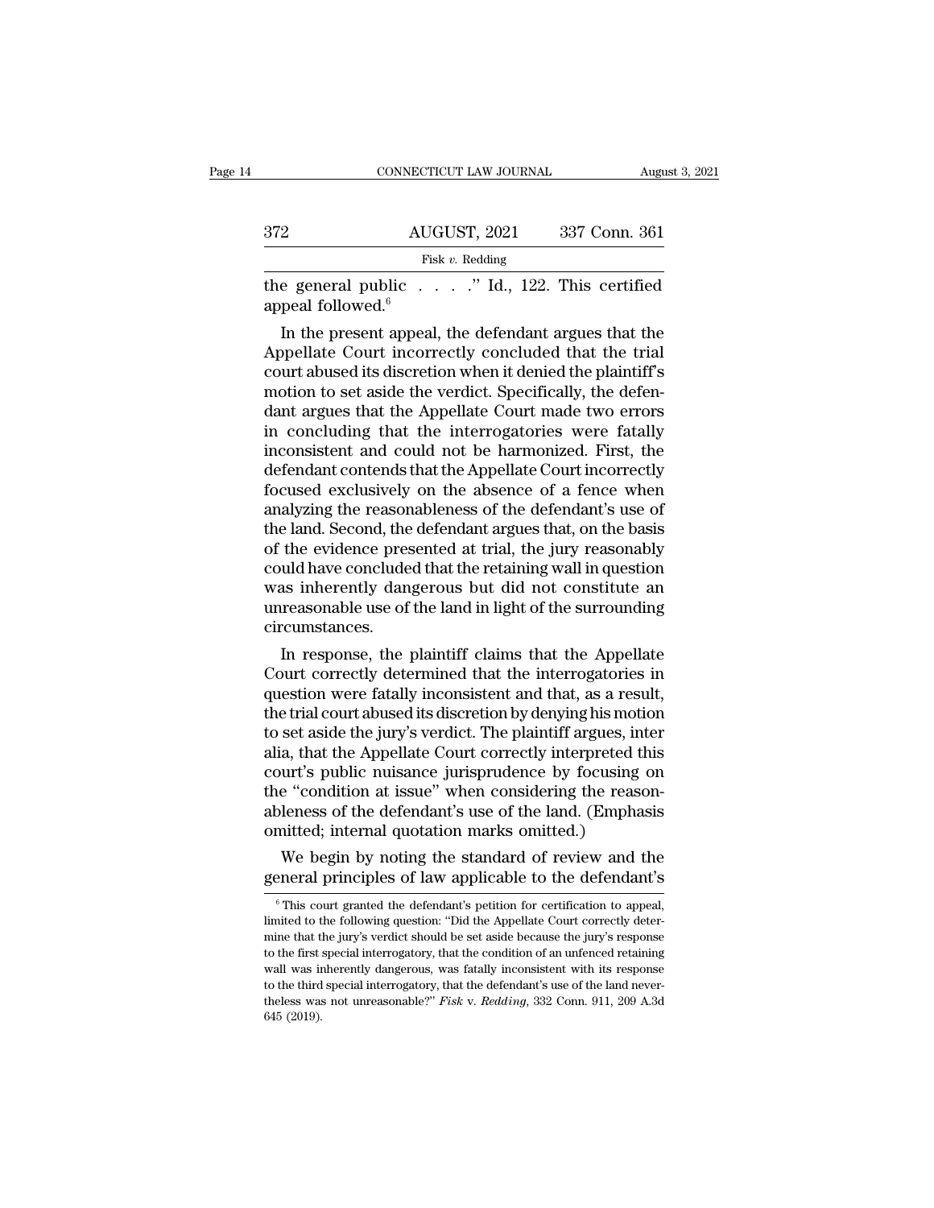the general public . . . ." Id., 122. This certified appeal followed.[6]

In the present appeal, the defendant argues that the Appellate Court incorrectly concluded that the trial court abused its discretion when it denied the plaintiff's motion to set aside the verdict. Specifically, the defendant argues that the Appellate Court made two errors in concluding that the interrogatories were fatally inconsistent and could not be harmonized. First, the defendant contends that the Appellate Court incorrectly focused exclusively on the absence of a fence when analyzing the reasonableness of the defendant's use of the land. Second, the defendant argues that, on the basis of the evidence presented at trial, the jury reasonably could have concluded that the retaining wall in question was inherently dangerous but did not constitute an unreasonable use of the land in light of the surrounding circumstances.

In response, the plaintiff claims that the Appellate Court correctly determined that the interrogatories in question were fatally inconsistent and that, as a result, the trial court abused its discretion by denying his motion to set aside the jury's verdict. The plaintiff argues, inter alia, that the Appellate Court correctly interpreted this court's public nuisance jurisprudence by focusing on the "condition at issue" when considering the reasonableness of the defendant's use of the land. (Emphasis omitted; internal quotation marks omitted.)

We begin by noting the standard of review and the general principles of law applicable to the defendant's

[6] This court granted the defendant's petition for certification to appeal, limited to the following question: "Did the Appellate Court correctly determine that the jury's verdict should be set aside because the jury's response to the first special interrogatory, that the condition of an unfenced retaining wall was inherently dangerous, was fatally inconsistent with its response to the third special interrogatory, that the defendant's use of the land nevertheless was not unreasonable?" *Fisk* v. *Redding*, 332 Conn. 911, 209 A.3d 645 (2019).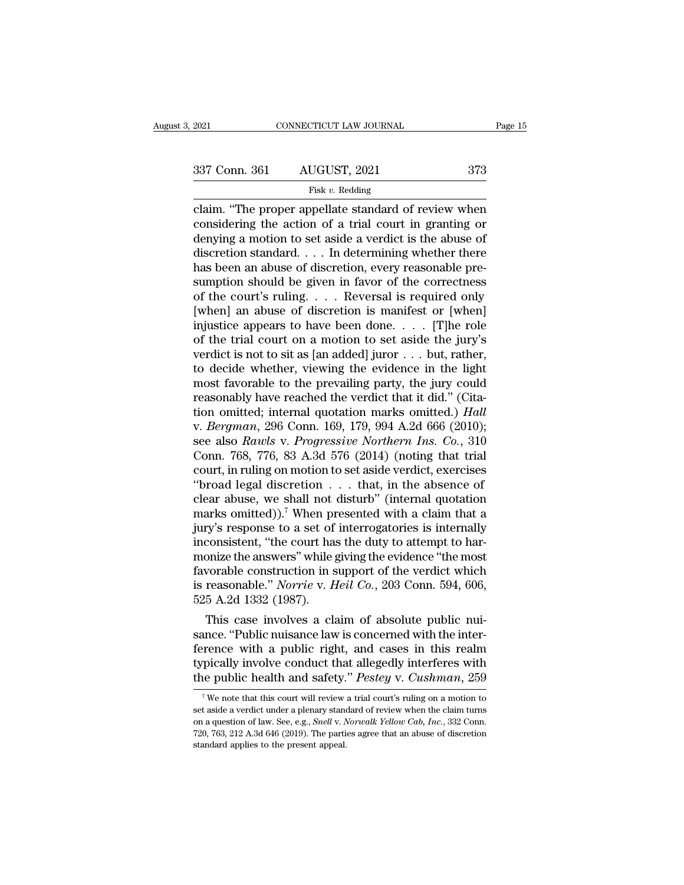claim. "The proper appellate standard of review when considering the action of a trial court in granting or denying a motion to set aside a verdict is the abuse of discretion standard. . . . In determining whether there has been an abuse of discretion, every reasonable presumption should be given in favor of the correctness of the court's ruling. . . . Reversal is required only [when] an abuse of discretion is manifest or [when] injustice appears to have been done. . . . [T]he role of the trial court on a motion to set aside the jury's verdict is not to sit as [an added] juror . . . but, rather, to decide whether, viewing the evidence in the light most favorable to the prevailing party, the jury could reasonably have reached the verdict that it did." (Citation omitted; internal quotation marks omitted.) *Hall* v. *Bergman*, 296 Conn. 169, 179, 994 A.2d 666 (2010); see also *Rawls* v. *Progressive Northern Ins. Co.*, 310 Conn. 768, 776, 83 A.3d 576 (2014) (noting that trial court, in ruling on motion to set aside verdict, exercises "broad legal discretion . . . that, in the absence of clear abuse, we shall not disturb" (internal quotation marks omitted)).[7] When presented with a claim that a jury's response to a set of interrogatories is internally inconsistent, "the court has the duty to attempt to harmonize the answers" while giving the evidence "the most favorable construction in support of the verdict which is reasonable." *Norrie* v. *Heil Co.*, 203 Conn. 594, 606, 525 A.2d 1332 (1987).

This case involves a claim of absolute public nuisance. "Public nuisance law is concerned with the interference with a public right, and cases in this realm typically involve conduct that allegedly interferes with the public health and safety." *Pestey* v. *Cushman*, 259

[7] We note that this court will review a trial court's ruling on a motion to set aside a verdict under a plenary standard of review when the claim turns on a question of law. See, e.g., *Snell* v. *Norwalk Yellow Cab, Inc.*, 332 Conn. 720, 763, 212 A.3d 646 (2019). The parties agree that an abuse of discretion standard applies to the present appeal.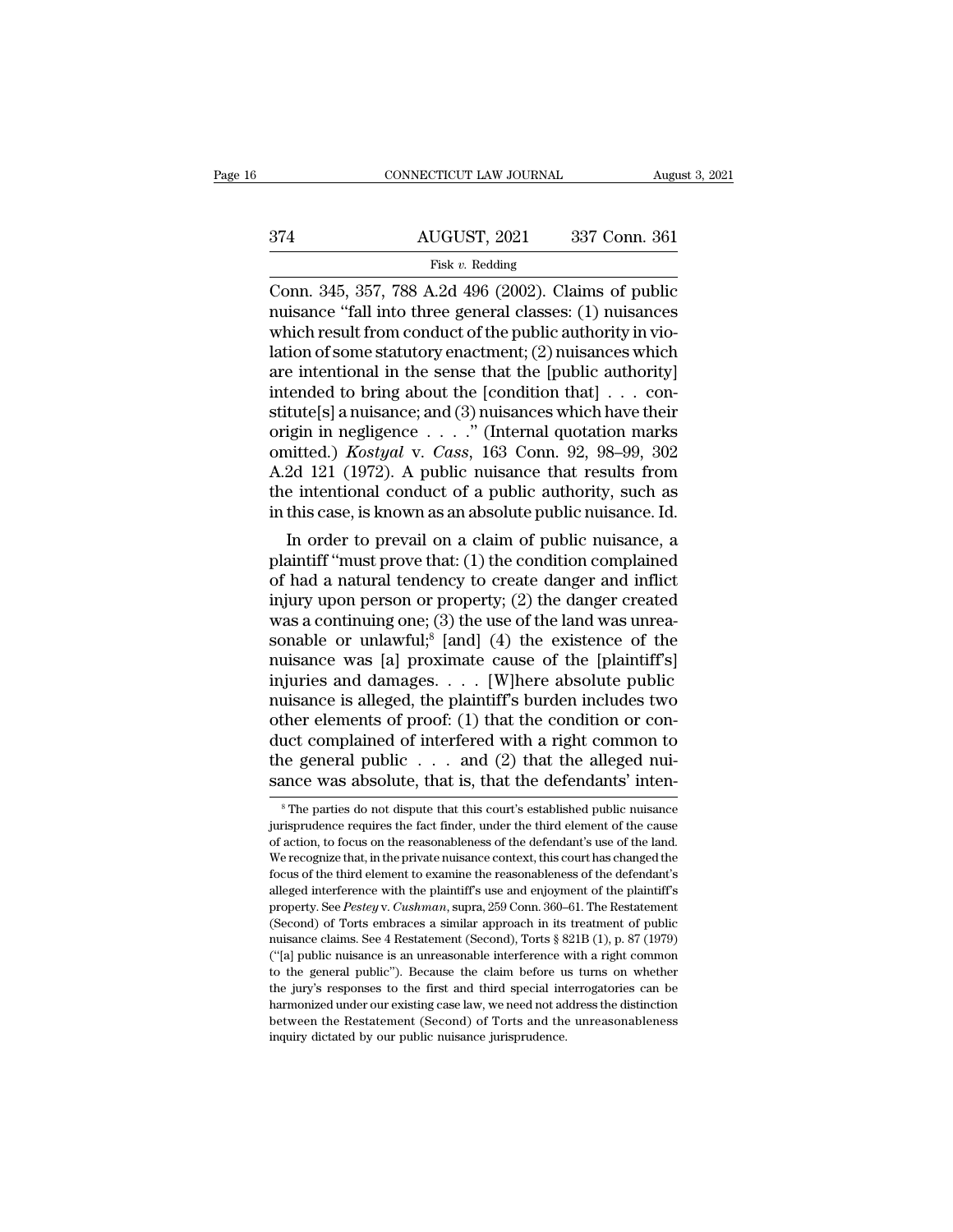Conn. 345, 357, 788 A.2d 496 (2002). Claims of public nuisance "fall into three general classes: (1) nuisances which result from conduct of the public authority in violation of some statutory enactment; (2) nuisances which are intentional in the sense that the [public authority] intended to bring about the [condition that] . . . constitute[s] a nuisance; and (3) nuisances which have their origin in negligence . . . ." (Internal quotation marks omitted.) *Kostyal* v. *Cass*, 163 Conn. 92, 98–99, 302 A.2d 121 (1972). A public nuisance that results from the intentional conduct of a public authority, such as in this case, is known as an absolute public nuisance. Id.

In order to prevail on a claim of public nuisance, a plaintiff "must prove that: (1) the condition complained of had a natural tendency to create danger and inflict injury upon person or property; (2) the danger created was a continuing one; (3) the use of the land was unreasonable or unlawful;[8] [and] (4) the existence of the nuisance was [a] proximate cause of the [plaintiff's] injuries and damages. . . . [W]here absolute public nuisance is alleged, the plaintiff's burden includes two other elements of proof: (1) that the condition or conduct complained of interfered with a right common to the general public . . . and (2) that the alleged nuisance was absolute, that is, that the defendants' inten-

[8] The parties do not dispute that this court's established public nuisance jurisprudence requires the fact finder, under the third element of the cause of action, to focus on the reasonableness of the defendant's use of the land. We recognize that, in the private nuisance context, this court has changed the focus of the third element to examine the reasonableness of the defendant's alleged interference with the plaintiff's use and enjoyment of the plaintiff's property. See *Pestey* v. *Cushman*, supra, 259 Conn. 360–61. The Restatement (Second) of Torts embraces a similar approach in its treatment of public nuisance claims. See 4 Restatement (Second), Torts § 821B (1), p. 87 (1979) ("[a] public nuisance is an unreasonable interference with a right common to the general public"). Because the claim before us turns on whether the jury's responses to the first and third special interrogatories can be harmonized under our existing case law, we need not address the distinction between the Restatement (Second) of Torts and the unreasonableness inquiry dictated by our public nuisance jurisprudence.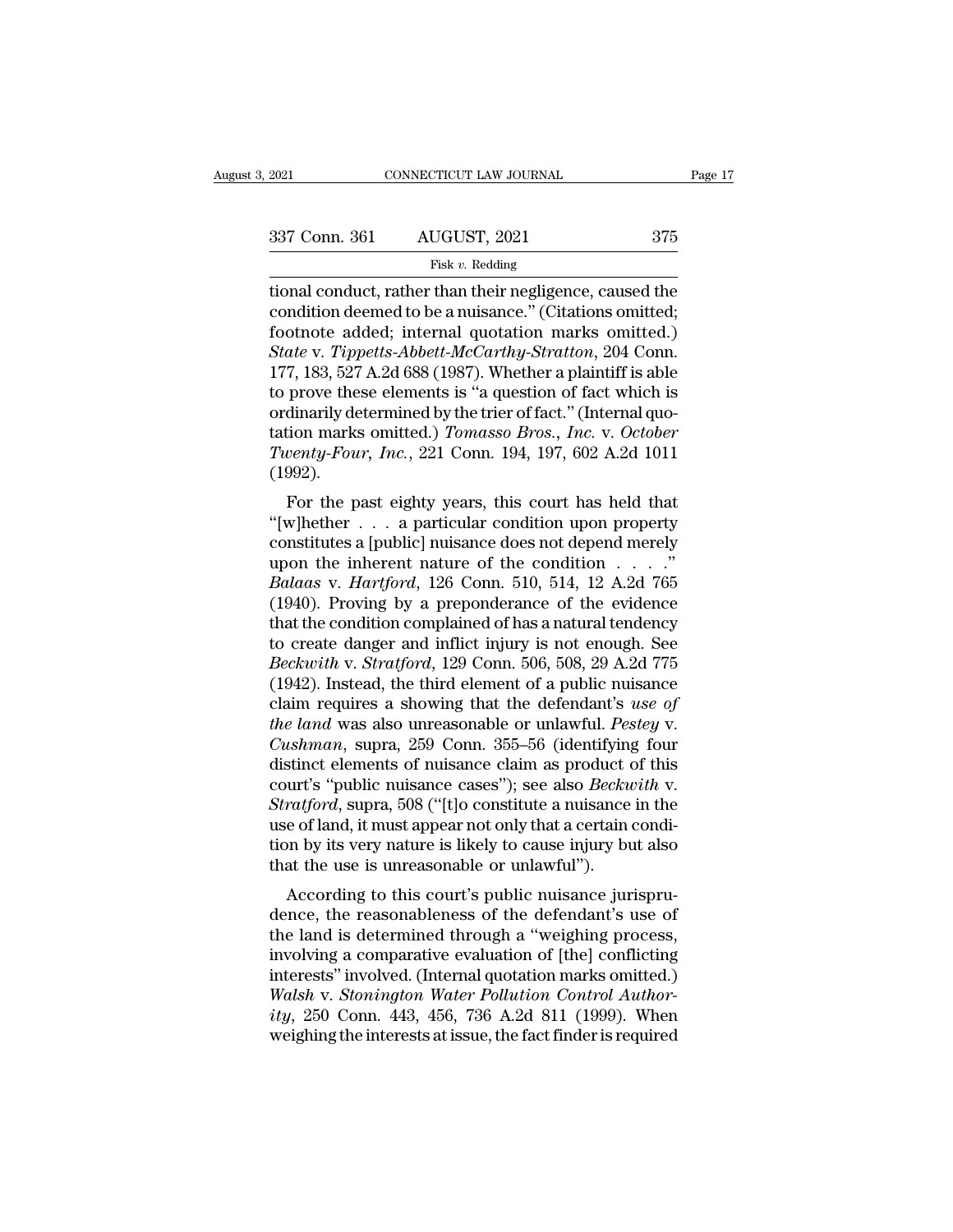tional conduct, rather than their negligence, caused the condition deemed to be a nuisance." (Citations omitted; footnote added; internal quotation marks omitted.) *State* v. *Tippetts-Abbett-McCarthy-Stratton*, 204 Conn. 177, 183, 527 A.2d 688 (1987). Whether a plaintiff is able to prove these elements is "a question of fact which is ordinarily determined by the trier of fact." (Internal quotation marks omitted.) *Tomasso Bros., Inc.* v. *October Twenty-Four, Inc.*, 221 Conn. 194, 197, 602 A.2d 1011 (1992).

For the past eighty years, this court has held that "[w]hether . . . a particular condition upon property constitutes a [public] nuisance does not depend merely upon the inherent nature of the condition . . . ." *Balaas* v. *Hartford*, 126 Conn. 510, 514, 12 A.2d 765 (1940). Proving by a preponderance of the evidence that the condition complained of has a natural tendency to create danger and inflict injury is not enough. See *Beckwith* v. *Stratford*, 129 Conn. 506, 508, 29 A.2d 775 (1942). Instead, the third element of a public nuisance claim requires a showing that the defendant's *use of the land* was also unreasonable or unlawful. *Pestey* v. *Cushman*, supra, 259 Conn. 355–56 (identifying four distinct elements of nuisance claim as product of this court's "public nuisance cases"); see also *Beckwith* v. *Stratford*, supra, 508 ("[t]o constitute a nuisance in the use of land, it must appear not only that a certain condition by its very nature is likely to cause injury but also that the use is unreasonable or unlawful").

According to this court's public nuisance jurisprudence, the reasonableness of the defendant's use of the land is determined through a "weighing process, involving a comparative evaluation of [the] conflicting interests" involved. (Internal quotation marks omitted.) *Walsh* v. *Stonington Water Pollution Control Authority*, 250 Conn. 443, 456, 736 A.2d 811 (1999). When weighing the interests at issue, the fact finder is required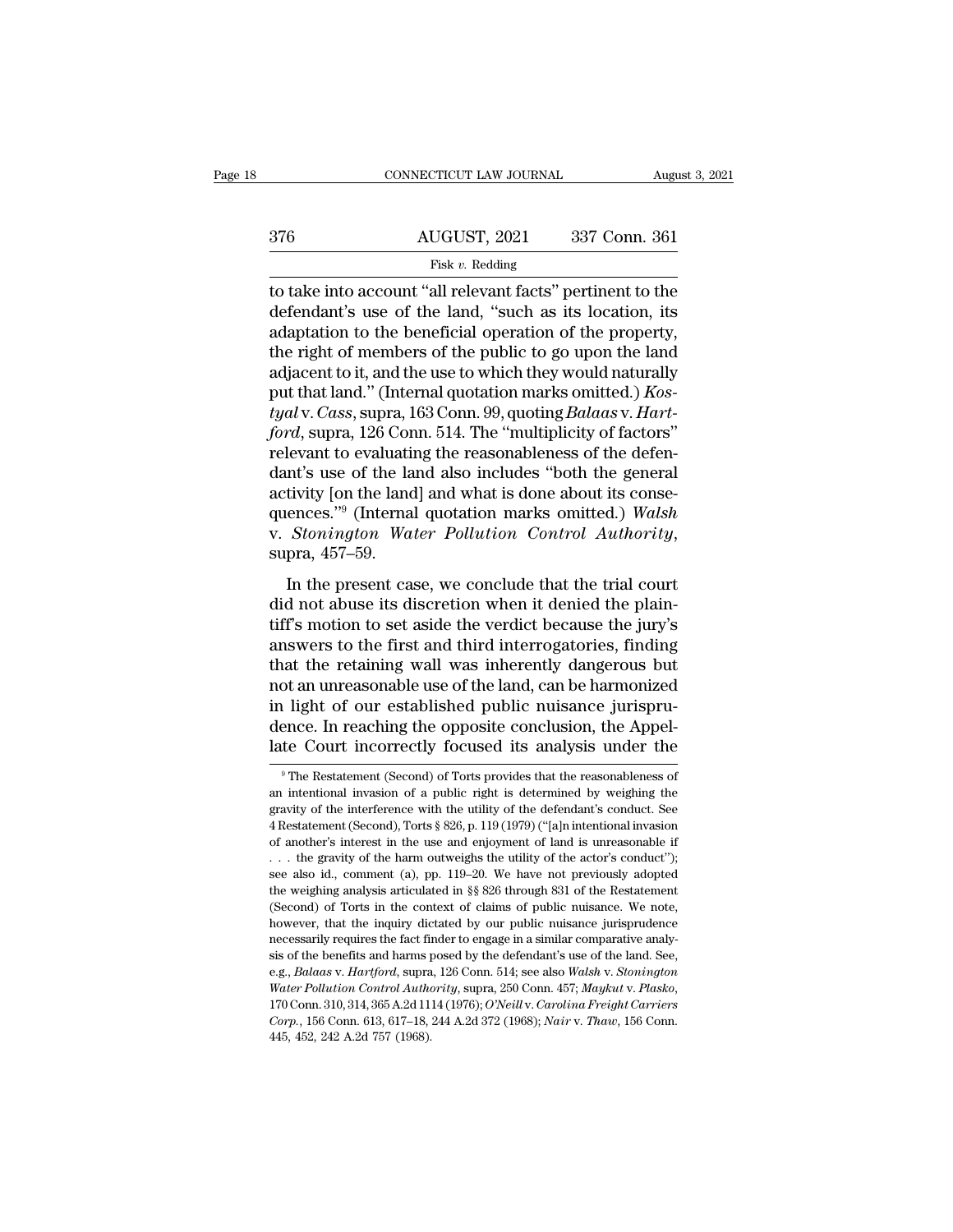to take into account "all relevant facts" pertinent to the defendant's use of the land, "such as its location, its adaptation to the beneficial operation of the property, the right of members of the public to go upon the land adjacent to it, and the use to which they would naturally put that land." (Internal quotation marks omitted.) *Kostyal* v. *Cass*, supra, 163 Conn. 99, quoting *Balaas* v. *Hartford*, supra, 126 Conn. 514. The "multiplicity of factors" relevant to evaluating the reasonableness of the defendant's use of the land also includes "both the general activity [on the land] and what is done about its consequences."[9] (Internal quotation marks omitted.) *Walsh* v. *Stonington Water Pollution Control Authority*, supra, 457–59.

In the present case, we conclude that the trial court did not abuse its discretion when it denied the plaintiff's motion to set aside the verdict because the jury's answers to the first and third interrogatories, finding that the retaining wall was inherently dangerous but not an unreasonable use of the land, can be harmonized in light of our established public nuisance jurisprudence. In reaching the opposite conclusion, the Appellate Court incorrectly focused its analysis under the

---

[9] The Restatement (Second) of Torts provides that the reasonableness of an intentional invasion of a public right is determined by weighing the gravity of the interference with the utility of the defendant's conduct. See 4 Restatement (Second), Torts § 826, p. 119 (1979) ("[a]n intentional invasion of another's interest in the use and enjoyment of land is unreasonable if . . . the gravity of the harm outweighs the utility of the actor's conduct"); see also id., comment (a), pp. 119–20. We have not previously adopted the weighing analysis articulated in §§ 826 through 831 of the Restatement (Second) of Torts in the context of claims of public nuisance. We note, however, that the inquiry dictated by our public nuisance jurisprudence necessarily requires the fact finder to engage in a similar comparative analysis of the benefits and harms posed by the defendant's use of the land. See, e.g., *Balaas* v. *Hartford*, supra, 126 Conn. 514; see also *Walsh* v. *Stonington Water Pollution Control Authority*, supra, 250 Conn. 457; *Maykut* v. *Plasko*, 170 Conn. 310, 314, 365 A.2d 1114 (1976); *O'Neill* v. *Carolina Freight Carriers Corp.*, 156 Conn. 613, 617–18, 244 A.2d 372 (1968); *Nair* v. *Thaw*, 156 Conn. 445, 452, 242 A.2d 757 (1968).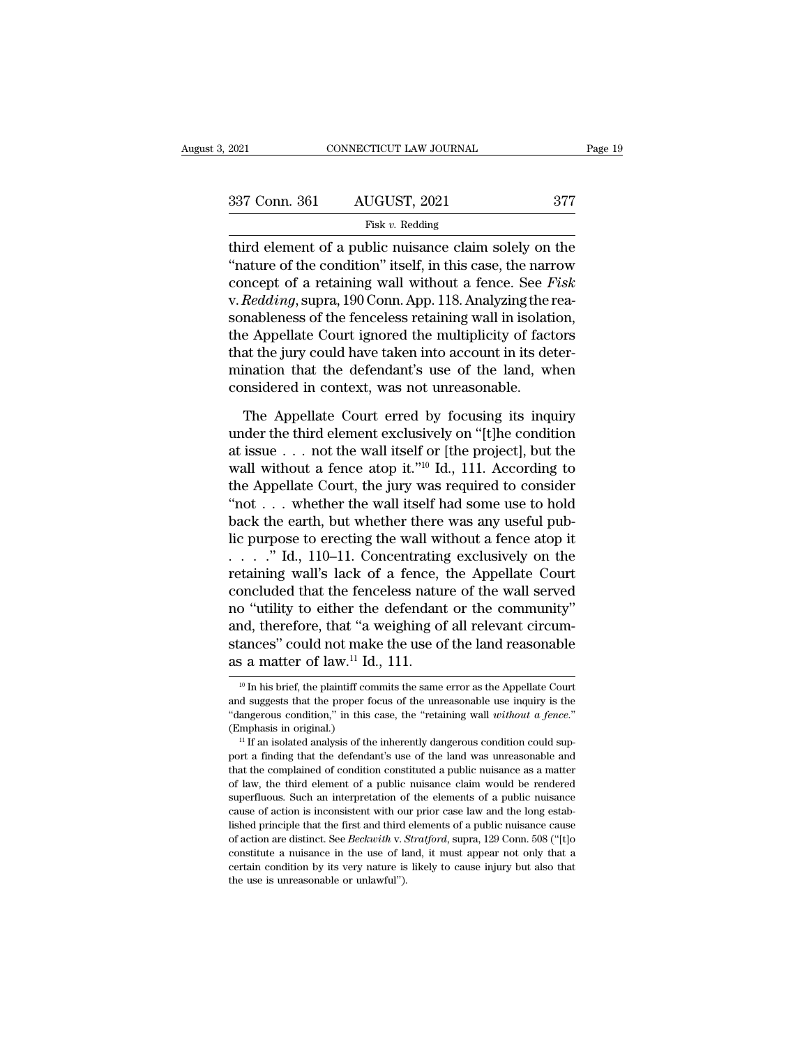third element of a public nuisance claim solely on the "nature of the condition" itself, in this case, the narrow concept of a retaining wall without a fence. See *Fisk* v. *Redding*, supra, 190 Conn. App. 118. Analyzing the reasonableness of the fenceless retaining wall in isolation, the Appellate Court ignored the multiplicity of factors that the jury could have taken into account in its determination that the defendant's use of the land, when considered in context, was not unreasonable.

The Appellate Court erred by focusing its inquiry under the third element exclusively on "[t]he condition at issue . . . not the wall itself or [the project], but the wall without a fence atop it."[10] Id., 111. According to the Appellate Court, the jury was required to consider "not . . . whether the wall itself had some use to hold back the earth, but whether there was any useful public purpose to erecting the wall without a fence atop it . . . ." Id., 110–11. Concentrating exclusively on the retaining wall's lack of a fence, the Appellate Court concluded that the fenceless nature of the wall served no "utility to either the defendant or the community" and, therefore, that "a weighing of all relevant circumstances" could not make the use of the land reasonable as a matter of law.[11] Id., 111.

---

[10] In his brief, the plaintiff commits the same error as the Appellate Court and suggests that the proper focus of the unreasonable use inquiry is the "dangerous condition," in this case, the "retaining wall *without a fence*." (Emphasis in original.)

[11] If an isolated analysis of the inherently dangerous condition could support a finding that the defendant's use of the land was unreasonable and that the complained of condition constituted a public nuisance as a matter of law, the third element of a public nuisance claim would be rendered superfluous. Such an interpretation of the elements of a public nuisance cause of action is inconsistent with our prior case law and the long established principle that the first and third elements of a public nuisance cause of action are distinct. See *Beckwith* v. *Stratford*, supra, 129 Conn. 508 ("[t]o constitute a nuisance in the use of land, it must appear not only that a certain condition by its very nature is likely to cause injury but also that the use is unreasonable or unlawful").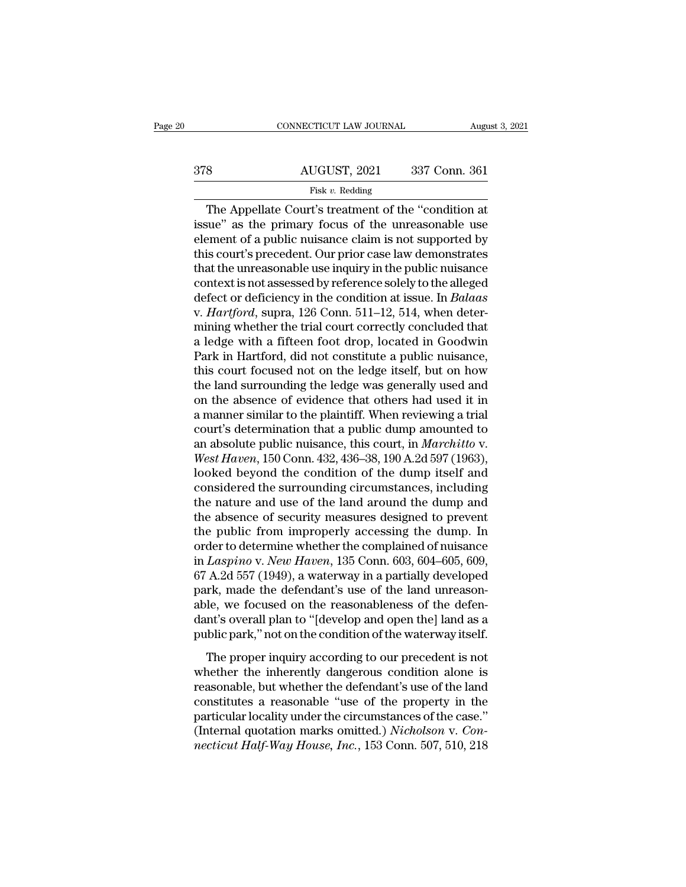The Appellate Court's treatment of the "condition at issue" as the primary focus of the unreasonable use element of a public nuisance claim is not supported by this court's precedent. Our prior case law demonstrates that the unreasonable use inquiry in the public nuisance context is not assessed by reference solely to the alleged defect or deficiency in the condition at issue. In *Balaas* v. *Hartford*, supra, 126 Conn. 511–12, 514, when determining whether the trial court correctly concluded that a ledge with a fifteen foot drop, located in Goodwin Park in Hartford, did not constitute a public nuisance, this court focused not on the ledge itself, but on how the land surrounding the ledge was generally used and on the absence of evidence that others had used it in a manner similar to the plaintiff. When reviewing a trial court's determination that a public dump amounted to an absolute public nuisance, this court, in *Marchitto* v. *West Haven*, 150 Conn. 432, 436–38, 190 A.2d 597 (1963), looked beyond the condition of the dump itself and considered the surrounding circumstances, including the nature and use of the land around the dump and the absence of security measures designed to prevent the public from improperly accessing the dump. In order to determine whether the complained of nuisance in *Laspino* v. *New Haven*, 135 Conn. 603, 604–605, 609, 67 A.2d 557 (1949), a waterway in a partially developed park, made the defendant's use of the land unreasonable, we focused on the reasonableness of the defendant's overall plan to "[develop and open the] land as a public park," not on the condition of the waterway itself.

The proper inquiry according to our precedent is not whether the inherently dangerous condition alone is reasonable, but whether the defendant's use of the land constitutes a reasonable "use of the property in the particular locality under the circumstances of the case." (Internal quotation marks omitted.) *Nicholson* v. *Connecticut Half-Way House, Inc.*, 153 Conn. 507, 510, 218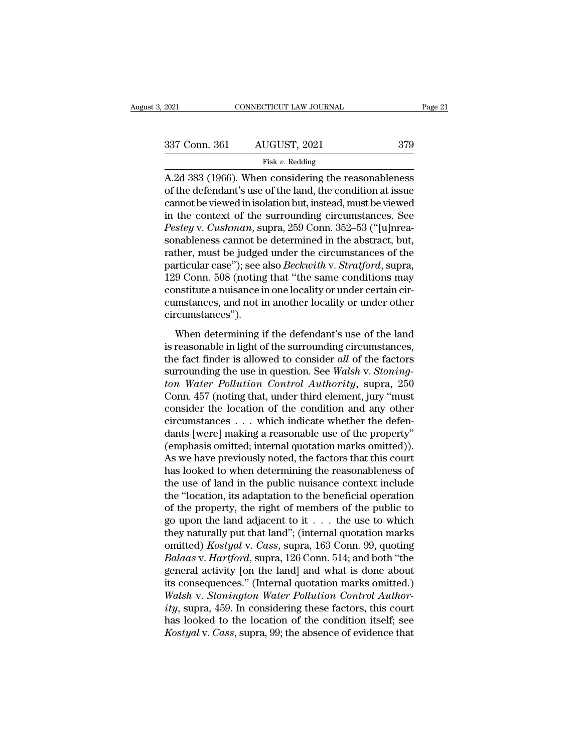A.2d 383 (1966). When considering the reasonableness of the defendant's use of the land, the condition at issue cannot be viewed in isolation but, instead, must be viewed in the context of the surrounding circumstances. See *Pestey* v. *Cushman*, supra, 259 Conn. 352–53 ("[u]nreasonableness cannot be determined in the abstract, but, rather, must be judged under the circumstances of the particular case"); see also *Beckwith* v. *Stratford*, supra, 129 Conn. 508 (noting that "the same conditions may constitute a nuisance in one locality or under certain circumstances, and not in another locality or under other circumstances").

When determining if the defendant's use of the land is reasonable in light of the surrounding circumstances, the fact finder is allowed to consider *all* of the factors surrounding the use in question. See *Walsh* v. *Stonington Water Pollution Control Authority*, supra, 250 Conn. 457 (noting that, under third element, jury "must consider the location of the condition and any other circumstances . . . which indicate whether the defendants [were] making a reasonable use of the property" (emphasis omitted; internal quotation marks omitted)). As we have previously noted, the factors that this court has looked to when determining the reasonableness of the use of land in the public nuisance context include the "location, its adaptation to the beneficial operation of the property, the right of members of the public to go upon the land adjacent to it . . . the use to which they naturally put that land"; (internal quotation marks omitted) *Kostyal* v. *Cass*, supra, 163 Conn. 99, quoting *Balaas* v. *Hartford*, supra, 126 Conn. 514; and both "the general activity [on the land] and what is done about its consequences." (Internal quotation marks omitted.) *Walsh* v. *Stonington Water Pollution Control Authority*, supra, 459. In considering these factors, this court has looked to the location of the condition itself; see *Kostyal* v. *Cass*, supra, 99; the absence of evidence that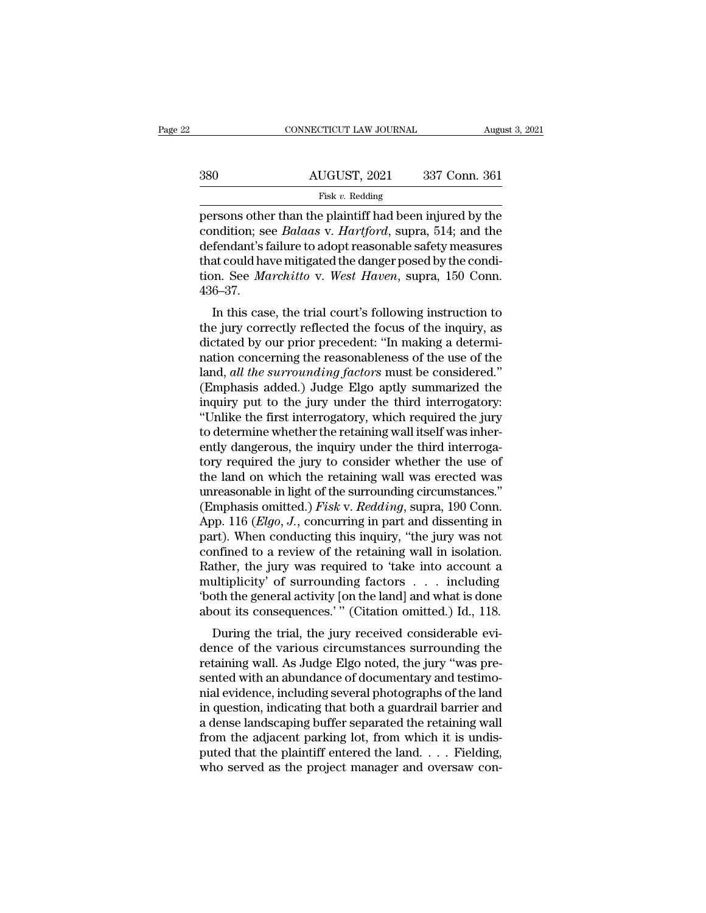persons other than the plaintiff had been injured by the condition; see *Balaas* v. *Hartford*, supra, 514; and the defendant's failure to adopt reasonable safety measures that could have mitigated the danger posed by the condition. See *Marchitto* v. *West Haven*, supra, 150 Conn. 436–37.

In this case, the trial court's following instruction to the jury correctly reflected the focus of the inquiry, as dictated by our prior precedent: "In making a determination concerning the reasonableness of the use of the land, *all the surrounding factors* must be considered." (Emphasis added.) Judge Elgo aptly summarized the inquiry put to the jury under the third interrogatory: "Unlike the first interrogatory, which required the jury to determine whether the retaining wall itself was inherently dangerous, the inquiry under the third interrogatory required the jury to consider whether the use of the land on which the retaining wall was erected was unreasonable in light of the surrounding circumstances." (Emphasis omitted.) *Fisk* v. *Redding*, supra, 190 Conn. App. 116 (*Elgo, J.*, concurring in part and dissenting in part). When conducting this inquiry, "the jury was not confined to a review of the retaining wall in isolation. Rather, the jury was required to 'take into account a multiplicity' of surrounding factors . . . including 'both the general activity [on the land] and what is done about its consequences.' " (Citation omitted.) Id., 118.

During the trial, the jury received considerable evidence of the various circumstances surrounding the retaining wall. As Judge Elgo noted, the jury "was presented with an abundance of documentary and testimonial evidence, including several photographs of the land in question, indicating that both a guardrail barrier and a dense landscaping buffer separated the retaining wall from the adjacent parking lot, from which it is undisputed that the plaintiff entered the land. . . . Fielding, who served as the project manager and oversaw con-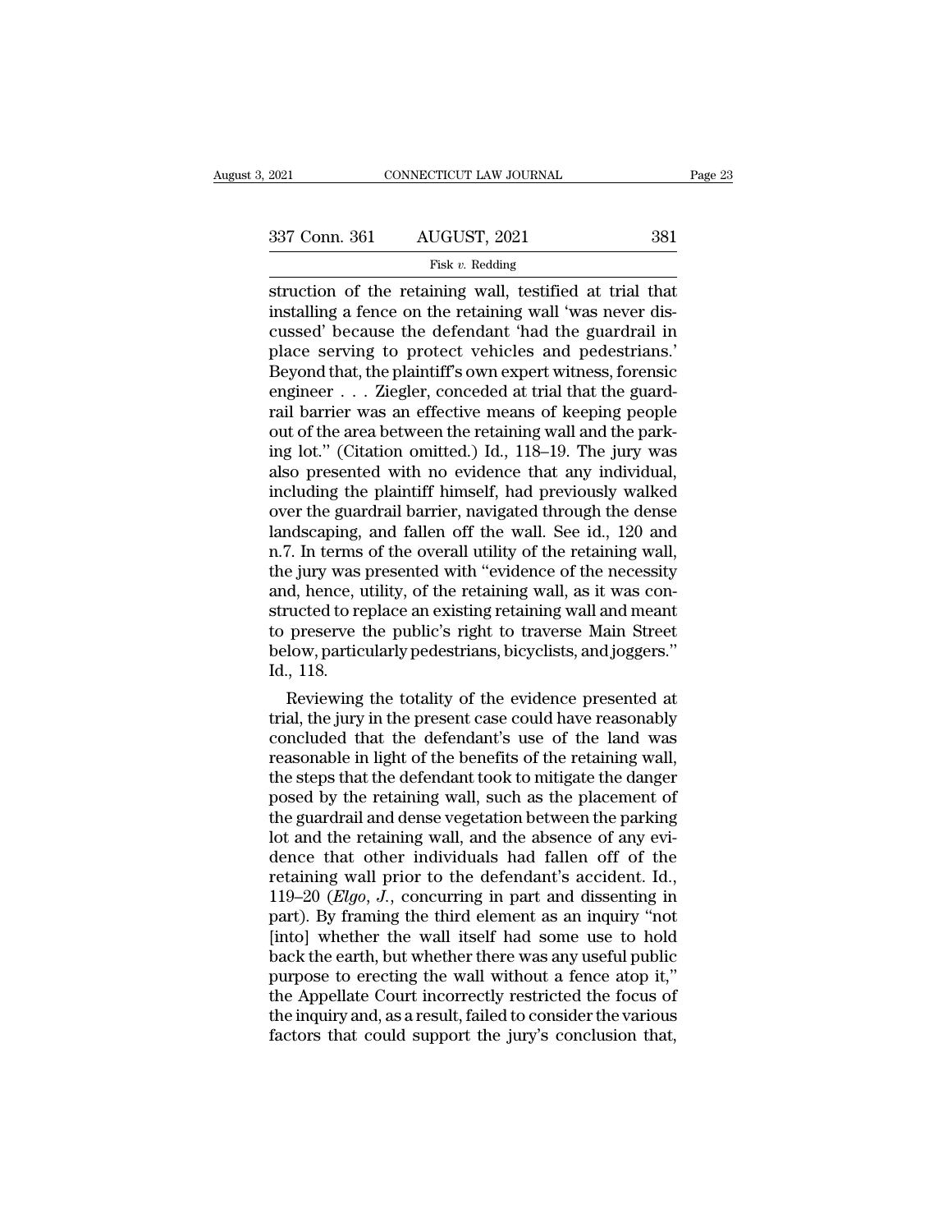struction of the retaining wall, testified at trial that installing a fence on the retaining wall 'was never discussed' because the defendant 'had the guardrail in place serving to protect vehicles and pedestrians.' Beyond that, the plaintiff's own expert witness, forensic engineer . . . Ziegler, conceded at trial that the guardrail barrier was an effective means of keeping people out of the area between the retaining wall and the parking lot." (Citation omitted.) Id., 118–19. The jury was also presented with no evidence that any individual, including the plaintiff himself, had previously walked over the guardrail barrier, navigated through the dense landscaping, and fallen off the wall. See id., 120 and n.7. In terms of the overall utility of the retaining wall, the jury was presented with "evidence of the necessity and, hence, utility, of the retaining wall, as it was constructed to replace an existing retaining wall and meant to preserve the public's right to traverse Main Street below, particularly pedestrians, bicyclists, and joggers." Id., 118.

Reviewing the totality of the evidence presented at trial, the jury in the present case could have reasonably concluded that the defendant's use of the land was reasonable in light of the benefits of the retaining wall, the steps that the defendant took to mitigate the danger posed by the retaining wall, such as the placement of the guardrail and dense vegetation between the parking lot and the retaining wall, and the absence of any evidence that other individuals had fallen off of the retaining wall prior to the defendant's accident. Id., 119–20 (*Elgo, J.*, concurring in part and dissenting in part). By framing the third element as an inquiry "not [into] whether the wall itself had some use to hold back the earth, but whether there was any useful public purpose to erecting the wall without a fence atop it," the Appellate Court incorrectly restricted the focus of the inquiry and, as a result, failed to consider the various factors that could support the jury's conclusion that,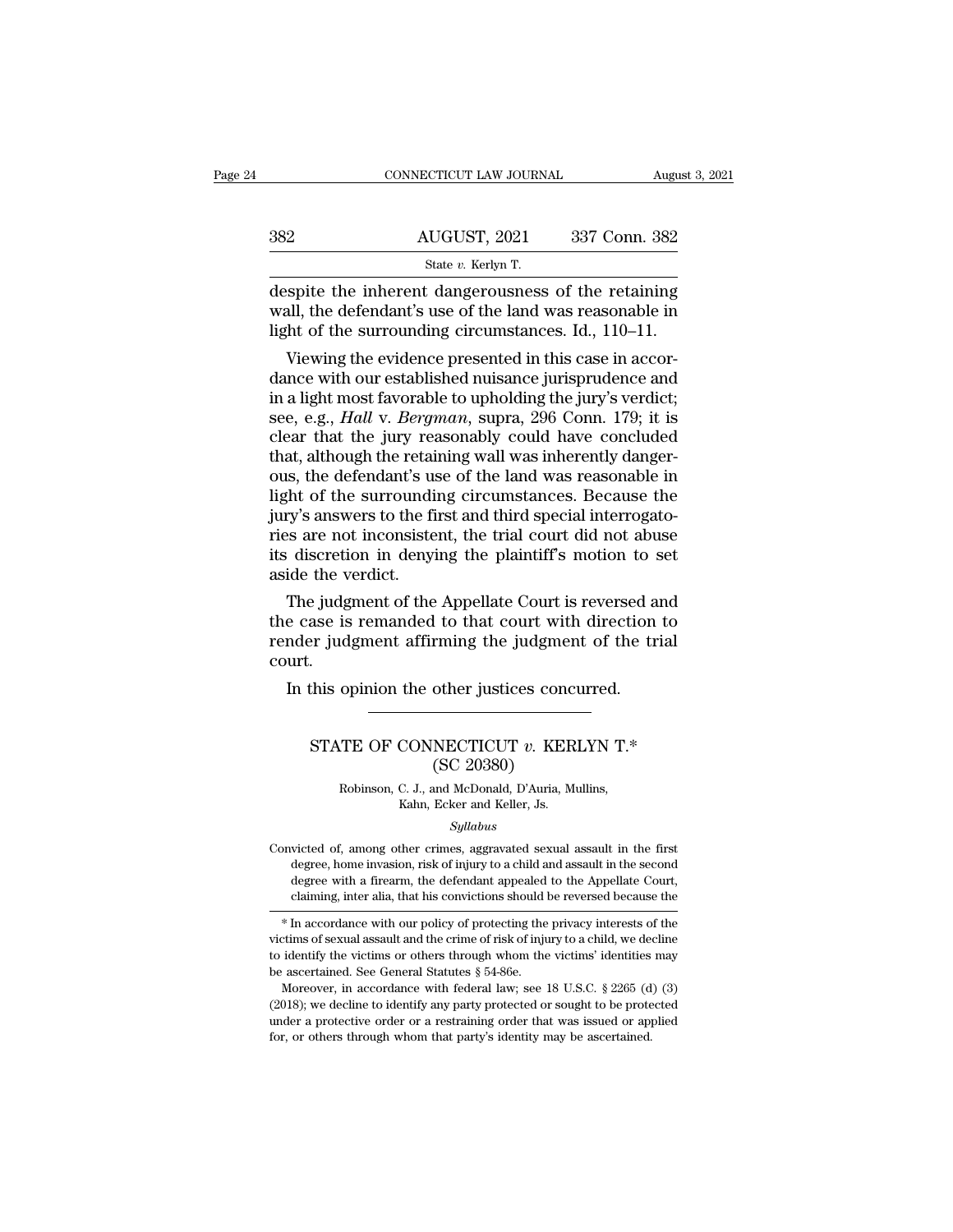despite the inherent dangerousness of the retaining wall, the defendant's use of the land was reasonable in light of the surrounding circumstances. Id., 110–11.

Viewing the evidence presented in this case in accordance with our established nuisance jurisprudence and in a light most favorable to upholding the jury's verdict; see, e.g., *Hall* v. *Bergman*, supra, 296 Conn. 179; it is clear that the jury reasonably could have concluded that, although the retaining wall was inherently dangerous, the defendant's use of the land was reasonable in light of the surrounding circumstances. Because the jury's answers to the first and third special interrogatories are not inconsistent, the trial court did not abuse its discretion in denying the plaintiff's motion to set aside the verdict.

The judgment of the Appellate Court is reversed and the case is remanded to that court with direction to render judgment affirming the judgment of the trial court.

In this opinion the other justices concurred.

---

## STATE OF CONNECTICUT *v.* KERLYN T.*
### (SC 20380)

Robinson, C. J., and McDonald, D'Auria, Mullins, Kahn, Ecker and Keller, Js.

*Syllabus*

Convicted of, among other crimes, aggravated sexual assault in the first degree, home invasion, risk of injury to a child and assault in the second degree with a firearm, the defendant appealed to the Appellate Court, claiming, inter alia, that his convictions should be reversed because the

---

* In accordance with our policy of protecting the privacy interests of the victims of sexual assault and the crime of risk of injury to a child, we decline to identify the victims or others through whom the victims' identities may be ascertained. See General Statutes § 54-86e.

Moreover, in accordance with federal law; see 18 U.S.C. § 2265 (d) (3) (2018); we decline to identify any party protected or sought to be protected under a protective order or a restraining order that was issued or applied for, or others through whom that party's identity may be ascertained.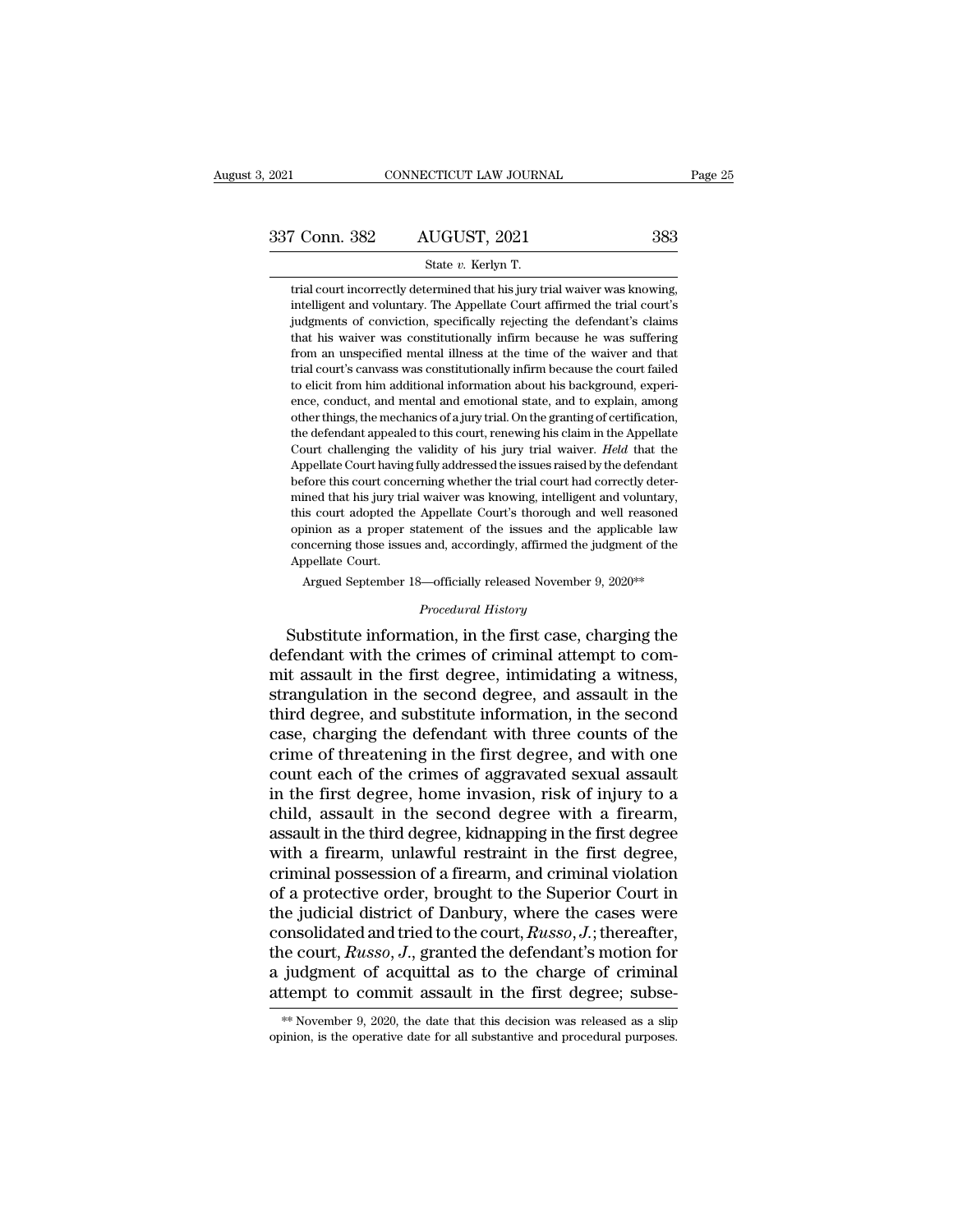trial court incorrectly determined that his jury trial waiver was knowing, intelligent and voluntary. The Appellate Court affirmed the trial court's judgments of conviction, specifically rejecting the defendant's claims that his waiver was constitutionally infirm because he was suffering from an unspecified mental illness at the time of the waiver and that trial court's canvass was constitutionally infirm because the court failed to elicit from him additional information about his background, experience, conduct, and mental and emotional state, and to explain, among other things, the mechanics of a jury trial. On the granting of certification, the defendant appealed to this court, renewing his claim in the Appellate Court challenging the validity of his jury trial waiver. *Held* that the Appellate Court having fully addressed the issues raised by the defendant before this court concerning whether the trial court had correctly determined that his jury trial waiver was knowing, intelligent and voluntary, this court adopted the Appellate Court's thorough and well reasoned opinion as a proper statement of the issues and the applicable law concerning those issues and, accordingly, affirmed the judgment of the Appellate Court.

Argued September 18—officially released November 9, 2020**

*Procedural History*

Substitute information, in the first case, charging the defendant with the crimes of criminal attempt to commit assault in the first degree, intimidating a witness, strangulation in the second degree, and assault in the third degree, and substitute information, in the second case, charging the defendant with three counts of the crime of threatening in the first degree, and with one count each of the crimes of aggravated sexual assault in the first degree, home invasion, risk of injury to a child, assault in the second degree with a firearm, assault in the third degree, kidnapping in the first degree with a firearm, unlawful restraint in the first degree, criminal possession of a firearm, and criminal violation of a protective order, brought to the Superior Court in the judicial district of Danbury, where the cases were consolidated and tried to the court, *Russo*, *J.*; thereafter, the court, *Russo*, *J.*, granted the defendant's motion for a judgment of acquittal as to the charge of criminal attempt to commit assault in the first degree; subse-

** November 9, 2020, the date that this decision was released as a slip opinion, is the operative date for all substantive and procedural purposes.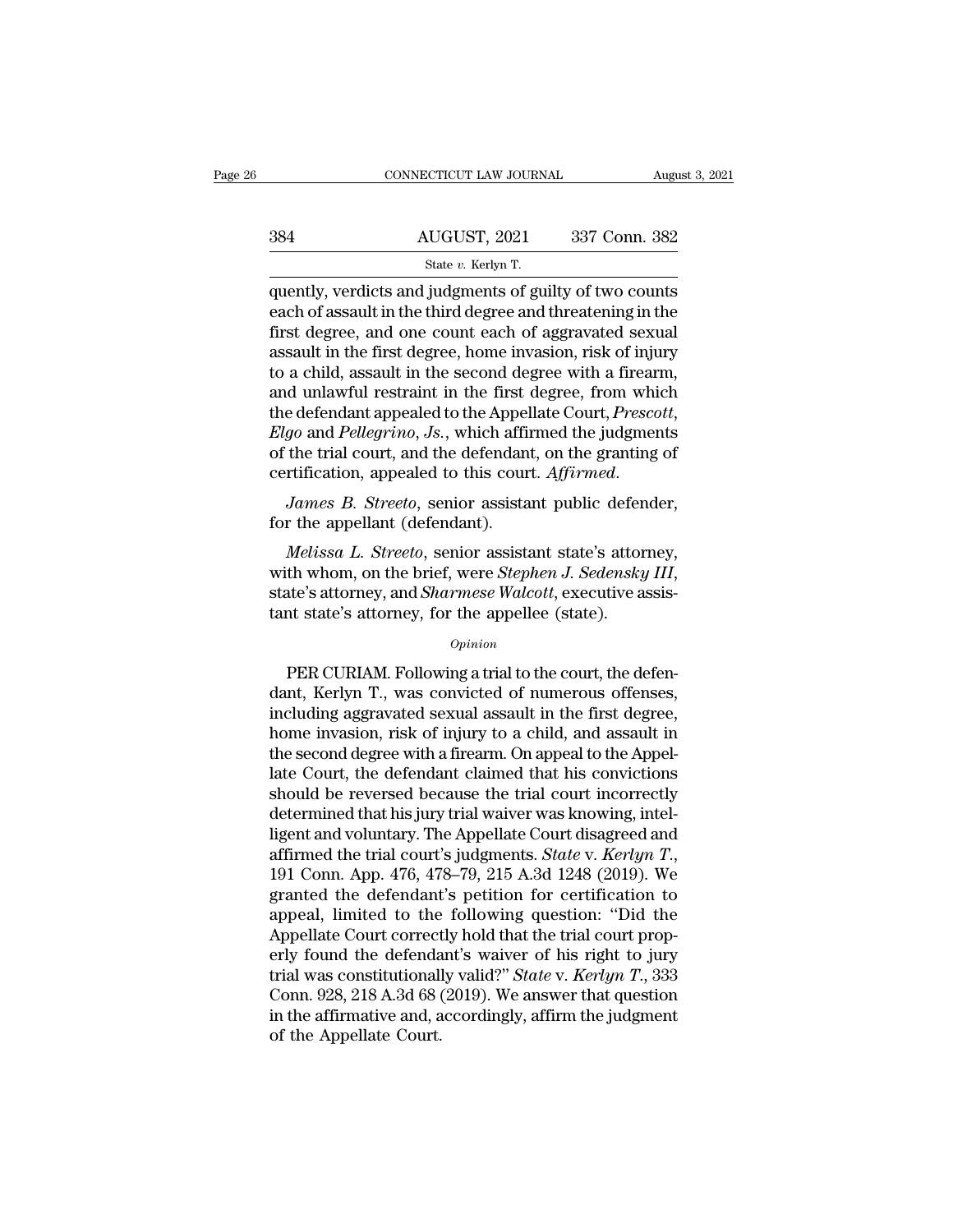quently, verdicts and judgments of guilty of two counts each of assault in the third degree and threatening in the first degree, and one count each of aggravated sexual assault in the first degree, home invasion, risk of injury to a child, assault in the second degree with a firearm, and unlawful restraint in the first degree, from which the defendant appealed to the Appellate Court, *Prescott*, *Elgo* and *Pellegrino*, *Js.*, which affirmed the judgments of the trial court, and the defendant, on the granting of certification, appealed to this court. *Affirmed.*

*James B. Streeto*, senior assistant public defender, for the appellant (defendant).

*Melissa L. Streeto*, senior assistant state's attorney, with whom, on the brief, were *Stephen J. Sedensky III*, state's attorney, and *Sharmese Walcott*, executive assistant state's attorney, for the appellee (state).

*Opinion*

PER CURIAM. Following a trial to the court, the defendant, Kerlyn T., was convicted of numerous offenses, including aggravated sexual assault in the first degree, home invasion, risk of injury to a child, and assault in the second degree with a firearm. On appeal to the Appellate Court, the defendant claimed that his convictions should be reversed because the trial court incorrectly determined that his jury trial waiver was knowing, intelligent and voluntary. The Appellate Court disagreed and affirmed the trial court's judgments. *State* v. *Kerlyn T.*, 191 Conn. App. 476, 478–79, 215 A.3d 1248 (2019). We granted the defendant's petition for certification to appeal, limited to the following question: "Did the Appellate Court correctly hold that the trial court properly found the defendant's waiver of his right to jury trial was constitutionally valid?" *State* v. *Kerlyn T.*, 333 Conn. 928, 218 A.3d 68 (2019). We answer that question in the affirmative and, accordingly, affirm the judgment of the Appellate Court.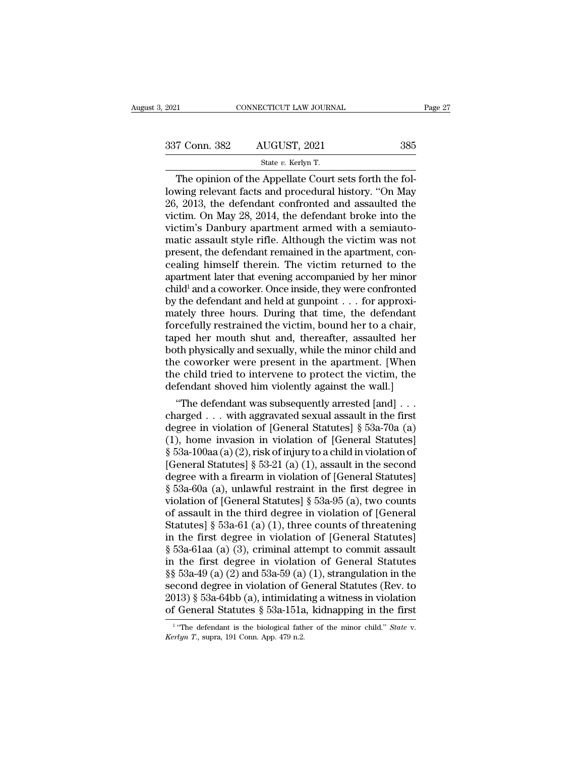The opinion of the Appellate Court sets forth the following relevant facts and procedural history. "On May 26, 2013, the defendant confronted and assaulted the victim. On May 28, 2014, the defendant broke into the victim's Danbury apartment armed with a semiautomatic assault style rifle. Although the victim was not present, the defendant remained in the apartment, concealing himself therein. The victim returned to the apartment later that evening accompanied by her minor child[1] and a coworker. Once inside, they were confronted by the defendant and held at gunpoint . . . for approximately three hours. During that time, the defendant forcefully restrained the victim, bound her to a chair, taped her mouth shut and, thereafter, assaulted her both physically and sexually, while the minor child and the coworker were present in the apartment. [When the child tried to intervene to protect the victim, the defendant shoved him violently against the wall.]

"The defendant was subsequently arrested [and] . . . charged . . . with aggravated sexual assault in the first degree in violation of [General Statutes] § 53a-70a (a) (1), home invasion in violation of [General Statutes] § 53a-100aa (a) (2), risk of injury to a child in violation of [General Statutes] § 53-21 (a) (1), assault in the second degree with a firearm in violation of [General Statutes] § 53a-60a (a), unlawful restraint in the first degree in violation of [General Statutes] § 53a-95 (a), two counts of assault in the third degree in violation of [General Statutes] § 53a-61 (a) (1), three counts of threatening in the first degree in violation of [General Statutes] § 53a-61aa (a) (3), criminal attempt to commit assault in the first degree in violation of General Statutes §§ 53a-49 (a) (2) and 53a-59 (a) (1), strangulation in the second degree in violation of General Statutes (Rev. to 2013) § 53a-64bb (a), intimidating a witness in violation of General Statutes § 53a-151a, kidnapping in the first

[1] "The defendant is the biological father of the minor child." *State* v. *Kerlyn T.*, supra, 191 Conn. App. 479 n.2.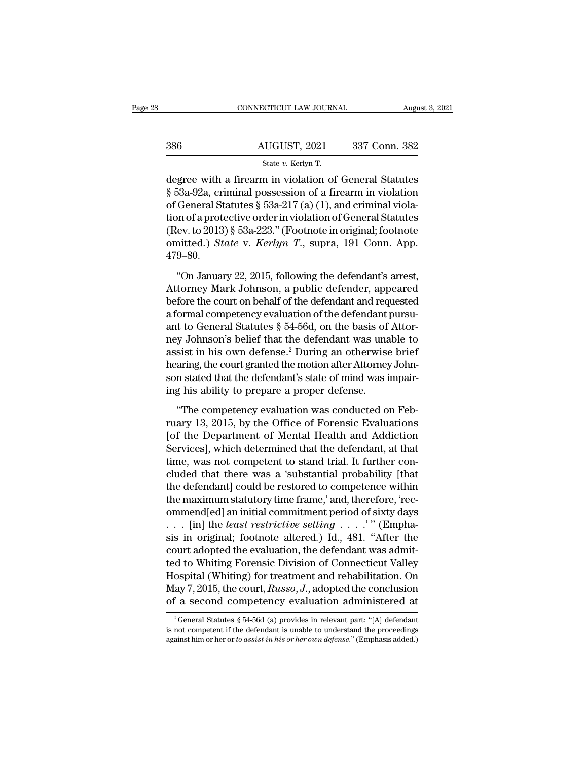degree with a firearm in violation of General Statutes § 53a-92a, criminal possession of a firearm in violation of General Statutes § 53a-217 (a) (1), and criminal violation of a protective order in violation of General Statutes (Rev. to 2013) § 53a-223." (Footnote in original; footnote omitted.) *State* v. *Kerlyn T.*, supra, 191 Conn. App. 479–80.

"On January 22, 2015, following the defendant's arrest, Attorney Mark Johnson, a public defender, appeared before the court on behalf of the defendant and requested a formal competency evaluation of the defendant pursuant to General Statutes § 54-56d, on the basis of Attorney Johnson's belief that the defendant was unable to assist in his own defense.[2] During an otherwise brief hearing, the court granted the motion after Attorney Johnson stated that the defendant's state of mind was impairing his ability to prepare a proper defense.

"The competency evaluation was conducted on February 13, 2015, by the Office of Forensic Evaluations [of the Department of Mental Health and Addiction Services], which determined that the defendant, at that time, was not competent to stand trial. It further concluded that there was a 'substantial probability [that the defendant] could be restored to competence within the maximum statutory time frame,' and, therefore, 'recommend[ed] an initial commitment period of sixty days . . . [in] the *least restrictive setting* . . . .'" (Emphasis in original; footnote altered.) Id., 481. "After the court adopted the evaluation, the defendant was admitted to Whiting Forensic Division of Connecticut Valley Hospital (Whiting) for treatment and rehabilitation. On May 7, 2015, the court, *Russo, J.*, adopted the conclusion of a second competency evaluation administered at

[2] General Statutes § 54-56d (a) provides in relevant part: "[A] defendant is not competent if the defendant is unable to understand the proceedings against him or her or *to assist in his or her own defense*." (Emphasis added.)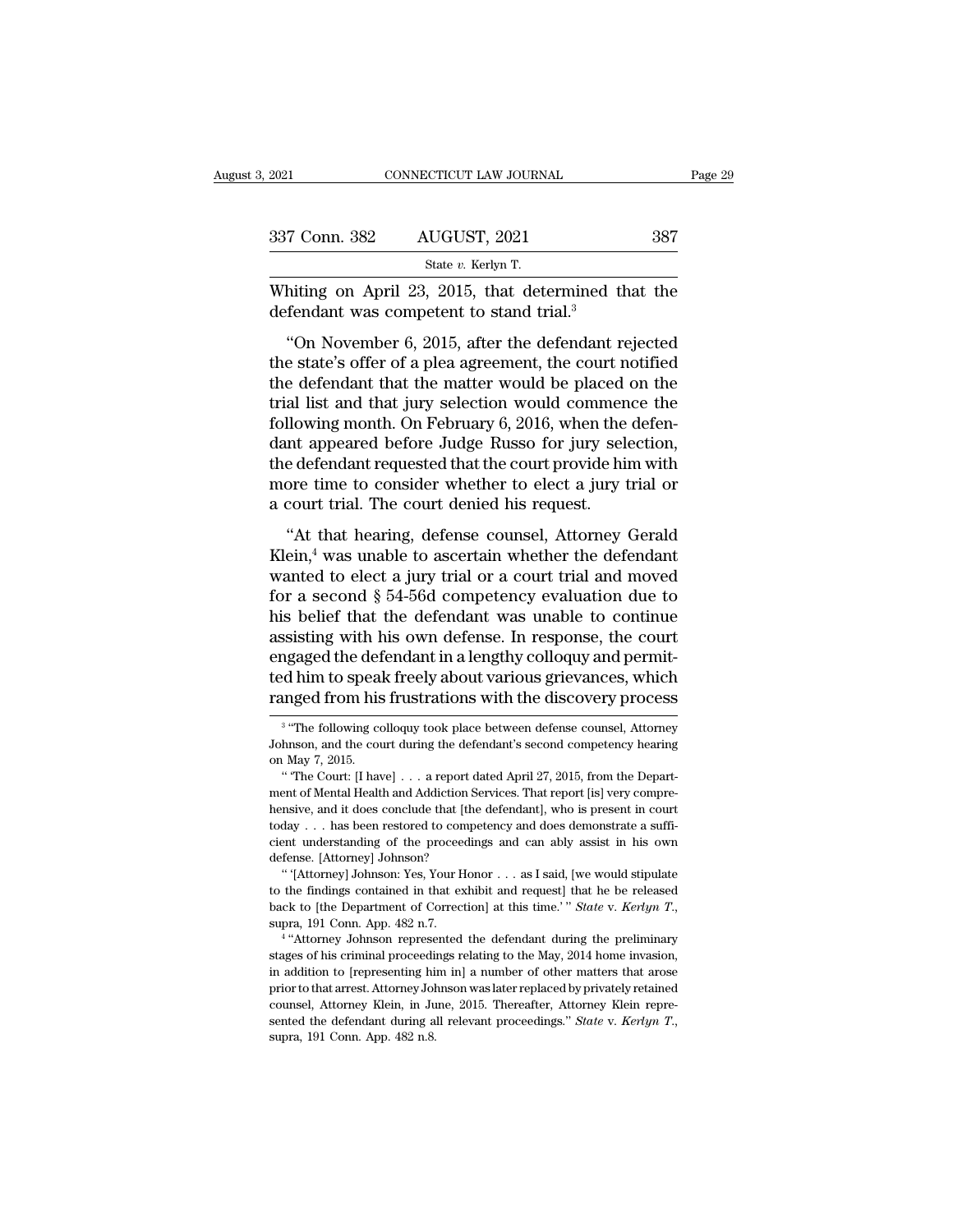Whiting on April 23, 2015, that determined that the defendant was competent to stand trial.[3]

"On November 6, 2015, after the defendant rejected the state's offer of a plea agreement, the court notified the defendant that the matter would be placed on the trial list and that jury selection would commence the following month. On February 6, 2016, when the defendant appeared before Judge Russo for jury selection, the defendant requested that the court provide him with more time to consider whether to elect a jury trial or a court trial. The court denied his request.

"At that hearing, defense counsel, Attorney Gerald Klein,[4] was unable to ascertain whether the defendant wanted to elect a jury trial or a court trial and moved for a second § 54-56d competency evaluation due to his belief that the defendant was unable to continue assisting with his own defense. In response, the court engaged the defendant in a lengthy colloquy and permitted him to speak freely about various grievances, which ranged from his frustrations with the discovery process

---

[3] "The following colloquy took place between defense counsel, Attorney Johnson, and the court during the defendant's second competency hearing on May 7, 2015.

" 'The Court: [I have] . . . a report dated April 27, 2015, from the Department of Mental Health and Addiction Services. That report [is] very comprehensive, and it does conclude that [the defendant], who is present in court today . . . has been restored to competency and does demonstrate a sufficient understanding of the proceedings and can ably assist in his own defense. [Attorney] Johnson?

" '[Attorney] Johnson: Yes, Your Honor . . . as I said, [we would stipulate to the findings contained in that exhibit and request] that he be released back to [the Department of Correction] at this time.' " *State* v. *Kerlyn T.*, supra, 191 Conn. App. 482 n.7.

[4] "Attorney Johnson represented the defendant during the preliminary stages of his criminal proceedings relating to the May, 2014 home invasion, in addition to [representing him in] a number of other matters that arose prior to that arrest. Attorney Johnson was later replaced by privately retained counsel, Attorney Klein, in June, 2015. Thereafter, Attorney Klein represented the defendant during all relevant proceedings." *State* v. *Kerlyn T.*, supra, 191 Conn. App. 482 n.8.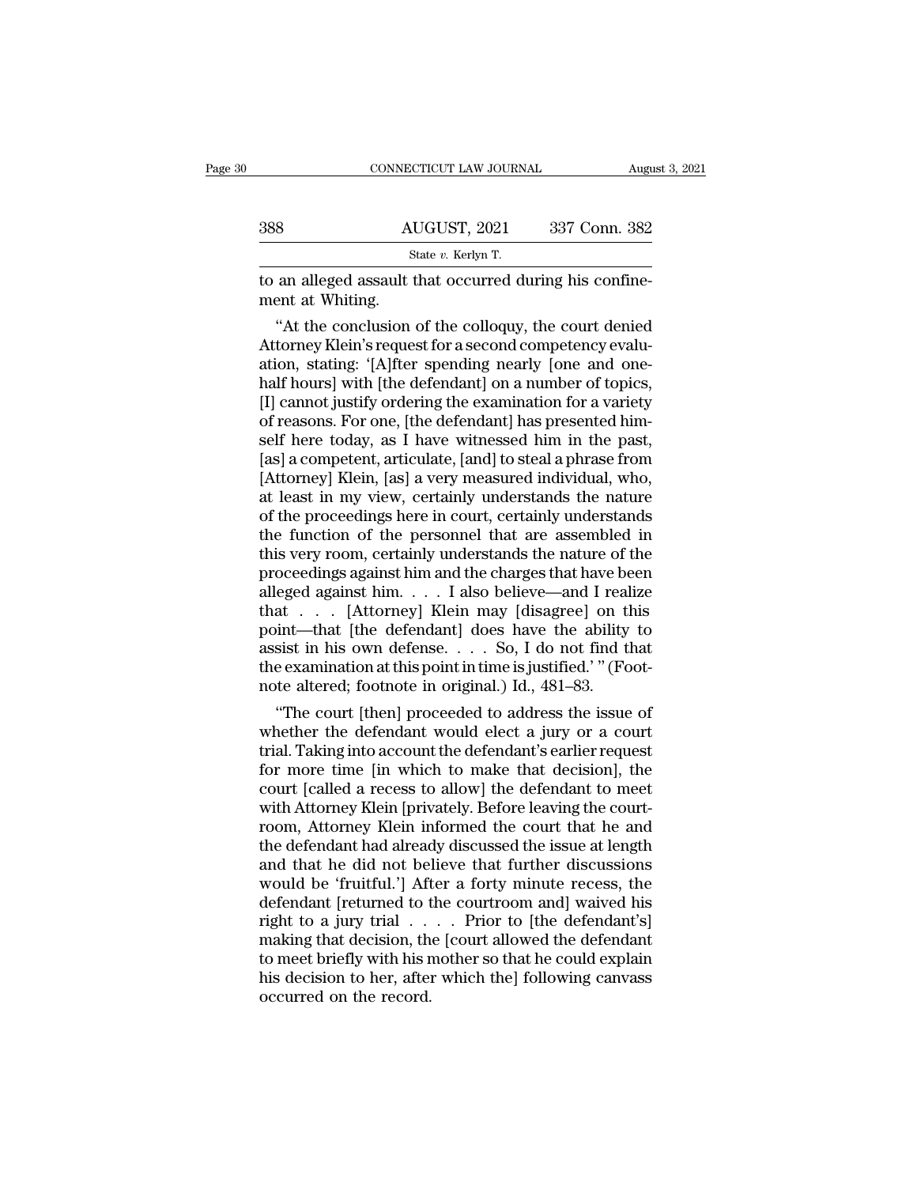to an alleged assault that occurred during his confinement at Whiting.

"At the conclusion of the colloquy, the court denied Attorney Klein's request for a second competency evaluation, stating: '[A]fter spending nearly [one and one-half hours] with [the defendant] on a number of topics, [I] cannot justify ordering the examination for a variety of reasons. For one, [the defendant] has presented himself here today, as I have witnessed him in the past, [as] a competent, articulate, [and] to steal a phrase from [Attorney] Klein, [as] a very measured individual, who, at least in my view, certainly understands the nature of the proceedings here in court, certainly understands the function of the personnel that are assembled in this very room, certainly understands the nature of the proceedings against him and the charges that have been alleged against him. . . . I also believe—and I realize that . . . [Attorney] Klein may [disagree] on this point—that [the defendant] does have the ability to assist in his own defense. . . . So, I do not find that the examination at this point in time is justified.' " (Footnote altered; footnote in original.) Id., 481–83.

"The court [then] proceeded to address the issue of whether the defendant would elect a jury or a court trial. Taking into account the defendant's earlier request for more time [in which to make that decision], the court [called a recess to allow] the defendant to meet with Attorney Klein [privately. Before leaving the courtroom, Attorney Klein informed the court that he and the defendant had already discussed the issue at length and that he did not believe that further discussions would be 'fruitful.'] After a forty minute recess, the defendant [returned to the courtroom and] waived his right to a jury trial . . . . Prior to [the defendant's] making that decision, the [court allowed the defendant to meet briefly with his mother so that he could explain his decision to her, after which the] following canvass occurred on the record.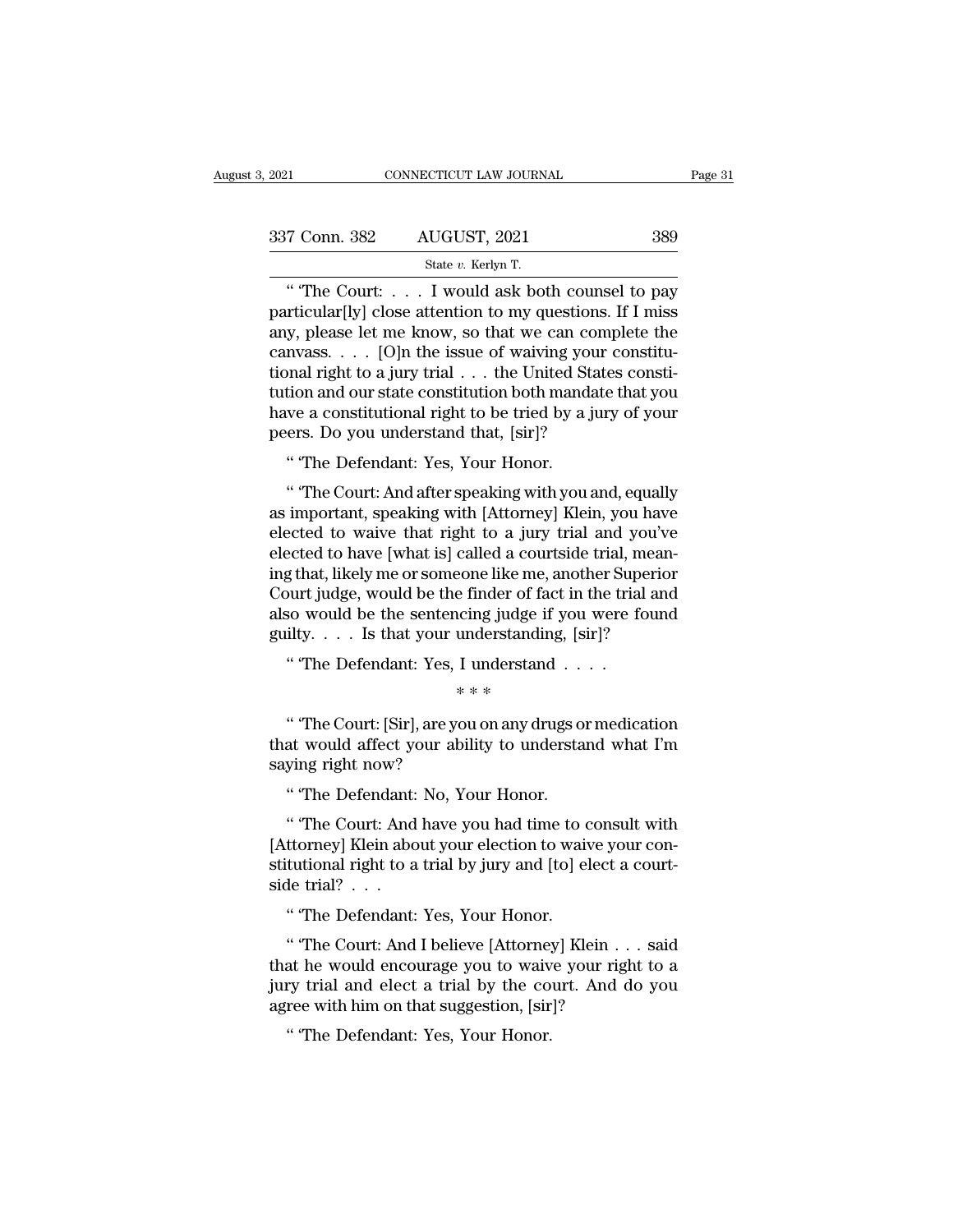" 'The Court: . . . I would ask both counsel to pay particular[ly] close attention to my questions. If I miss any, please let me know, so that we can complete the canvass. . . . [O]n the issue of waiving your constitutional right to a jury trial . . . the United States constitution and our state constitution both mandate that you have a constitutional right to be tried by a jury of your peers. Do you understand that, [sir]?

" 'The Defendant: Yes, Your Honor.

" 'The Court: And after speaking with you and, equally as important, speaking with [Attorney] Klein, you have elected to waive that right to a jury trial and you've elected to have [what is] called a courtside trial, meaning that, likely me or someone like me, another Superior Court judge, would be the finder of fact in the trial and also would be the sentencing judge if you were found guilty. . . . Is that your understanding, [sir]?

" 'The Defendant: Yes, I understand . . . .

\* \* \*

" 'The Court: [Sir], are you on any drugs or medication that would affect your ability to understand what I'm saying right now?

" 'The Defendant: No, Your Honor.

" 'The Court: And have you had time to consult with [Attorney] Klein about your election to waive your constitutional right to a trial by jury and [to] elect a courtside trial? . . .

" 'The Defendant: Yes, Your Honor.

" 'The Court: And I believe [Attorney] Klein . . . said that he would encourage you to waive your right to a jury trial and elect a trial by the court. And do you agree with him on that suggestion, [sir]?

" 'The Defendant: Yes, Your Honor.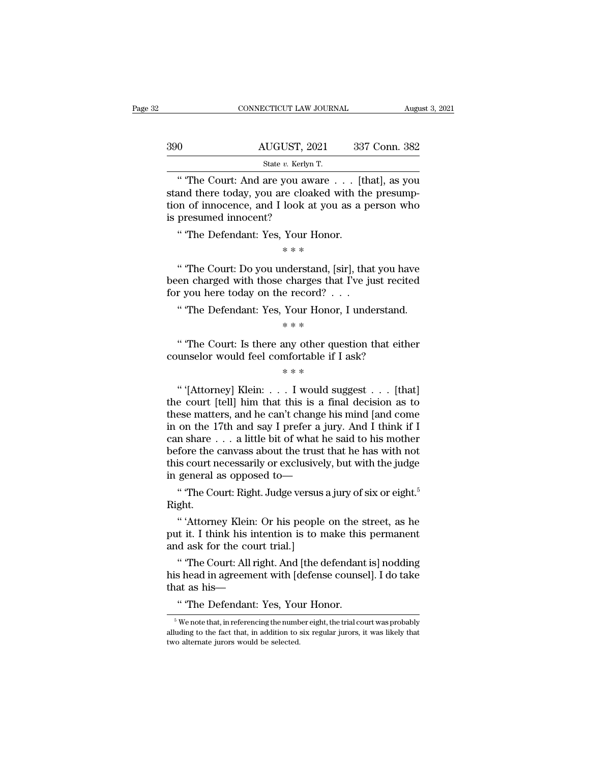" 'The Court: And are you aware . . . [that], as you stand there today, you are cloaked with the presumption of innocence, and I look at you as a person who is presumed innocent?

" 'The Defendant: Yes, Your Honor.

\* \* \*

" 'The Court: Do you understand, [sir], that you have been charged with those charges that I've just recited for you here today on the record? . . .

" 'The Defendant: Yes, Your Honor, I understand.

\* \* \*

" 'The Court: Is there any other question that either counselor would feel comfortable if I ask?

\* \* \*

" '[Attorney] Klein: . . . I would suggest . . . [that] the court [tell] him that this is a final decision as to these matters, and he can't change his mind [and come in on the 17th and say I prefer a jury. And I think if I can share . . . a little bit of what he said to his mother before the canvass about the trust that he has with not this court necessarily or exclusively, but with the judge in general as opposed to—

" 'The Court: Right. Judge versus a jury of six or eight.[5] Right.

" 'Attorney Klein: Or his people on the street, as he put it. I think his intention is to make this permanent and ask for the court trial.]

" 'The Court: All right. And [the defendant is] nodding his head in agreement with [defense counsel]. I do take that as his—

" 'The Defendant: Yes, Your Honor.

---

[5] We note that, in referencing the number eight, the trial court was probably alluding to the fact that, in addition to six regular jurors, it was likely that two alternate jurors would be selected.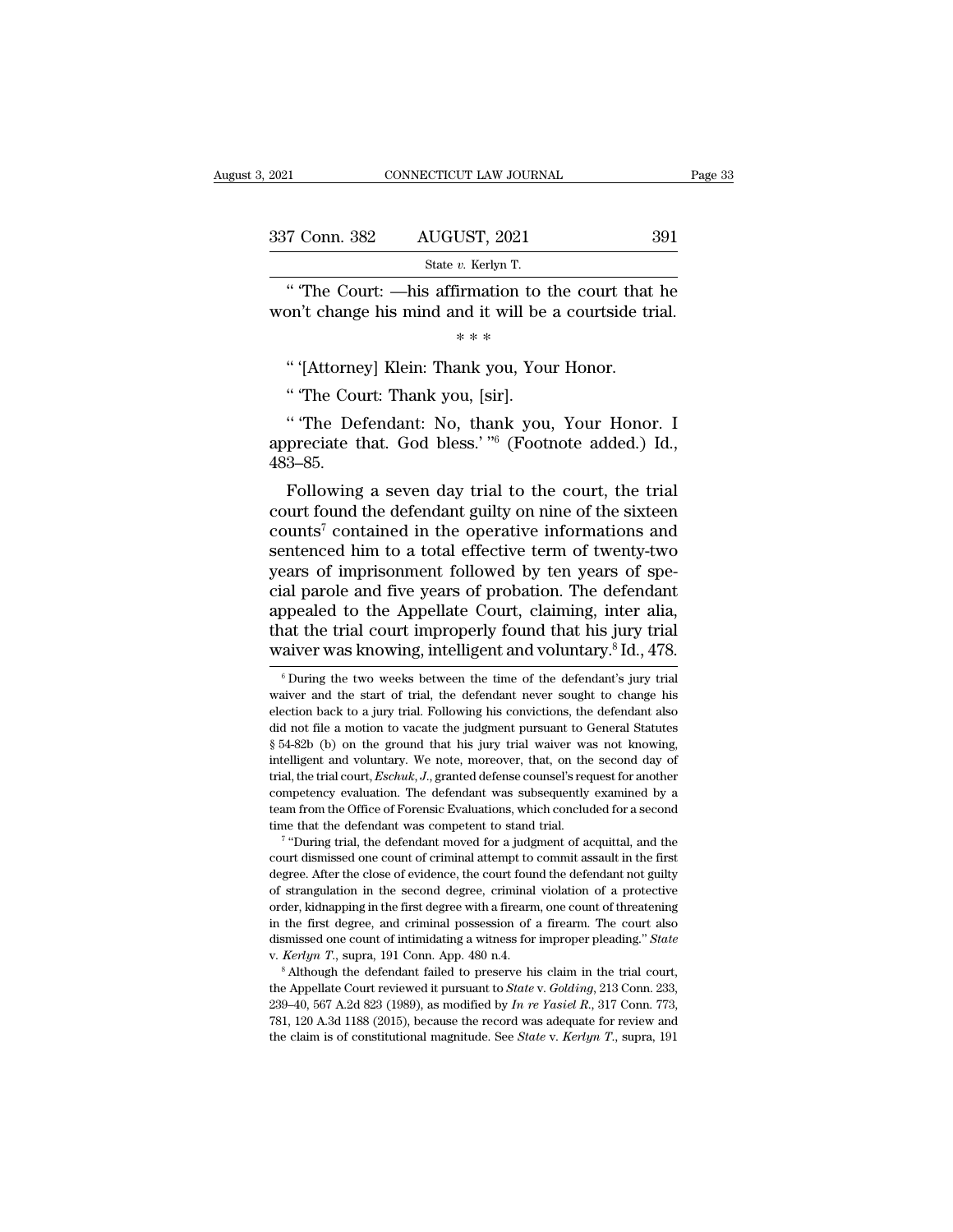" 'The Court: —his affirmation to the court that he won't change his mind and it will be a courtside trial.

\* \* \*

" '[Attorney] Klein: Thank you, Your Honor.

" 'The Court: Thank you, [sir].

" 'The Defendant: No, thank you, Your Honor. I appreciate that. God bless.' "[6] (Footnote added.) Id., 483–85.

Following a seven day trial to the court, the trial court found the defendant guilty on nine of the sixteen counts[7] contained in the operative informations and sentenced him to a total effective term of twenty-two years of imprisonment followed by ten years of special parole and five years of probation. The defendant appealed to the Appellate Court, claiming, inter alia, that the trial court improperly found that his jury trial waiver was knowing, intelligent and voluntary.[8] Id., 478.

---

[6] During the two weeks between the time of the defendant's jury trial waiver and the start of trial, the defendant never sought to change his election back to a jury trial. Following his convictions, the defendant also did not file a motion to vacate the judgment pursuant to General Statutes § 54-82b (b) on the ground that his jury trial waiver was not knowing, intelligent and voluntary. We note, moreover, that, on the second day of trial, the trial court, *Eschuk, J.*, granted defense counsel's request for another competency evaluation. The defendant was subsequently examined by a team from the Office of Forensic Evaluations, which concluded for a second time that the defendant was competent to stand trial.

[7] "During trial, the defendant moved for a judgment of acquittal, and the court dismissed one count of criminal attempt to commit assault in the first degree. After the close of evidence, the court found the defendant not guilty of strangulation in the second degree, criminal violation of a protective order, kidnapping in the first degree with a firearm, one count of threatening in the first degree, and criminal possession of a firearm. The court also dismissed one count of intimidating a witness for improper pleading." *State* v. *Kerlyn T.*, supra, 191 Conn. App. 480 n.4.

[8] Although the defendant failed to preserve his claim in the trial court, the Appellate Court reviewed it pursuant to *State* v. *Golding*, 213 Conn. 233, 239–40, 567 A.2d 823 (1989), as modified by *In re Yasiel R.*, 317 Conn. 773, 781, 120 A.3d 1188 (2015), because the record was adequate for review and the claim is of constitutional magnitude. See *State* v. *Kerlyn T.*, supra, 191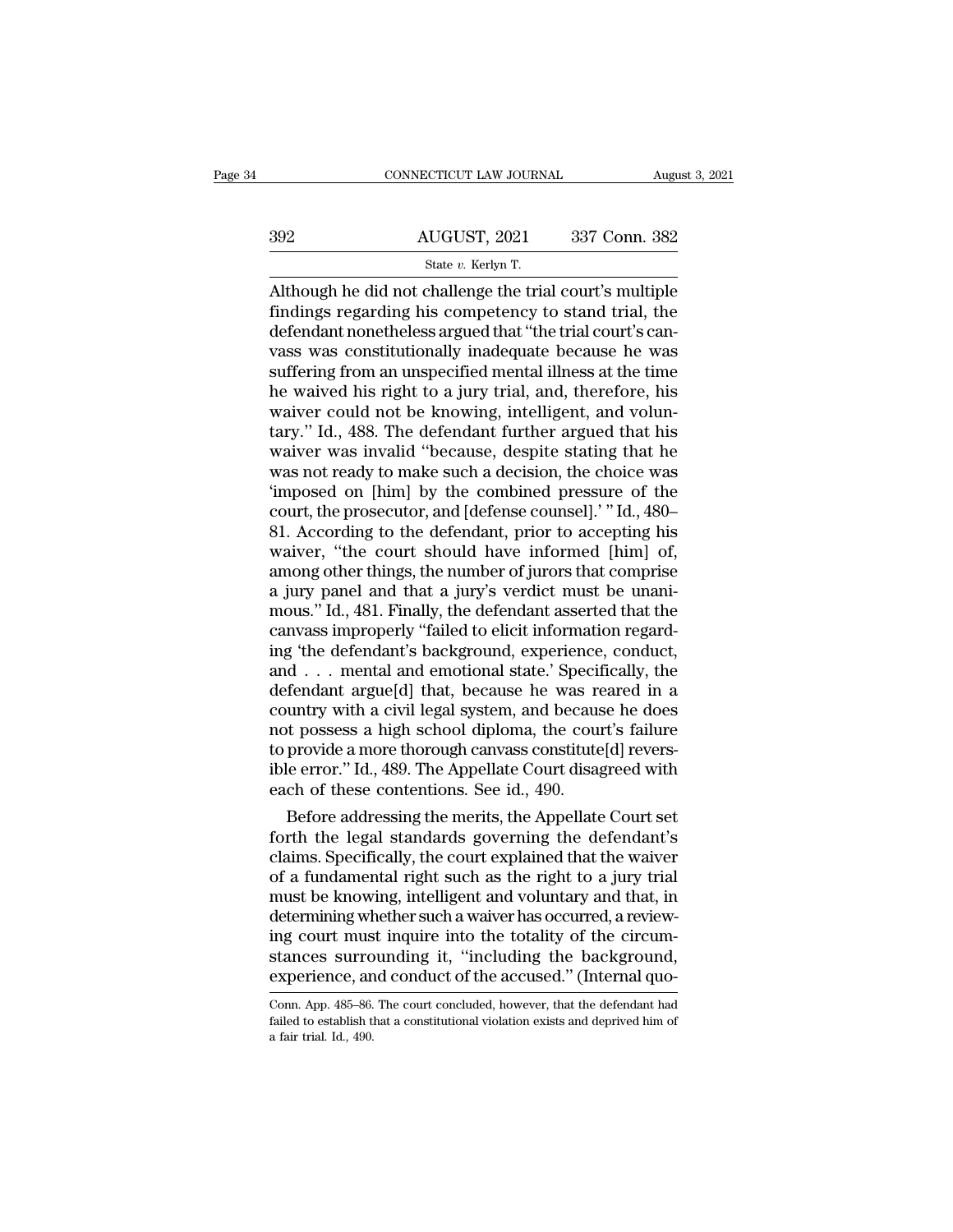Although he did not challenge the trial court's multiple findings regarding his competency to stand trial, the defendant nonetheless argued that "the trial court's canvass was constitutionally inadequate because he was suffering from an unspecified mental illness at the time he waived his right to a jury trial, and, therefore, his waiver could not be knowing, intelligent, and voluntary." Id., 488. The defendant further argued that his waiver was invalid "because, despite stating that he was not ready to make such a decision, the choice was 'imposed on [him] by the combined pressure of the court, the prosecutor, and [defense counsel].' " Id., 480–81. According to the defendant, prior to accepting his waiver, "the court should have informed [him] of, among other things, the number of jurors that comprise a jury panel and that a jury's verdict must be unanimous." Id., 481. Finally, the defendant asserted that the canvass improperly "failed to elicit information regarding 'the defendant's background, experience, conduct, and . . . mental and emotional state.' Specifically, the defendant argue[d] that, because he was reared in a country with a civil legal system, and because he does not possess a high school diploma, the court's failure to provide a more thorough canvass constitute[d] reversible error." Id., 489. The Appellate Court disagreed with each of these contentions. See id., 490.

Before addressing the merits, the Appellate Court set forth the legal standards governing the defendant's claims. Specifically, the court explained that the waiver of a fundamental right such as the right to a jury trial must be knowing, intelligent and voluntary and that, in determining whether such a waiver has occurred, a reviewing court must inquire into the totality of the circumstances surrounding it, "including the background, experience, and conduct of the accused." (Internal quo-

Conn. App. 485–86. The court concluded, however, that the defendant had failed to establish that a constitutional violation exists and deprived him of a fair trial. Id., 490.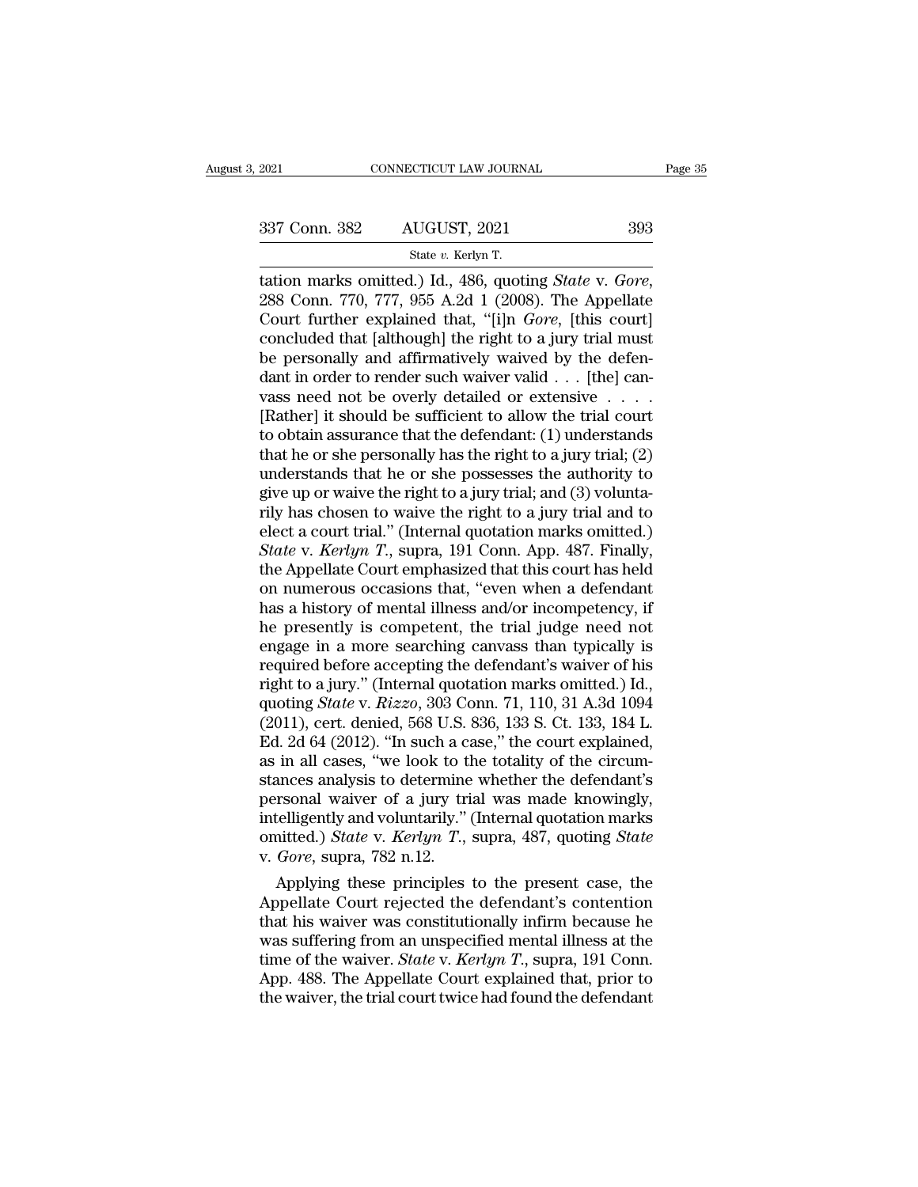tation marks omitted.) Id., 486, quoting *State* v. *Gore*, 288 Conn. 770, 777, 955 A.2d 1 (2008). The Appellate Court further explained that, "[i]n *Gore*, [this court] concluded that [although] the right to a jury trial must be personally and affirmatively waived by the defendant in order to render such waiver valid . . . [the] canvass need not be overly detailed or extensive . . . . [Rather] it should be sufficient to allow the trial court to obtain assurance that the defendant: (1) understands that he or she personally has the right to a jury trial; (2) understands that he or she possesses the authority to give up or waive the right to a jury trial; and (3) voluntarily has chosen to waive the right to a jury trial and to elect a court trial." (Internal quotation marks omitted.) *State* v. *Kerlyn T.*, supra, 191 Conn. App. 487. Finally, the Appellate Court emphasized that this court has held on numerous occasions that, "even when a defendant has a history of mental illness and/or incompetency, if he presently is competent, the trial judge need not engage in a more searching canvass than typically is required before accepting the defendant's waiver of his right to a jury." (Internal quotation marks omitted.) Id., quoting *State* v. *Rizzo*, 303 Conn. 71, 110, 31 A.3d 1094 (2011), cert. denied, 568 U.S. 836, 133 S. Ct. 133, 184 L. Ed. 2d 64 (2012). "In such a case," the court explained, as in all cases, "we look to the totality of the circumstances analysis to determine whether the defendant's personal waiver of a jury trial was made knowingly, intelligently and voluntarily." (Internal quotation marks omitted.) *State* v. *Kerlyn T.*, supra, 487, quoting *State* v. *Gore*, supra, 782 n.12.

Applying these principles to the present case, the Appellate Court rejected the defendant's contention that his waiver was constitutionally infirm because he was suffering from an unspecified mental illness at the time of the waiver. *State* v. *Kerlyn T.*, supra, 191 Conn. App. 488. The Appellate Court explained that, prior to the waiver, the trial court twice had found the defendant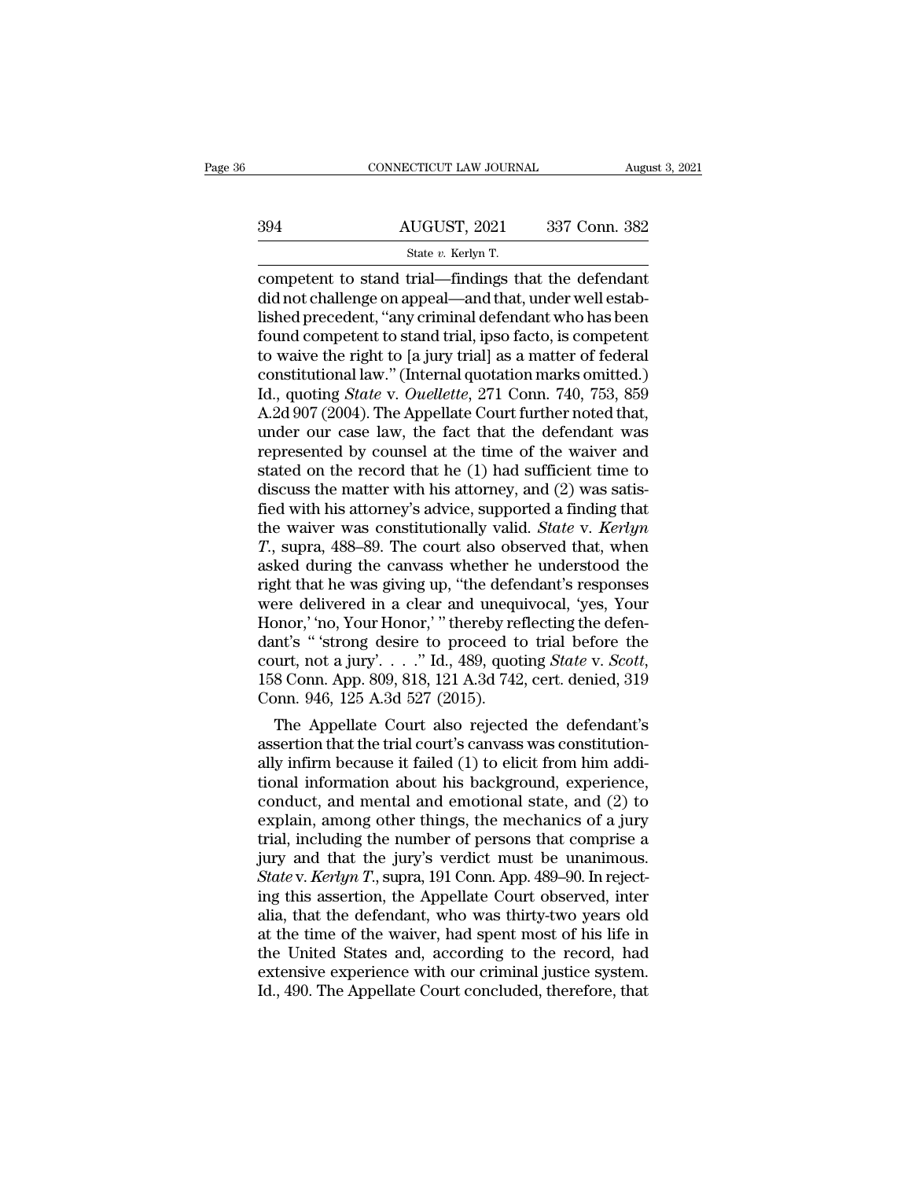competent to stand trial—findings that the defendant did not challenge on appeal—and that, under well established precedent, "any criminal defendant who has been found competent to stand trial, ipso facto, is competent to waive the right to [a jury trial] as a matter of federal constitutional law." (Internal quotation marks omitted.) Id., quoting *State* v. *Ouellette*, 271 Conn. 740, 753, 859 A.2d 907 (2004). The Appellate Court further noted that, under our case law, the fact that the defendant was represented by counsel at the time of the waiver and stated on the record that he (1) had sufficient time to discuss the matter with his attorney, and (2) was satisfied with his attorney's advice, supported a finding that the waiver was constitutionally valid. *State* v. *Kerlyn T.*, supra, 488–89. The court also observed that, when asked during the canvass whether he understood the right that he was giving up, "the defendant's responses were delivered in a clear and unequivocal, 'yes, Your Honor,' 'no, Your Honor,' " thereby reflecting the defendant's " 'strong desire to proceed to trial before the court, not a jury'. . . ." Id., 489, quoting *State* v. *Scott*, 158 Conn. App. 809, 818, 121 A.3d 742, cert. denied, 319 Conn. 946, 125 A.3d 527 (2015).

The Appellate Court also rejected the defendant's assertion that the trial court's canvass was constitutionally infirm because it failed (1) to elicit from him additional information about his background, experience, conduct, and mental and emotional state, and (2) to explain, among other things, the mechanics of a jury trial, including the number of persons that comprise a jury and that the jury's verdict must be unanimous. *State* v. *Kerlyn T.*, supra, 191 Conn. App. 489–90. In rejecting this assertion, the Appellate Court observed, inter alia, that the defendant, who was thirty-two years old at the time of the waiver, had spent most of his life in the United States and, according to the record, had extensive experience with our criminal justice system. Id., 490. The Appellate Court concluded, therefore, that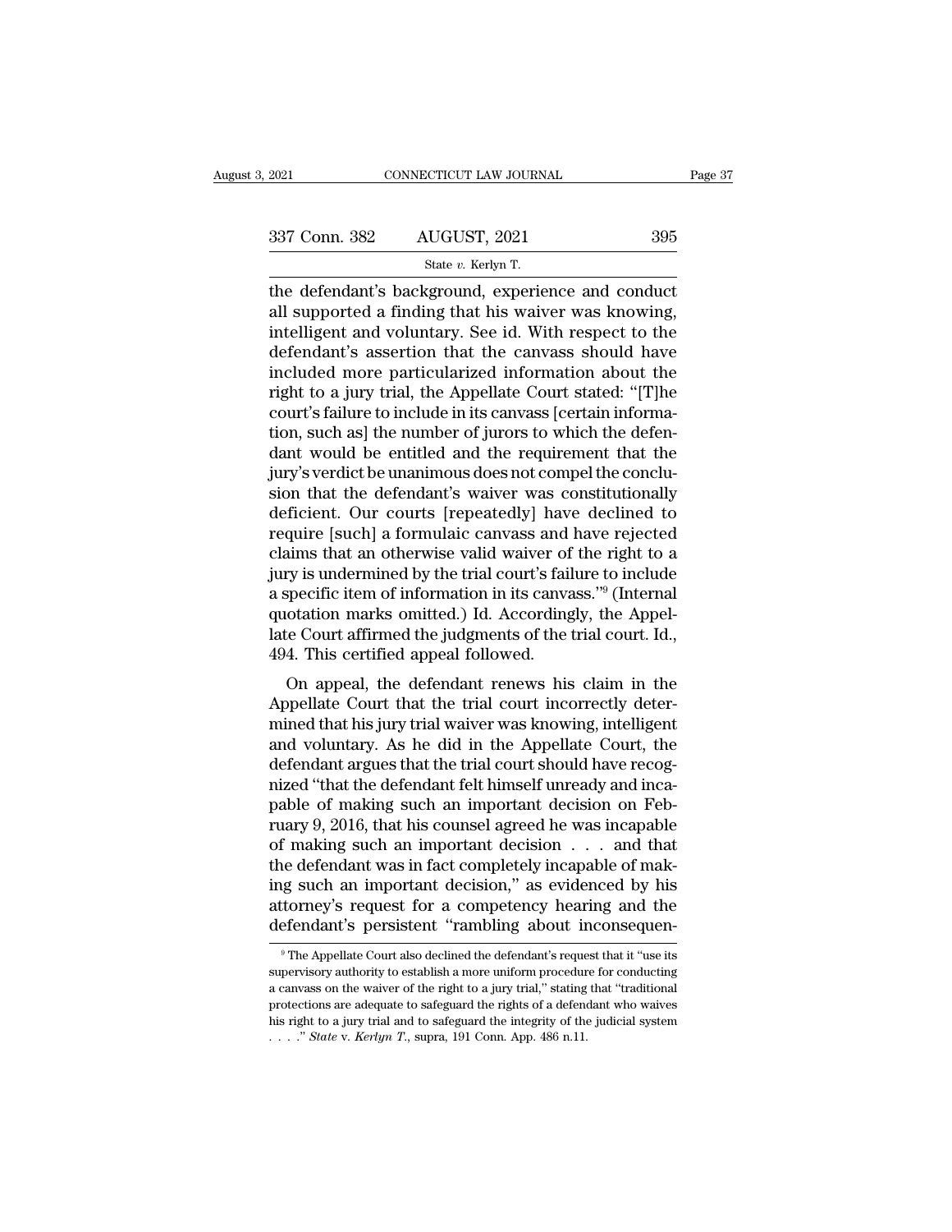the defendant's background, experience and conduct all supported a finding that his waiver was knowing, intelligent and voluntary. See id. With respect to the defendant's assertion that the canvass should have included more particularized information about the right to a jury trial, the Appellate Court stated: "[T]he court's failure to include in its canvass [certain information, such as] the number of jurors to which the defendant would be entitled and the requirement that the jury's verdict be unanimous does not compel the conclusion that the defendant's waiver was constitutionally deficient. Our courts [repeatedly] have declined to require [such] a formulaic canvass and have rejected claims that an otherwise valid waiver of the right to a jury is undermined by the trial court's failure to include a specific item of information in its canvass."[9] (Internal quotation marks omitted.) Id. Accordingly, the Appellate Court affirmed the judgments of the trial court. Id., 494. This certified appeal followed.

On appeal, the defendant renews his claim in the Appellate Court that the trial court incorrectly determined that his jury trial waiver was knowing, intelligent and voluntary. As he did in the Appellate Court, the defendant argues that the trial court should have recognized "that the defendant felt himself unready and incapable of making such an important decision on February 9, 2016, that his counsel agreed he was incapable of making such an important decision . . . and that the defendant was in fact completely incapable of making such an important decision," as evidenced by his attorney's request for a competency hearing and the defendant's persistent "rambling about inconsequen-

[9] The Appellate Court also declined the defendant's request that it "use its supervisory authority to establish a more uniform procedure for conducting a canvass on the waiver of the right to a jury trial," stating that "traditional protections are adequate to safeguard the rights of a defendant who waives his right to a jury trial and to safeguard the integrity of the judicial system . . . ." *State* v. *Kerlyn T.*, supra, 191 Conn. App. 486 n.11.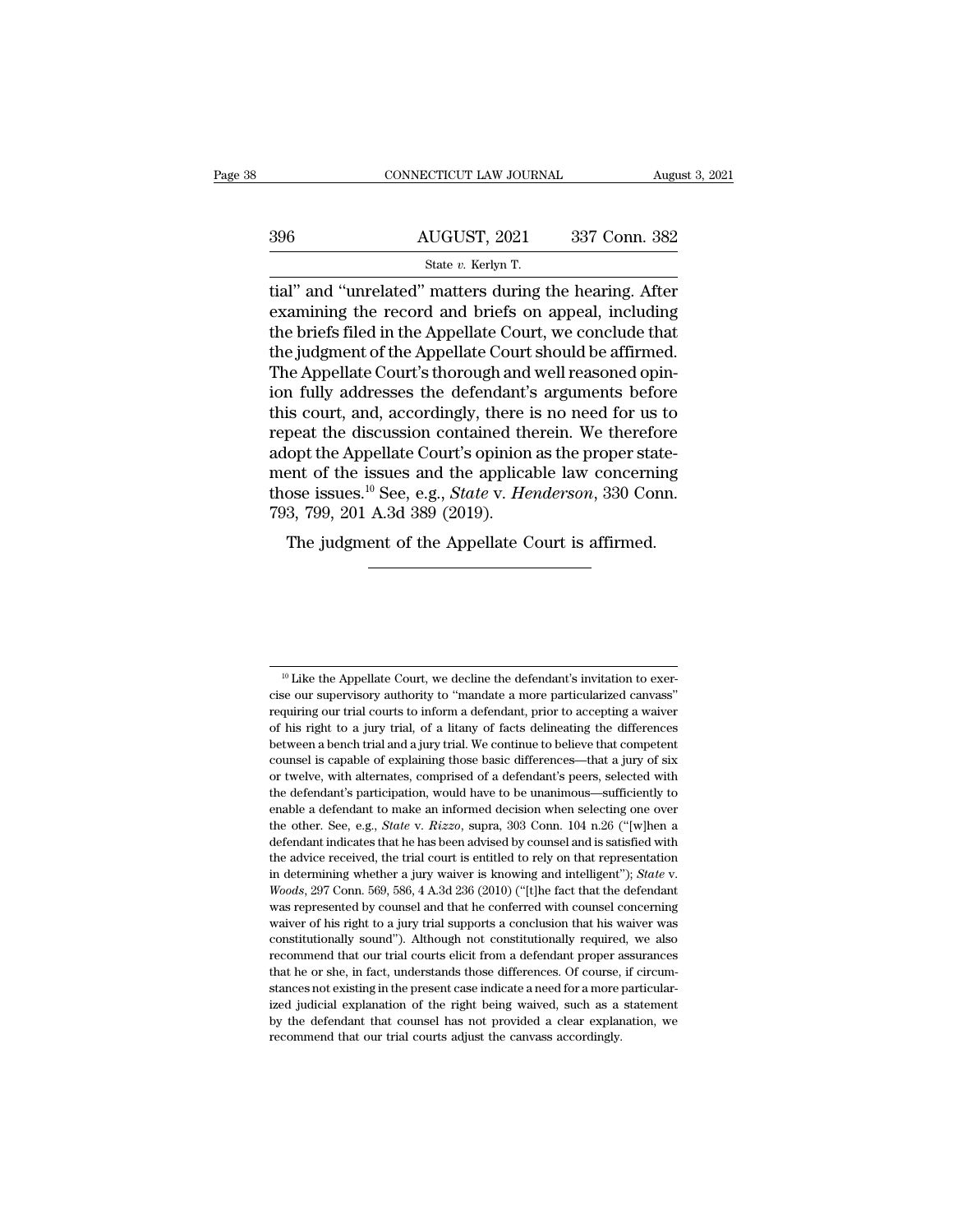tial" and "unrelated" matters during the hearing. After examining the record and briefs on appeal, including the briefs filed in the Appellate Court, we conclude that the judgment of the Appellate Court should be affirmed. The Appellate Court's thorough and well reasoned opinion fully addresses the defendant's arguments before this court, and, accordingly, there is no need for us to repeat the discussion contained therein. We therefore adopt the Appellate Court's opinion as the proper statement of the issues and the applicable law concerning those issues.[10] See, e.g., *State* v. *Henderson*, 330 Conn. 793, 799, 201 A.3d 389 (2019).

The judgment of the Appellate Court is affirmed.

---

[10] Like the Appellate Court, we decline the defendant's invitation to exercise our supervisory authority to "mandate a more particularized canvass" requiring our trial courts to inform a defendant, prior to accepting a waiver of his right to a jury trial, of a litany of facts delineating the differences between a bench trial and a jury trial. We continue to believe that competent counsel is capable of explaining those basic differences—that a jury of six or twelve, with alternates, comprised of a defendant's peers, selected with the defendant's participation, would have to be unanimous—sufficiently to enable a defendant to make an informed decision when selecting one over the other. See, e.g., *State* v. *Rizzo*, supra, 303 Conn. 104 n.26 ("[w]hen a defendant indicates that he has been advised by counsel and is satisfied with the advice received, the trial court is entitled to rely on that representation in determining whether a jury waiver is knowing and intelligent"); *State* v. *Woods*, 297 Conn. 569, 586, 4 A.3d 236 (2010) ("[t]he fact that the defendant was represented by counsel and that he conferred with counsel concerning waiver of his right to a jury trial supports a conclusion that his waiver was constitutionally sound"). Although not constitutionally required, we also recommend that our trial courts elicit from a defendant proper assurances that he or she, in fact, understands those differences. Of course, if circumstances not existing in the present case indicate a need for a more particularized judicial explanation of the right being waived, such as a statement by the defendant that counsel has not provided a clear explanation, we recommend that our trial courts adjust the canvass accordingly.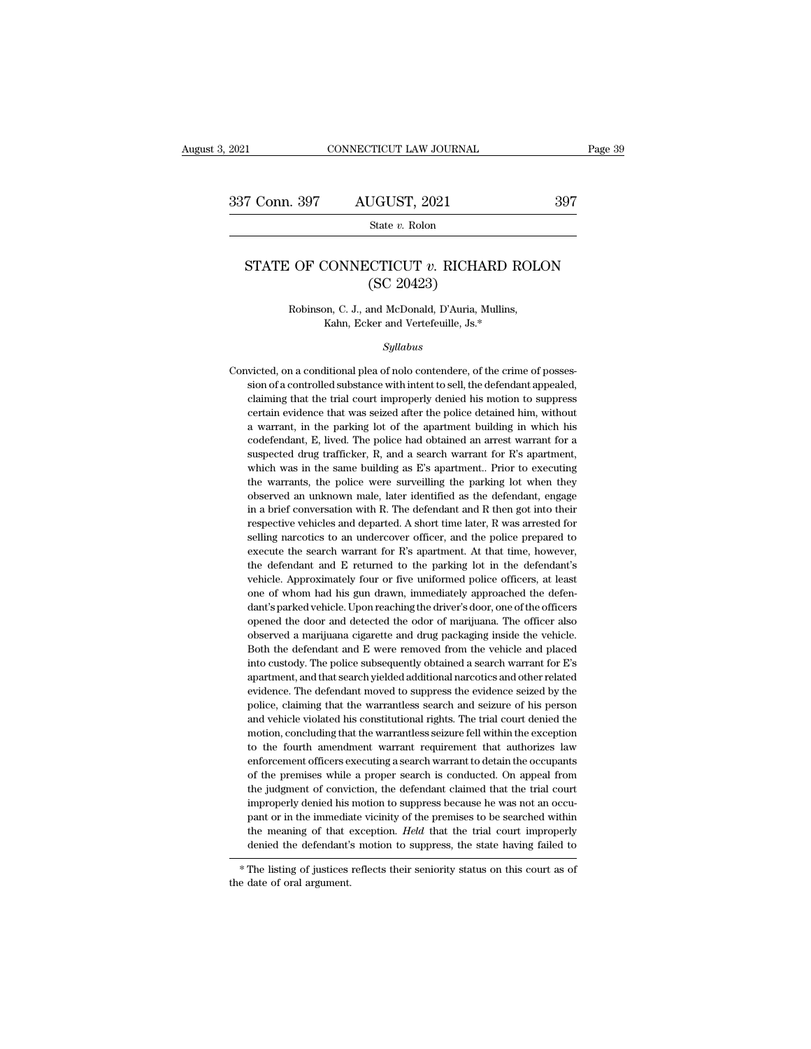# STATE OF CONNECTICUT *v.* RICHARD ROLON (SC 20423)

Robinson, C. J., and McDonald, D'Auria, Mullins, Kahn, Ecker and Vertefeuille, Js.*

*Syllabus*

Convicted, on a conditional plea of nolo contendere, of the crime of possession of a controlled substance with intent to sell, the defendant appealed, claiming that the trial court improperly denied his motion to suppress certain evidence that was seized after the police detained him, without a warrant, in the parking lot of the apartment building in which his codefendant, E, lived. The police had obtained an arrest warrant for a suspected drug trafficker, R, and a search warrant for R's apartment, which was in the same building as E's apartment.. Prior to executing the warrants, the police were surveilling the parking lot when they observed an unknown male, later identified as the defendant, engage in a brief conversation with R. The defendant and R then got into their respective vehicles and departed. A short time later, R was arrested for selling narcotics to an undercover officer, and the police prepared to execute the search warrant for R's apartment. At that time, however, the defendant and E returned to the parking lot in the defendant's vehicle. Approximately four or five uniformed police officers, at least one of whom had his gun drawn, immediately approached the defendant's parked vehicle. Upon reaching the driver's door, one of the officers opened the door and detected the odor of marijuana. The officer also observed a marijuana cigarette and drug packaging inside the vehicle. Both the defendant and E were removed from the vehicle and placed into custody. The police subsequently obtained a search warrant for E's apartment, and that search yielded additional narcotics and other related evidence. The defendant moved to suppress the evidence seized by the police, claiming that the warrantless search and seizure of his person and vehicle violated his constitutional rights. The trial court denied the motion, concluding that the warrantless seizure fell within the exception to the fourth amendment warrant requirement that authorizes law enforcement officers executing a search warrant to detain the occupants of the premises while a proper search is conducted. On appeal from the judgment of conviction, the defendant claimed that the trial court improperly denied his motion to suppress because he was not an occupant or in the immediate vicinity of the premises to be searched within the meaning of that exception. *Held* that the trial court improperly denied the defendant's motion to suppress, the state having failed to

\* The listing of justices reflects their seniority status on this court as of the date of oral argument.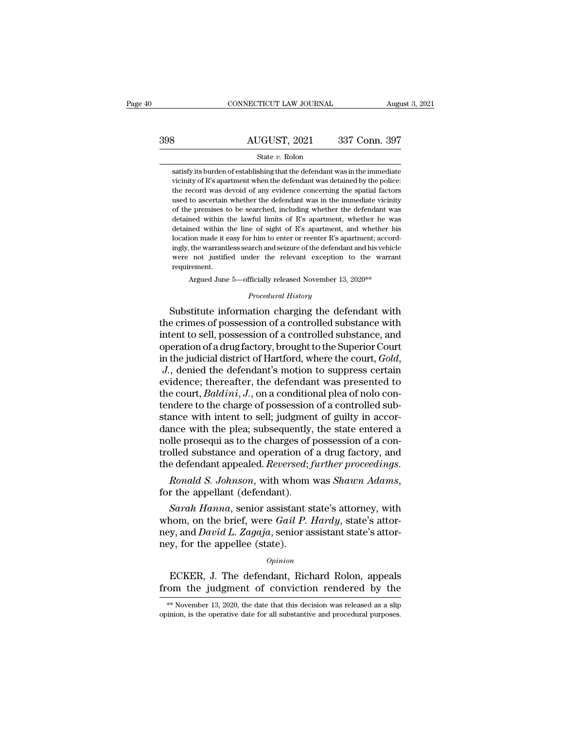satisfy its burden of establishing that the defendant was in the immediate vicinity of R's apartment when the defendant was detained by the police: the record was devoid of any evidence concerning the spatial factors used to ascertain whether the defendant was in the immediate vicinity of the premises to be searched, including whether the defendant was detained within the lawful limits of R's apartment, whether he was detained within the line of sight of R's apartment, and whether his location made it easy for him to enter or reenter R's apartment; accordingly, the warrantless search and seizure of the defendant and his vehicle were not justified under the relevant exception to the warrant requirement.

Argued June 5—officially released November 13, 2020**

*Procedural History*

Substitute information charging the defendant with the crimes of possession of a controlled substance with intent to sell, possession of a controlled substance, and operation of a drug factory, brought to the Superior Court in the judicial district of Hartford, where the court, *Gold*, *J.*, denied the defendant's motion to suppress certain evidence; thereafter, the defendant was presented to the court, *Baldini*, *J.*, on a conditional plea of nolo contendere to the charge of possession of a controlled substance with intent to sell; judgment of guilty in accordance with the plea; subsequently, the state entered a nolle prosequi as to the charges of possession of a controlled substance and operation of a drug factory, and the defendant appealed. *Reversed*; *further proceedings*.

*Ronald S. Johnson*, with whom was *Shawn Adams*, for the appellant (defendant).

*Sarah Hanna*, senior assistant state's attorney, with whom, on the brief, were *Gail P. Hardy*, state's attorney, and *David L. Zagaja*, senior assistant state's attorney, for the appellee (state).

*Opinion*

ECKER, J. The defendant, Richard Rolon, appeals from the judgment of conviction rendered by the

** November 13, 2020, the date that this decision was released as a slip opinion, is the operative date for all substantive and procedural purposes.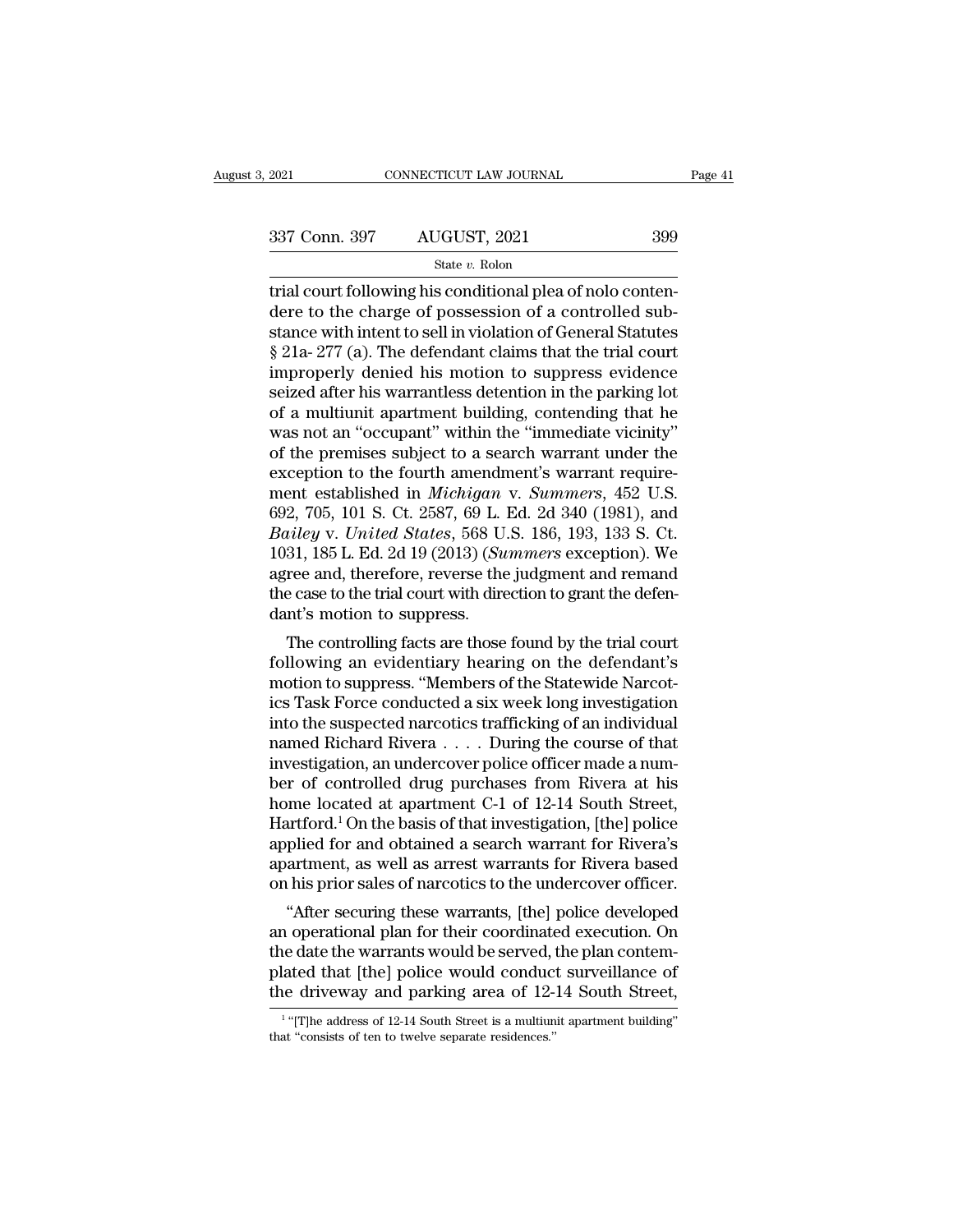trial court following his conditional plea of nolo contendere to the charge of possession of a controlled substance with intent to sell in violation of General Statutes § 21a- 277 (a). The defendant claims that the trial court improperly denied his motion to suppress evidence seized after his warrantless detention in the parking lot of a multiunit apartment building, contending that he was not an "occupant" within the "immediate vicinity" of the premises subject to a search warrant under the exception to the fourth amendment's warrant requirement established in *Michigan* v. *Summers*, 452 U.S. 692, 705, 101 S. Ct. 2587, 69 L. Ed. 2d 340 (1981), and *Bailey* v. *United States*, 568 U.S. 186, 193, 133 S. Ct. 1031, 185 L. Ed. 2d 19 (2013) (*Summers* exception). We agree and, therefore, reverse the judgment and remand the case to the trial court with direction to grant the defendant's motion to suppress.

The controlling facts are those found by the trial court following an evidentiary hearing on the defendant's motion to suppress. "Members of the Statewide Narcotics Task Force conducted a six week long investigation into the suspected narcotics trafficking of an individual named Richard Rivera . . . . During the course of that investigation, an undercover police officer made a number of controlled drug purchases from Rivera at his home located at apartment C-1 of 12-14 South Street, Hartford.[1] On the basis of that investigation, [the] police applied for and obtained a search warrant for Rivera's apartment, as well as arrest warrants for Rivera based on his prior sales of narcotics to the undercover officer.

"After securing these warrants, [the] police developed an operational plan for their coordinated execution. On the date the warrants would be served, the plan contemplated that [the] police would conduct surveillance of the driveway and parking area of 12-14 South Street,

[1] "[T]he address of 12-14 South Street is a multiunit apartment building" that "consists of ten to twelve separate residences."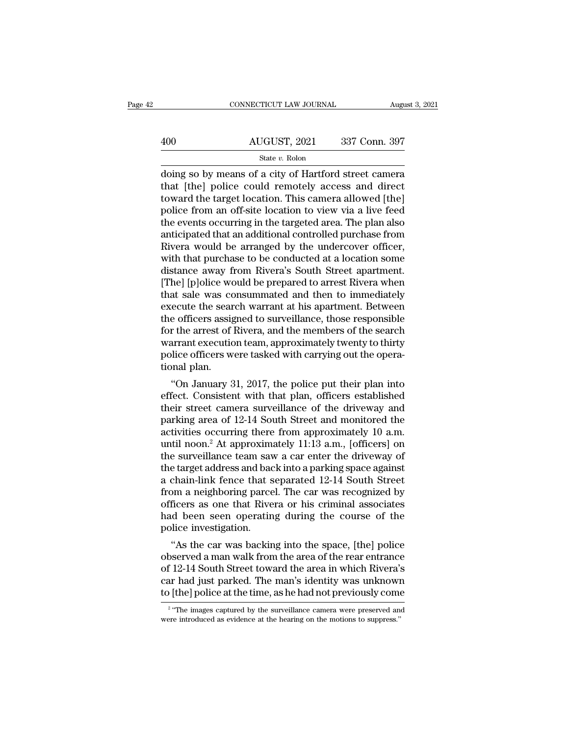doing so by means of a city of Hartford street camera that [the] police could remotely access and direct toward the target location. This camera allowed [the] police from an off-site location to view via a live feed the events occurring in the targeted area. The plan also anticipated that an additional controlled purchase from Rivera would be arranged by the undercover officer, with that purchase to be conducted at a location some distance away from Rivera's South Street apartment. [The] [p]olice would be prepared to arrest Rivera when that sale was consummated and then to immediately execute the search warrant at his apartment. Between the officers assigned to surveillance, those responsible for the arrest of Rivera, and the members of the search warrant execution team, approximately twenty to thirty police officers were tasked with carrying out the operational plan.

"On January 31, 2017, the police put their plan into effect. Consistent with that plan, officers established their street camera surveillance of the driveway and parking area of 12-14 South Street and monitored the activities occurring there from approximately 10 a.m. until noon.[2] At approximately 11:13 a.m., [officers] on the surveillance team saw a car enter the driveway of the target address and back into a parking space against a chain-link fence that separated 12-14 South Street from a neighboring parcel. The car was recognized by officers as one that Rivera or his criminal associates had been seen operating during the course of the police investigation.

"As the car was backing into the space, [the] police observed a man walk from the area of the rear entrance of 12-14 South Street toward the area in which Rivera's car had just parked. The man's identity was unknown to [the] police at the time, as he had not previously come

[2] "The images captured by the surveillance camera were preserved and were introduced as evidence at the hearing on the motions to suppress."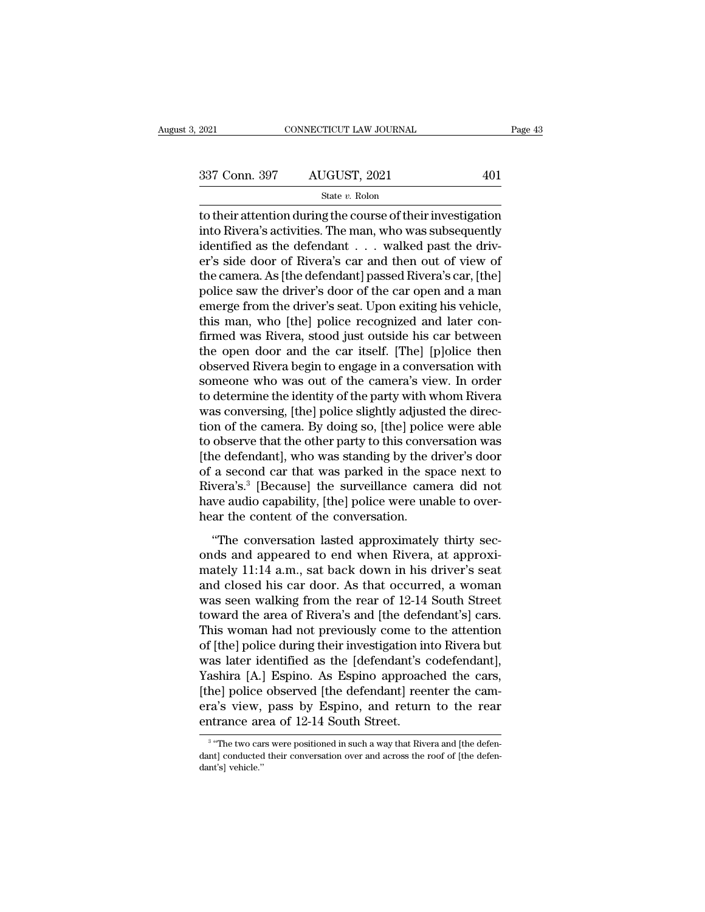to their attention during the course of their investigation into Rivera's activities. The man, who was subsequently identified as the defendant . . . walked past the driver's side door of Rivera's car and then out of view of the camera. As [the defendant] passed Rivera's car, [the] police saw the driver's door of the car open and a man emerge from the driver's seat. Upon exiting his vehicle, this man, who [the] police recognized and later confirmed was Rivera, stood just outside his car between the open door and the car itself. [The] [p]olice then observed Rivera begin to engage in a conversation with someone who was out of the camera's view. In order to determine the identity of the party with whom Rivera was conversing, [the] police slightly adjusted the direction of the camera. By doing so, [the] police were able to observe that the other party to this conversation was [the defendant], who was standing by the driver's door of a second car that was parked in the space next to Rivera's.[3] [Because] the surveillance camera did not have audio capability, [the] police were unable to overhear the content of the conversation.

"The conversation lasted approximately thirty seconds and appeared to end when Rivera, at approximately 11:14 a.m., sat back down in his driver's seat and closed his car door. As that occurred, a woman was seen walking from the rear of 12-14 South Street toward the area of Rivera's and [the defendant's] cars. This woman had not previously come to the attention of [the] police during their investigation into Rivera but was later identified as the [defendant's codefendant], Yashira [A.] Espino. As Espino approached the cars, [the] police observed [the defendant] reenter the camera's view, pass by Espino, and return to the rear entrance area of 12-14 South Street.

[3] "The two cars were positioned in such a way that Rivera and [the defendant] conducted their conversation over and across the roof of [the defendant's] vehicle."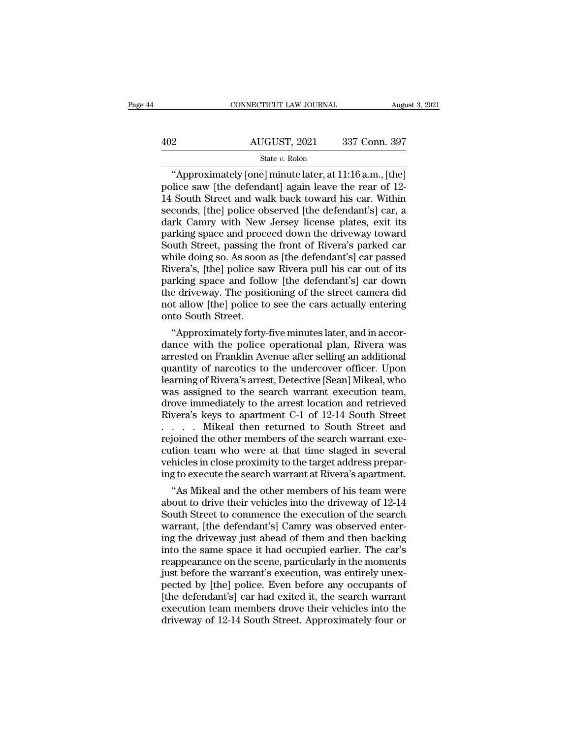"Approximately [one] minute later, at 11:16 a.m., [the] police saw [the defendant] again leave the rear of 12-14 South Street and walk back toward his car. Within seconds, [the] police observed [the defendant's] car, a dark Camry with New Jersey license plates, exit its parking space and proceed down the driveway toward South Street, passing the front of Rivera's parked car while doing so. As soon as [the defendant's] car passed Rivera's, [the] police saw Rivera pull his car out of its parking space and follow [the defendant's] car down the driveway. The positioning of the street camera did not allow [the] police to see the cars actually entering onto South Street.

"Approximately forty-five minutes later, and in accordance with the police operational plan, Rivera was arrested on Franklin Avenue after selling an additional quantity of narcotics to the undercover officer. Upon learning of Rivera's arrest, Detective [Sean] Mikeal, who was assigned to the search warrant execution team, drove immediately to the arrest location and retrieved Rivera's keys to apartment C-1 of 12-14 South Street . . . . Mikeal then returned to South Street and rejoined the other members of the search warrant execution team who were at that time staged in several vehicles in close proximity to the target address preparing to execute the search warrant at Rivera's apartment.

"As Mikeal and the other members of his team were about to drive their vehicles into the driveway of 12-14 South Street to commence the execution of the search warrant, [the defendant's] Camry was observed entering the driveway just ahead of them and then backing into the same space it had occupied earlier. The car's reappearance on the scene, particularly in the moments just before the warrant's execution, was entirely unexpected by [the] police. Even before any occupants of [the defendant's] car had exited it, the search warrant execution team members drove their vehicles into the driveway of 12-14 South Street. Approximately four or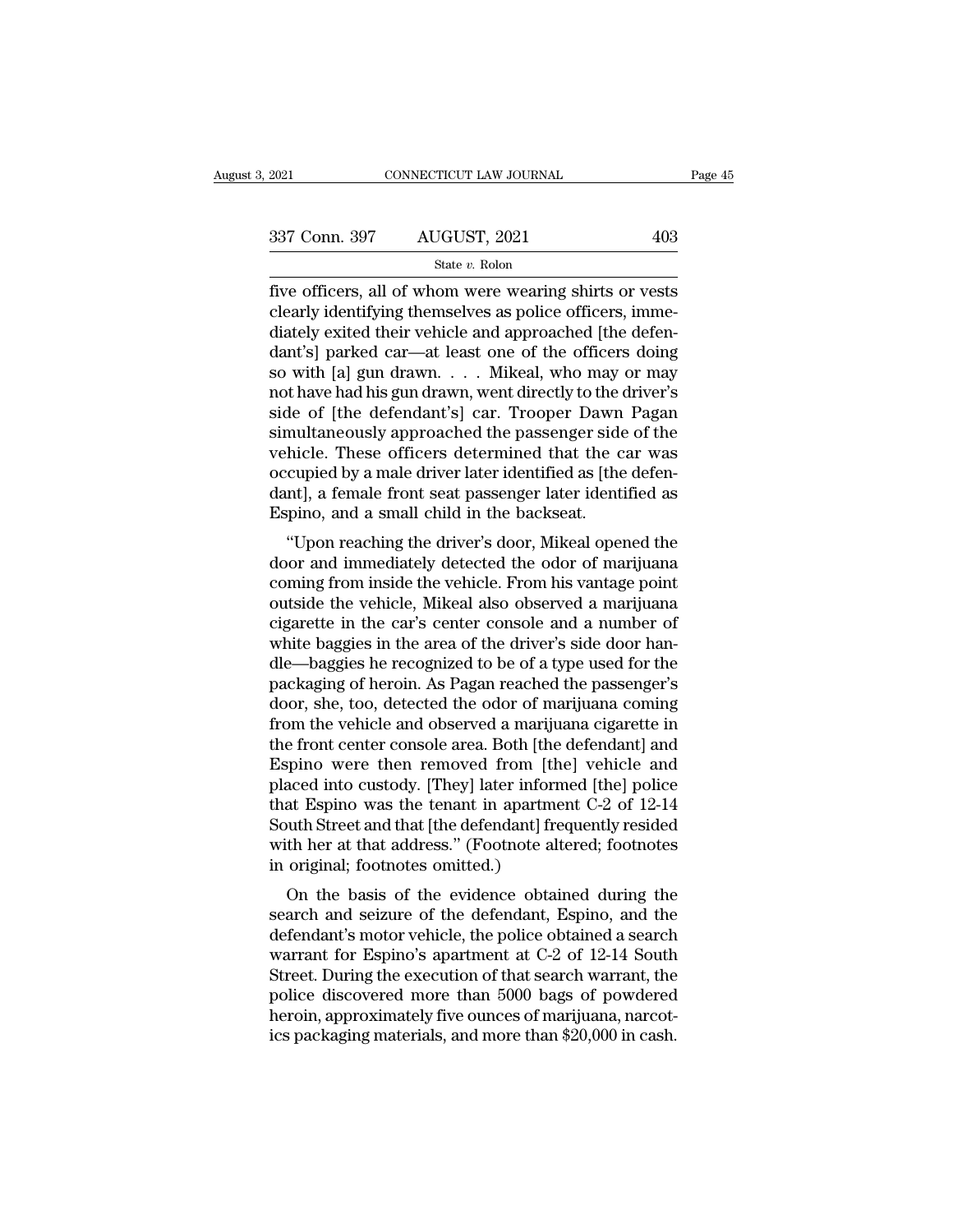five officers, all of whom were wearing shirts or vests clearly identifying themselves as police officers, immediately exited their vehicle and approached [the defendant's] parked car—at least one of the officers doing so with [a] gun drawn. . . . Mikeal, who may or may not have had his gun drawn, went directly to the driver's side of [the defendant's] car. Trooper Dawn Pagan simultaneously approached the passenger side of the vehicle. These officers determined that the car was occupied by a male driver later identified as [the defendant], a female front seat passenger later identified as Espino, and a small child in the backseat.

"Upon reaching the driver's door, Mikeal opened the door and immediately detected the odor of marijuana coming from inside the vehicle. From his vantage point outside the vehicle, Mikeal also observed a marijuana cigarette in the car's center console and a number of white baggies in the area of the driver's side door handle—baggies he recognized to be of a type used for the packaging of heroin. As Pagan reached the passenger's door, she, too, detected the odor of marijuana coming from the vehicle and observed a marijuana cigarette in the front center console area. Both [the defendant] and Espino were then removed from [the] vehicle and placed into custody. [They] later informed [the] police that Espino was the tenant in apartment C-2 of 12-14 South Street and that [the defendant] frequently resided with her at that address." (Footnote altered; footnotes in original; footnotes omitted.)

On the basis of the evidence obtained during the search and seizure of the defendant, Espino, and the defendant's motor vehicle, the police obtained a search warrant for Espino's apartment at C-2 of 12-14 South Street. During the execution of that search warrant, the police discovered more than 5000 bags of powdered heroin, approximately five ounces of marijuana, narcotics packaging materials, and more than $20,000 in cash.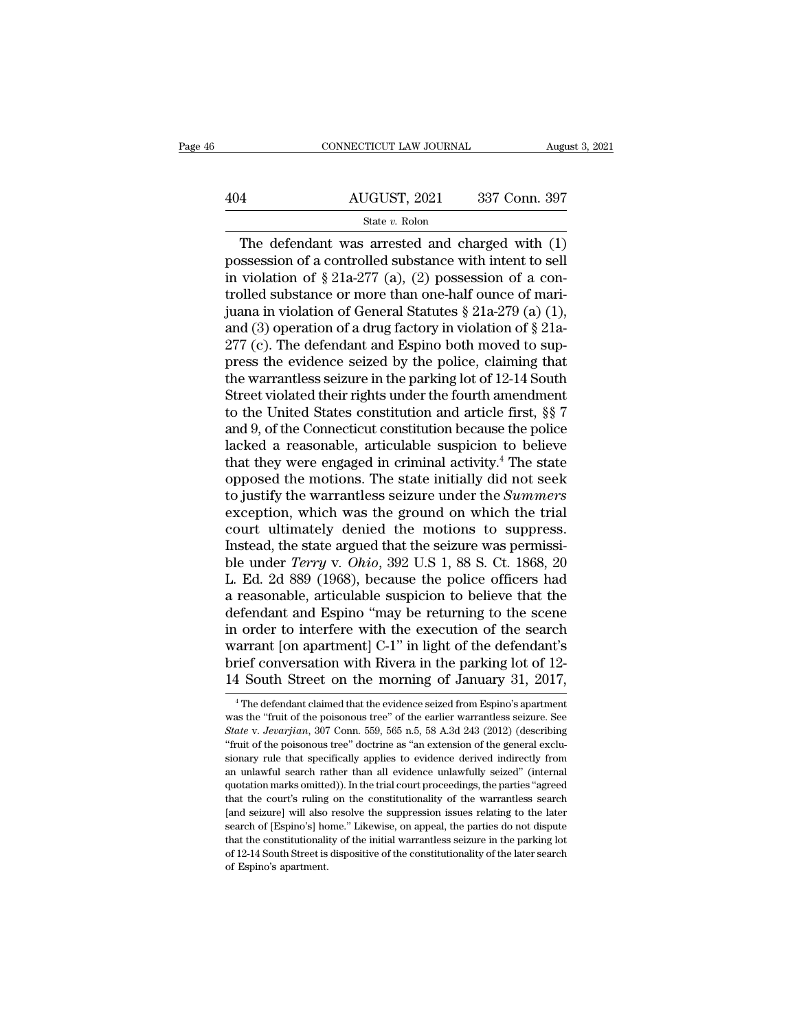The defendant was arrested and charged with (1) possession of a controlled substance with intent to sell in violation of § 21a-277 (a), (2) possession of a controlled substance or more than one-half ounce of marijuana in violation of General Statutes § 21a-279 (a) (1), and (3) operation of a drug factory in violation of § 21a-277 (c). The defendant and Espino both moved to suppress the evidence seized by the police, claiming that the warrantless seizure in the parking lot of 12-14 South Street violated their rights under the fourth amendment to the United States constitution and article first, §§ 7 and 9, of the Connecticut constitution because the police lacked a reasonable, articulable suspicion to believe that they were engaged in criminal activity.[4] The state opposed the motions. The state initially did not seek to justify the warrantless seizure under the *Summers* exception, which was the ground on which the trial court ultimately denied the motions to suppress. Instead, the state argued that the seizure was permissible under *Terry* v. *Ohio*, 392 U.S 1, 88 S. Ct. 1868, 20 L. Ed. 2d 889 (1968), because the police officers had a reasonable, articulable suspicion to believe that the defendant and Espino "may be returning to the scene in order to interfere with the execution of the search warrant [on apartment] C-1" in light of the defendant's brief conversation with Rivera in the parking lot of 12-14 South Street on the morning of January 31, 2017,

[4] The defendant claimed that the evidence seized from Espino's apartment was the "fruit of the poisonous tree" of the earlier warrantless seizure. See *State* v. *Jevarjian*, 307 Conn. 559, 565 n.5, 58 A.3d 243 (2012) (describing "fruit of the poisonous tree" doctrine as "an extension of the general exclusionary rule that specifically applies to evidence derived indirectly from an unlawful search rather than all evidence unlawfully seized" (internal quotation marks omitted)). In the trial court proceedings, the parties "agreed that the court's ruling on the constitutionality of the warrantless search [and seizure] will also resolve the suppression issues relating to the later search of [Espino's] home." Likewise, on appeal, the parties do not dispute that the constitutionality of the initial warrantless seizure in the parking lot of 12-14 South Street is dispositive of the constitutionality of the later search of Espino's apartment.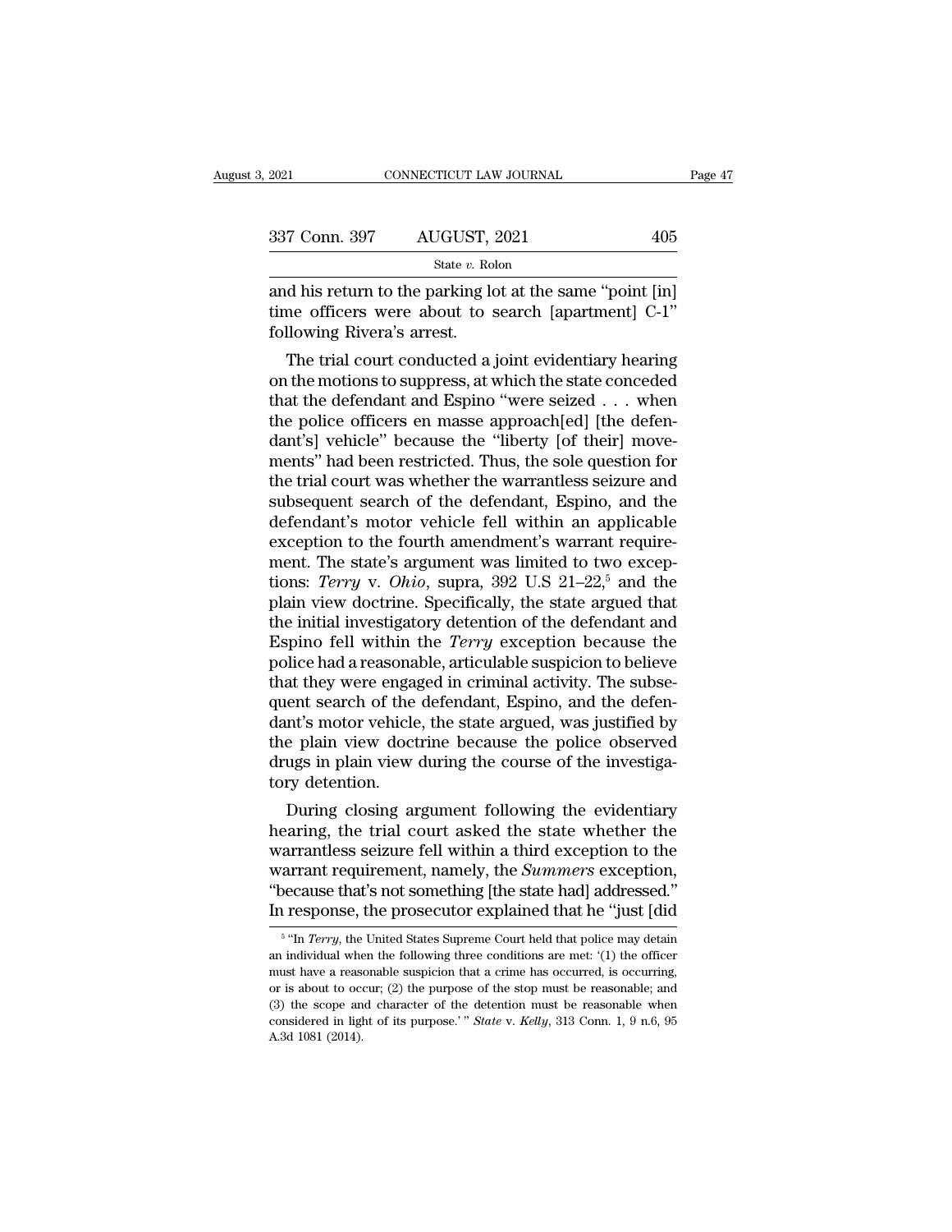and his return to the parking lot at the same "point [in] time officers were about to search [apartment] C-1" following Rivera's arrest.

The trial court conducted a joint evidentiary hearing on the motions to suppress, at which the state conceded that the defendant and Espino "were seized . . . when the police officers en masse approach[ed] [the defendant's] vehicle" because the "liberty [of their] movements" had been restricted. Thus, the sole question for the trial court was whether the warrantless seizure and subsequent search of the defendant, Espino, and the defendant's motor vehicle fell within an applicable exception to the fourth amendment's warrant requirement. The state's argument was limited to two exceptions: *Terry* v. *Ohio*, supra, 392 U.S 21–22,[5] and the plain view doctrine. Specifically, the state argued that the initial investigatory detention of the defendant and Espino fell within the *Terry* exception because the police had a reasonable, articulable suspicion to believe that they were engaged in criminal activity. The subsequent search of the defendant, Espino, and the defendant's motor vehicle, the state argued, was justified by the plain view doctrine because the police observed drugs in plain view during the course of the investigatory detention.

During closing argument following the evidentiary hearing, the trial court asked the state whether the warrantless seizure fell within a third exception to the warrant requirement, namely, the *Summers* exception, "because that's not something [the state had] addressed." In response, the prosecutor explained that he "just [did

[5] "In *Terry*, the United States Supreme Court held that police may detain an individual when the following three conditions are met: '(1) the officer must have a reasonable suspicion that a crime has occurred, is occurring, or is about to occur; (2) the purpose of the stop must be reasonable; and (3) the scope and character of the detention must be reasonable when considered in light of its purpose.' " *State* v. *Kelly*, 313 Conn. 1, 9 n.6, 95 A.3d 1081 (2014).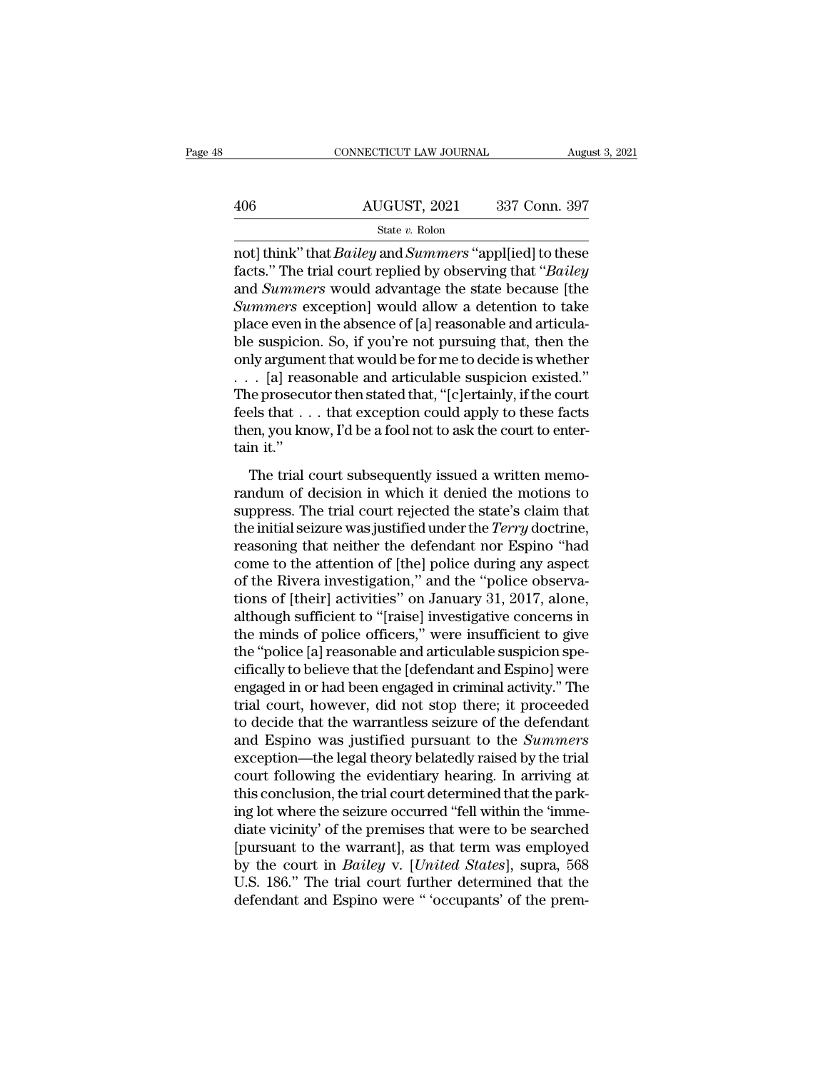not] think" that *Bailey* and *Summers* "appl[ied] to these facts." The trial court replied by observing that "*Bailey* and *Summers* would advantage the state because [the *Summers* exception] would allow a detention to take place even in the absence of [a] reasonable and articulable suspicion. So, if you're not pursuing that, then the only argument that would be for me to decide is whether . . . [a] reasonable and articulable suspicion existed." The prosecutor then stated that, "[c]ertainly, if the court feels that . . . that exception could apply to these facts then, you know, I'd be a fool not to ask the court to entertain it."

The trial court subsequently issued a written memorandum of decision in which it denied the motions to suppress. The trial court rejected the state's claim that the initial seizure was justified under the *Terry* doctrine, reasoning that neither the defendant nor Espino "had come to the attention of [the] police during any aspect of the Rivera investigation," and the "police observations of [their] activities" on January 31, 2017, alone, although sufficient to "[raise] investigative concerns in the minds of police officers," were insufficient to give the "police [a] reasonable and articulable suspicion specifically to believe that the [defendant and Espino] were engaged in or had been engaged in criminal activity." The trial court, however, did not stop there; it proceeded to decide that the warrantless seizure of the defendant and Espino was justified pursuant to the *Summers* exception—the legal theory belatedly raised by the trial court following the evidentiary hearing. In arriving at this conclusion, the trial court determined that the parking lot where the seizure occurred "fell within the 'immediate vicinity' of the premises that were to be searched [pursuant to the warrant], as that term was employed by the court in *Bailey* v. [*United States*], supra, 568 U.S. 186." The trial court further determined that the defendant and Espino were " 'occupants' of the prem-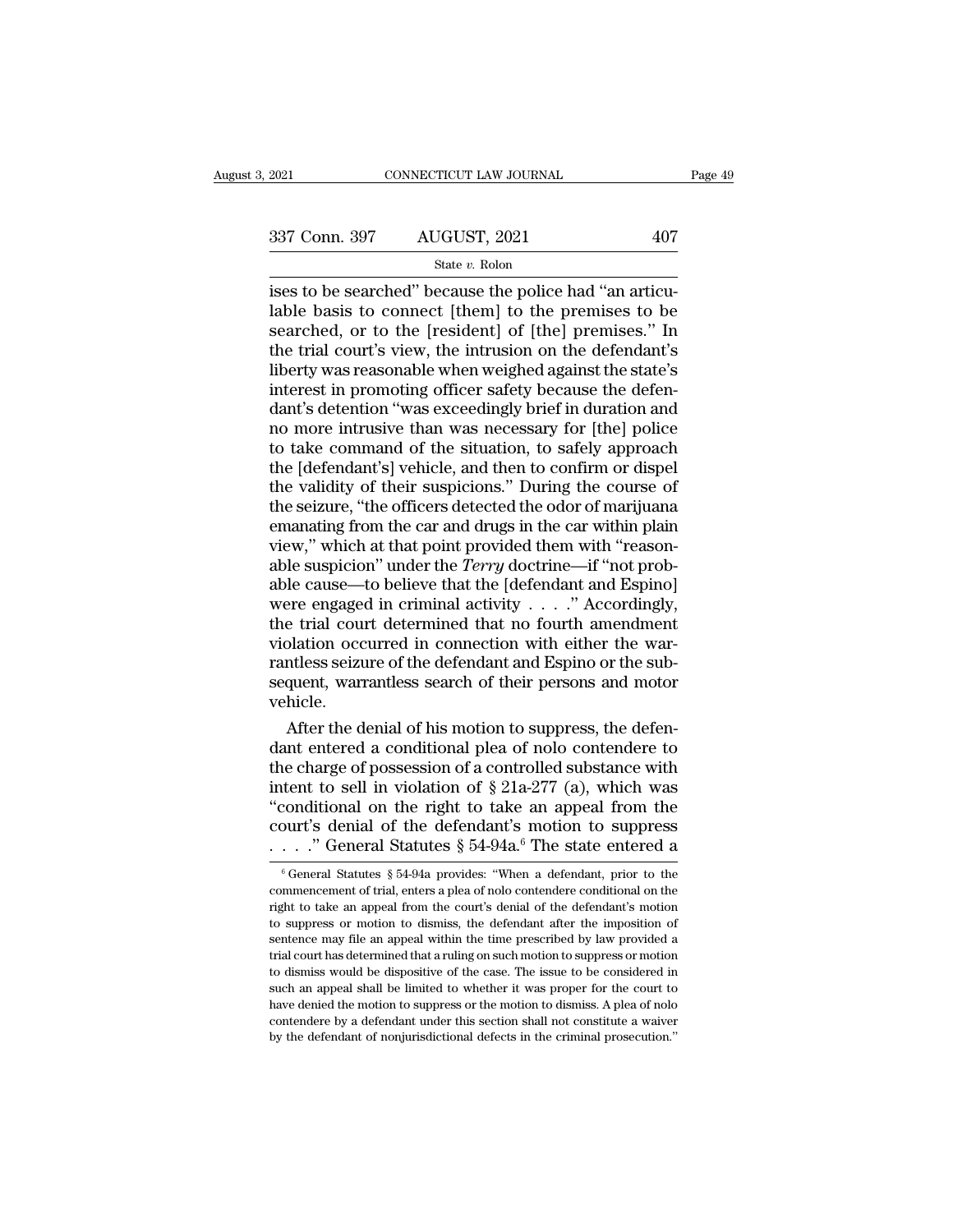ises to be searched" because the police had "an articulable basis to connect [them] to the premises to be searched, or to the [resident] of [the] premises." In the trial court's view, the intrusion on the defendant's liberty was reasonable when weighed against the state's interest in promoting officer safety because the defendant's detention "was exceedingly brief in duration and no more intrusive than was necessary for [the] police to take command of the situation, to safely approach the [defendant's] vehicle, and then to confirm or dispel the validity of their suspicions." During the course of the seizure, "the officers detected the odor of marijuana emanating from the car and drugs in the car within plain view," which at that point provided them with "reasonable suspicion" under the *Terry* doctrine—if "not probable cause—to believe that the [defendant and Espino] were engaged in criminal activity . . . ." Accordingly, the trial court determined that no fourth amendment violation occurred in connection with either the warrantless seizure of the defendant and Espino or the subsequent, warrantless search of their persons and motor vehicle.

After the denial of his motion to suppress, the defendant entered a conditional plea of nolo contendere to the charge of possession of a controlled substance with intent to sell in violation of § 21a-277 (a), which was "conditional on the right to take an appeal from the court's denial of the defendant's motion to suppress . . . ." General Statutes § 54-94a.[6] The state entered a

[6] General Statutes § 54-94a provides: "When a defendant, prior to the commencement of trial, enters a plea of nolo contendere conditional on the right to take an appeal from the court's denial of the defendant's motion to suppress or motion to dismiss, the defendant after the imposition of sentence may file an appeal within the time prescribed by law provided a trial court has determined that a ruling on such motion to suppress or motion to dismiss would be dispositive of the case. The issue to be considered in such an appeal shall be limited to whether it was proper for the court to have denied the motion to suppress or the motion to dismiss. A plea of nolo contendere by a defendant under this section shall not constitute a waiver by the defendant of nonjurisdictional defects in the criminal prosecution."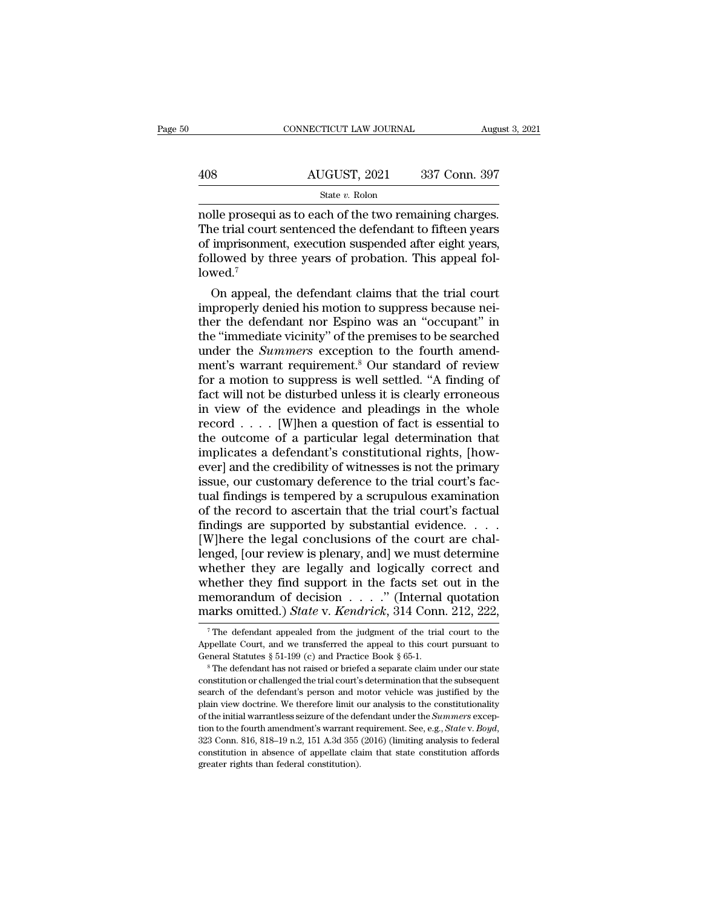nolle prosequi as to each of the two remaining charges. The trial court sentenced the defendant to fifteen years of imprisonment, execution suspended after eight years, followed by three years of probation. This appeal followed.[7]

On appeal, the defendant claims that the trial court improperly denied his motion to suppress because neither the defendant nor Espino was an "occupant" in the "immediate vicinity" of the premises to be searched under the *Summers* exception to the fourth amendment's warrant requirement.[8] Our standard of review for a motion to suppress is well settled. "A finding of fact will not be disturbed unless it is clearly erroneous in view of the evidence and pleadings in the whole record . . . . [W]hen a question of fact is essential to the outcome of a particular legal determination that implicates a defendant's constitutional rights, [however] and the credibility of witnesses is not the primary issue, our customary deference to the trial court's factual findings is tempered by a scrupulous examination of the record to ascertain that the trial court's factual findings are supported by substantial evidence. . . . [W]here the legal conclusions of the court are challenged, [our review is plenary, and] we must determine whether they are legally and logically correct and whether they find support in the facts set out in the memorandum of decision . . . ." (Internal quotation marks omitted.) *State* v. *Kendrick*, 314 Conn. 212, 222,

[7] The defendant appealed from the judgment of the trial court to the Appellate Court, and we transferred the appeal to this court pursuant to General Statutes § 51-199 (c) and Practice Book § 65-1.

[8] The defendant has not raised or briefed a separate claim under our state constitution or challenged the trial court's determination that the subsequent search of the defendant's person and motor vehicle was justified by the plain view doctrine. We therefore limit our analysis to the constitutionality of the initial warrantless seizure of the defendant under the *Summers* exception to the fourth amendment's warrant requirement. See, e.g., *State* v. *Boyd*, 323 Conn. 816, 818–19 n.2, 151 A.3d 355 (2016) (limiting analysis to federal constitution in absence of appellate claim that state constitution affords greater rights than federal constitution).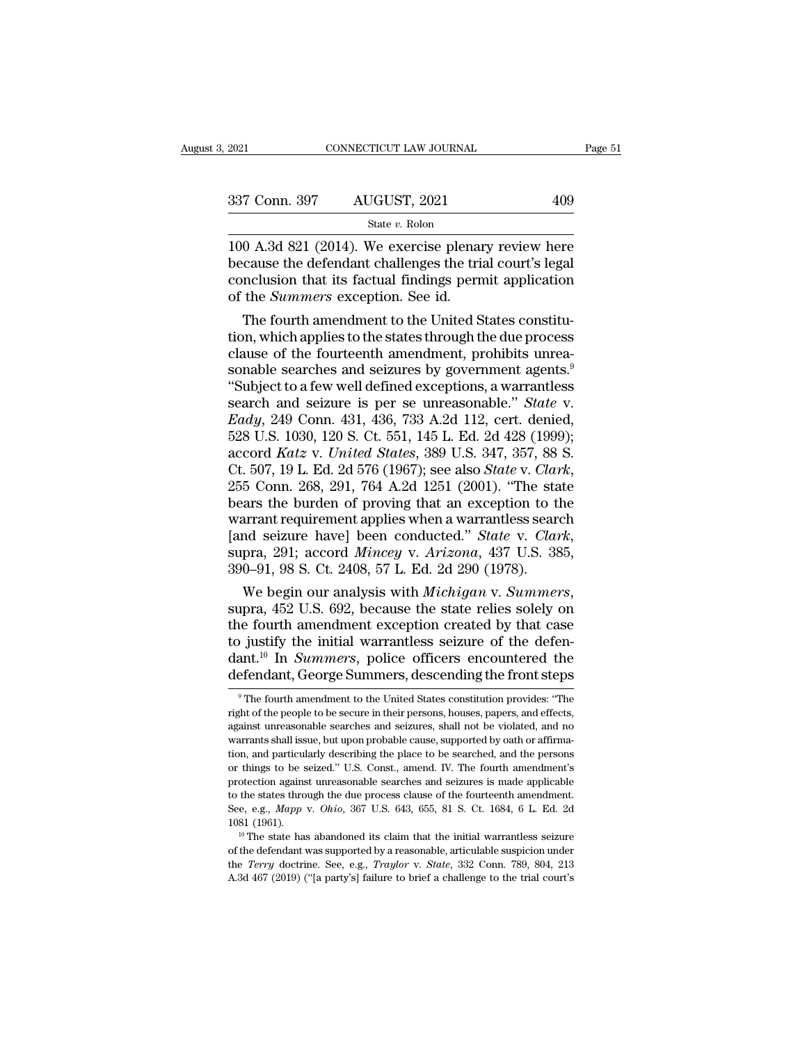100 A.3d 821 (2014). We exercise plenary review here because the defendant challenges the trial court's legal conclusion that its factual findings permit application of the *Summers* exception. See id.

The fourth amendment to the United States constitution, which applies to the states through the due process clause of the fourteenth amendment, prohibits unreasonable searches and seizures by government agents.[9] "Subject to a few well defined exceptions, a warrantless search and seizure is per se unreasonable." *State* v. *Eady*, 249 Conn. 431, 436, 733 A.2d 112, cert. denied, 528 U.S. 1030, 120 S. Ct. 551, 145 L. Ed. 2d 428 (1999); accord *Katz* v. *United States*, 389 U.S. 347, 357, 88 S. Ct. 507, 19 L. Ed. 2d 576 (1967); see also *State* v. *Clark*, 255 Conn. 268, 291, 764 A.2d 1251 (2001). "The state bears the burden of proving that an exception to the warrant requirement applies when a warrantless search [and seizure have] been conducted." *State* v. *Clark*, supra, 291; accord *Mincey* v. *Arizona*, 437 U.S. 385, 390–91, 98 S. Ct. 2408, 57 L. Ed. 2d 290 (1978).

We begin our analysis with *Michigan* v. *Summers*, supra, 452 U.S. 692, because the state relies solely on the fourth amendment exception created by that case to justify the initial warrantless seizure of the defendant.[10] In *Summers*, police officers encountered the defendant, George Summers, descending the front steps

[9] The fourth amendment to the United States constitution provides: "The right of the people to be secure in their persons, houses, papers, and effects, against unreasonable searches and seizures, shall not be violated, and no warrants shall issue, but upon probable cause, supported by oath or affirmation, and particularly describing the place to be searched, and the persons or things to be seized." U.S. Const., amend. IV. The fourth amendment's protection against unreasonable searches and seizures is made applicable to the states through the due process clause of the fourteenth amendment. See, e.g., *Mapp* v. *Ohio*, 367 U.S. 643, 655, 81 S. Ct. 1684, 6 L. Ed. 2d 1081 (1961).

[10] The state has abandoned its claim that the initial warrantless seizure of the defendant was supported by a reasonable, articulable suspicion under the *Terry* doctrine. See, e.g., *Traylor* v. *State*, 332 Conn. 789, 804, 213 A.3d 467 (2019) ("[a party's] failure to brief a challenge to the trial court's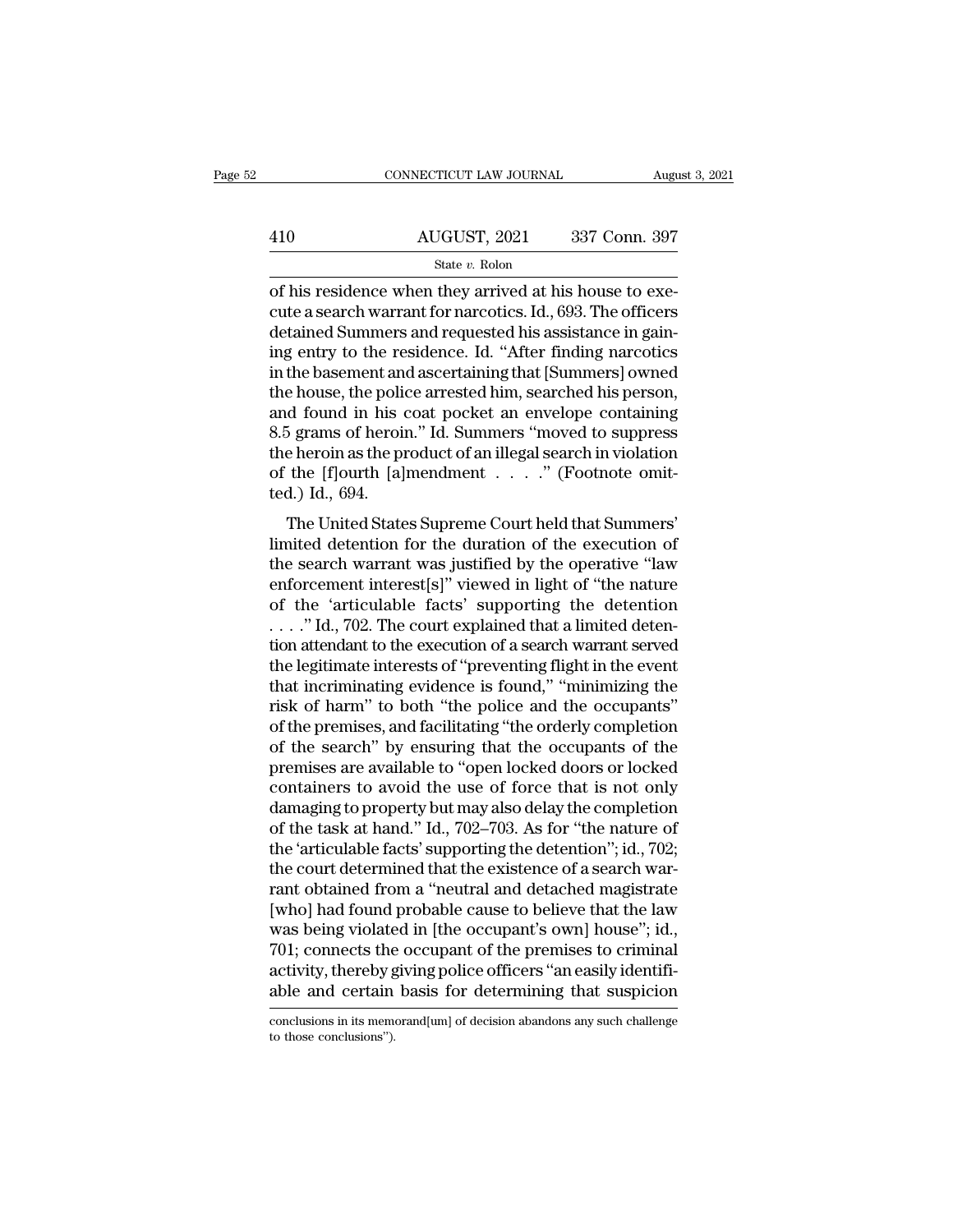of his residence when they arrived at his house to execute a search warrant for narcotics. Id., 693. The officers detained Summers and requested his assistance in gaining entry to the residence. Id. "After finding narcotics in the basement and ascertaining that [Summers] owned the house, the police arrested him, searched his person, and found in his coat pocket an envelope containing 8.5 grams of heroin." Id. Summers "moved to suppress the heroin as the product of an illegal search in violation of the [f]ourth [a]mendment . . . ." (Footnote omitted.) Id., 694.

The United States Supreme Court held that Summers' limited detention for the duration of the execution of the search warrant was justified by the operative "law enforcement interest[s]" viewed in light of "the nature of the 'articulable facts' supporting the detention . . . ." Id., 702. The court explained that a limited detention attendant to the execution of a search warrant served the legitimate interests of "preventing flight in the event that incriminating evidence is found," "minimizing the risk of harm" to both "the police and the occupants" of the premises, and facilitating "the orderly completion of the search" by ensuring that the occupants of the premises are available to "open locked doors or locked containers to avoid the use of force that is not only damaging to property but may also delay the completion of the task at hand." Id., 702–703. As for "the nature of the 'articulable facts' supporting the detention"; id., 702; the court determined that the existence of a search warrant obtained from a "neutral and detached magistrate [who] had found probable cause to believe that the law was being violated in [the occupant's own] house"; id., 701; connects the occupant of the premises to criminal activity, thereby giving police officers "an easily identifiable and certain basis for determining that suspicion

conclusions in its memorand[um] of decision abandons any such challenge to those conclusions").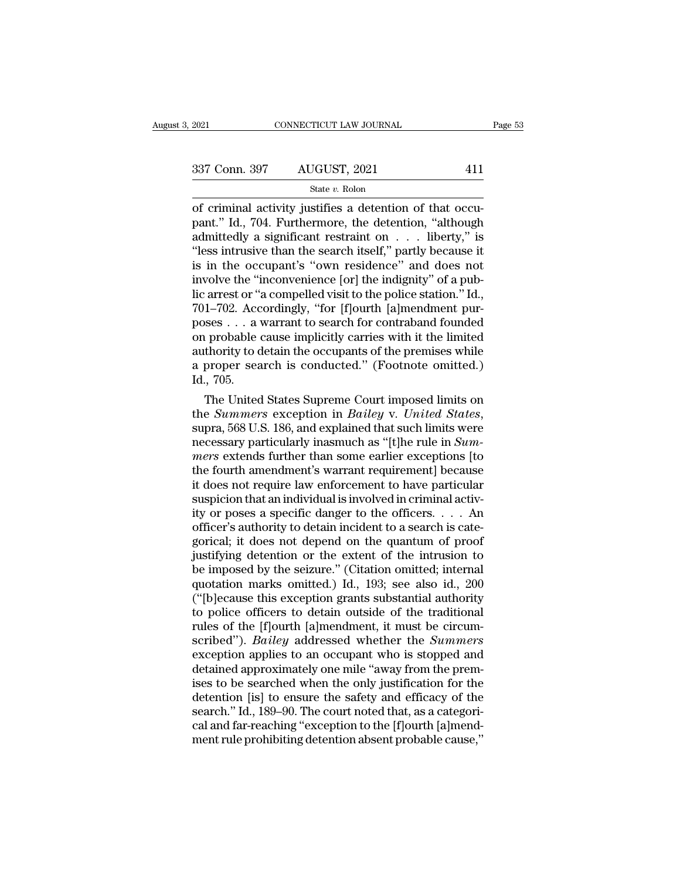of criminal activity justifies a detention of that occupant." Id., 704. Furthermore, the detention, "although admittedly a significant restraint on . . . liberty," is "less intrusive than the search itself," partly because it is in the occupant's "own residence" and does not involve the "inconvenience [or] the indignity" of a public arrest or "a compelled visit to the police station." Id., 701–702. Accordingly, "for [f]ourth [a]mendment purposes . . . a warrant to search for contraband founded on probable cause implicitly carries with it the limited authority to detain the occupants of the premises while a proper search is conducted." (Footnote omitted.) Id., 705.

The United States Supreme Court imposed limits on the *Summers* exception in *Bailey* v. *United States*, supra, 568 U.S. 186, and explained that such limits were necessary particularly inasmuch as "[t]he rule in *Summers* extends further than some earlier exceptions [to the fourth amendment's warrant requirement] because it does not require law enforcement to have particular suspicion that an individual is involved in criminal activity or poses a specific danger to the officers. . . . An officer's authority to detain incident to a search is categorical; it does not depend on the quantum of proof justifying detention or the extent of the intrusion to be imposed by the seizure." (Citation omitted; internal quotation marks omitted.) Id., 193; see also id., 200 ("[b]ecause this exception grants substantial authority to police officers to detain outside of the traditional rules of the [f]ourth [a]mendment, it must be circumscribed"). *Bailey* addressed whether the *Summers* exception applies to an occupant who is stopped and detained approximately one mile "away from the premises to be searched when the only justification for the detention [is] to ensure the safety and efficacy of the search." Id., 189–90. The court noted that, as a categorical and far-reaching "exception to the [f]ourth [a]mendment rule prohibiting detention absent probable cause,"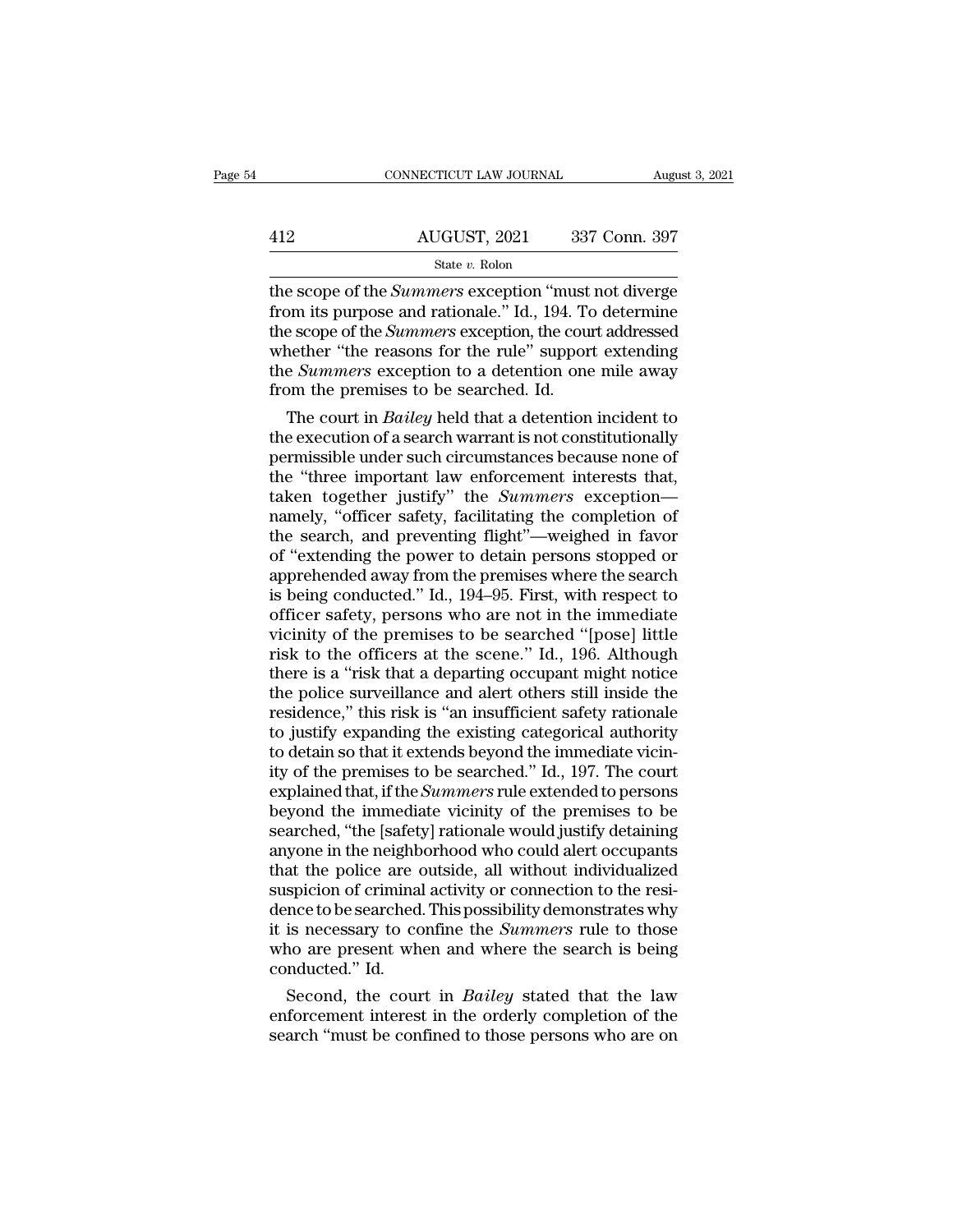the scope of the *Summers* exception "must not diverge from its purpose and rationale." Id., 194. To determine the scope of the *Summers* exception, the court addressed whether "the reasons for the rule" support extending the *Summers* exception to a detention one mile away from the premises to be searched. Id.

The court in *Bailey* held that a detention incident to the execution of a search warrant is not constitutionally permissible under such circumstances because none of the "three important law enforcement interests that, taken together justify" the *Summers* exception—namely, "officer safety, facilitating the completion of the search, and preventing flight"—weighed in favor of "extending the power to detain persons stopped or apprehended away from the premises where the search is being conducted." Id., 194–95. First, with respect to officer safety, persons who are not in the immediate vicinity of the premises to be searched "[pose] little risk to the officers at the scene." Id., 196. Although there is a "risk that a departing occupant might notice the police surveillance and alert others still inside the residence," this risk is "an insufficient safety rationale to justify expanding the existing categorical authority to detain so that it extends beyond the immediate vicinity of the premises to be searched." Id., 197. The court explained that, if the *Summers* rule extended to persons beyond the immediate vicinity of the premises to be searched, "the [safety] rationale would justify detaining anyone in the neighborhood who could alert occupants that the police are outside, all without individualized suspicion of criminal activity or connection to the residence to be searched. This possibility demonstrates why it is necessary to confine the *Summers* rule to those who are present when and where the search is being conducted." Id.

Second, the court in *Bailey* stated that the law enforcement interest in the orderly completion of the search "must be confined to those persons who are on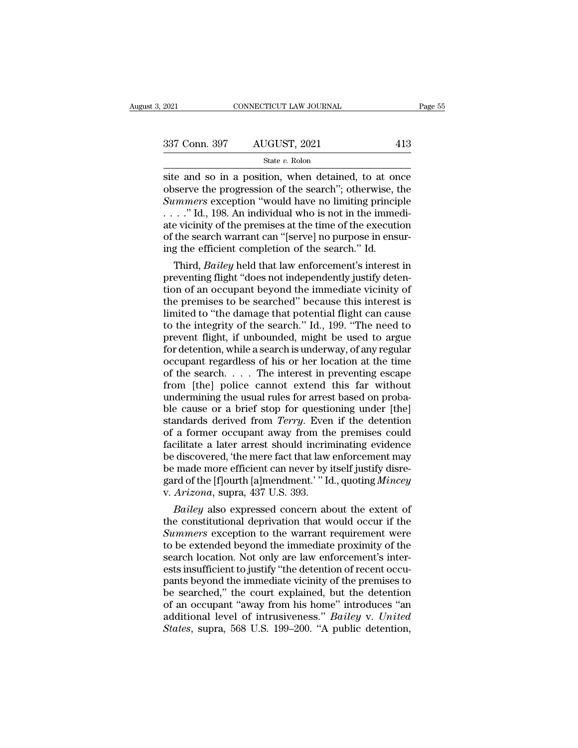site and so in a position, when detained, to at once observe the progression of the search"; otherwise, the *Summers* exception "would have no limiting principle . . . ." Id., 198. An individual who is not in the immediate vicinity of the premises at the time of the execution of the search warrant can "[serve] no purpose in ensuring the efficient completion of the search." Id.

Third, *Bailey* held that law enforcement's interest in preventing flight "does not independently justify detention of an occupant beyond the immediate vicinity of the premises to be searched" because this interest is limited to "the damage that potential flight can cause to the integrity of the search." Id., 199. "The need to prevent flight, if unbounded, might be used to argue for detention, while a search is underway, of any regular occupant regardless of his or her location at the time of the search. . . . The interest in preventing escape from [the] police cannot extend this far without undermining the usual rules for arrest based on probable cause or a brief stop for questioning under [the] standards derived from *Terry*. Even if the detention of a former occupant away from the premises could facilitate a later arrest should incriminating evidence be discovered, 'the mere fact that law enforcement may be made more efficient can never by itself justify disregard of the [f]ourth [a]mendment.' " Id., quoting *Mincey* v. *Arizona*, supra, 437 U.S. 393.

*Bailey* also expressed concern about the extent of the constitutional deprivation that would occur if the *Summers* exception to the warrant requirement were to be extended beyond the immediate proximity of the search location. Not only are law enforcement's interests insufficient to justify "the detention of recent occupants beyond the immediate vicinity of the premises to be searched," the court explained, but the detention of an occupant "away from his home" introduces "an additional level of intrusiveness." *Bailey* v. *United States*, supra, 568 U.S. 199–200. "A public detention,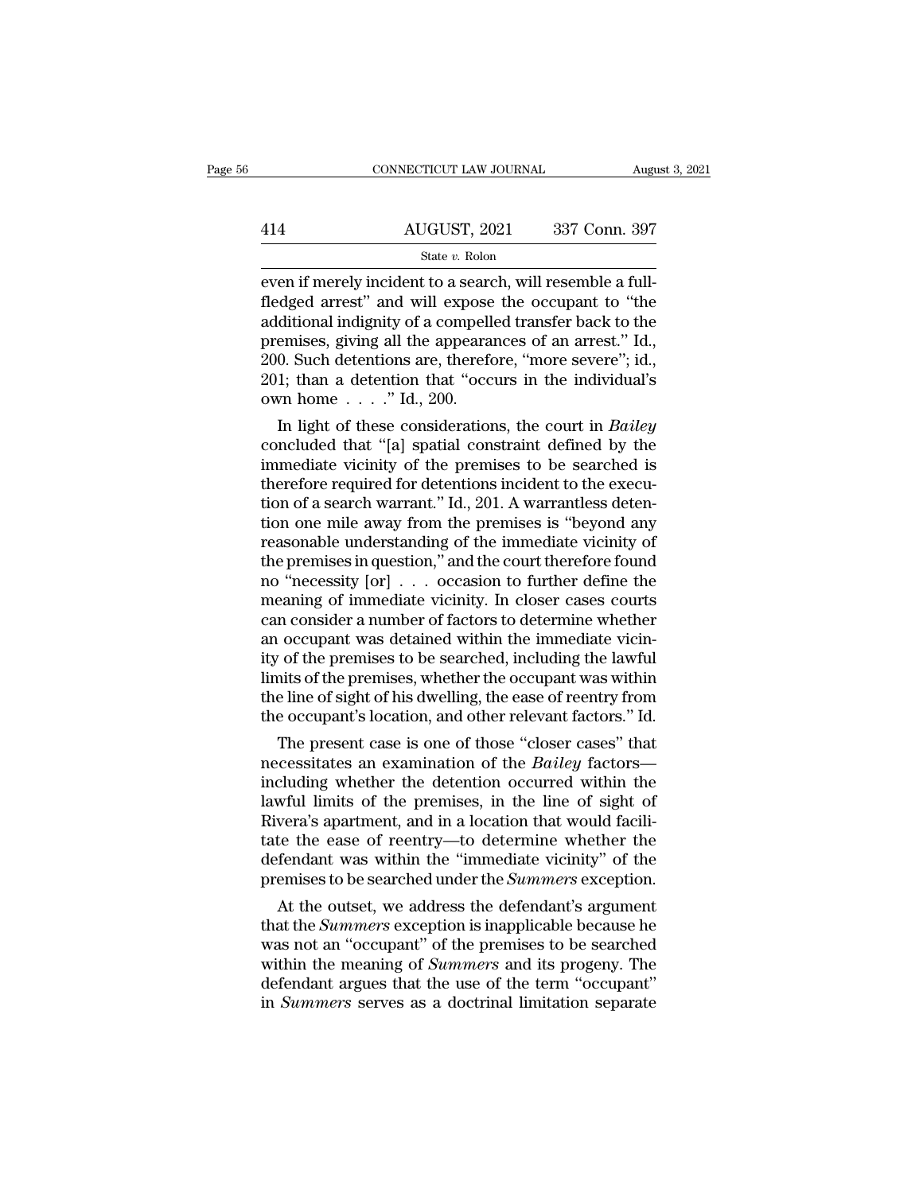even if merely incident to a search, will resemble a full-fledged arrest" and will expose the occupant to "the additional indignity of a compelled transfer back to the premises, giving all the appearances of an arrest." Id., 200. Such detentions are, therefore, "more severe"; id., 201; than a detention that "occurs in the individual's own home . . . ." Id., 200.

In light of these considerations, the court in *Bailey* concluded that "[a] spatial constraint defined by the immediate vicinity of the premises to be searched is therefore required for detentions incident to the execution of a search warrant." Id., 201. A warrantless detention one mile away from the premises is "beyond any reasonable understanding of the immediate vicinity of the premises in question," and the court therefore found no "necessity [or] . . . occasion to further define the meaning of immediate vicinity. In closer cases courts can consider a number of factors to determine whether an occupant was detained within the immediate vicinity of the premises to be searched, including the lawful limits of the premises, whether the occupant was within the line of sight of his dwelling, the ease of reentry from the occupant's location, and other relevant factors." Id.

The present case is one of those "closer cases" that necessitates an examination of the *Bailey* factors—including whether the detention occurred within the lawful limits of the premises, in the line of sight of Rivera's apartment, and in a location that would facilitate the ease of reentry—to determine whether the defendant was within the "immediate vicinity" of the premises to be searched under the *Summers* exception.

At the outset, we address the defendant's argument that the *Summers* exception is inapplicable because he was not an "occupant" of the premises to be searched within the meaning of *Summers* and its progeny. The defendant argues that the use of the term "occupant" in *Summers* serves as a doctrinal limitation separate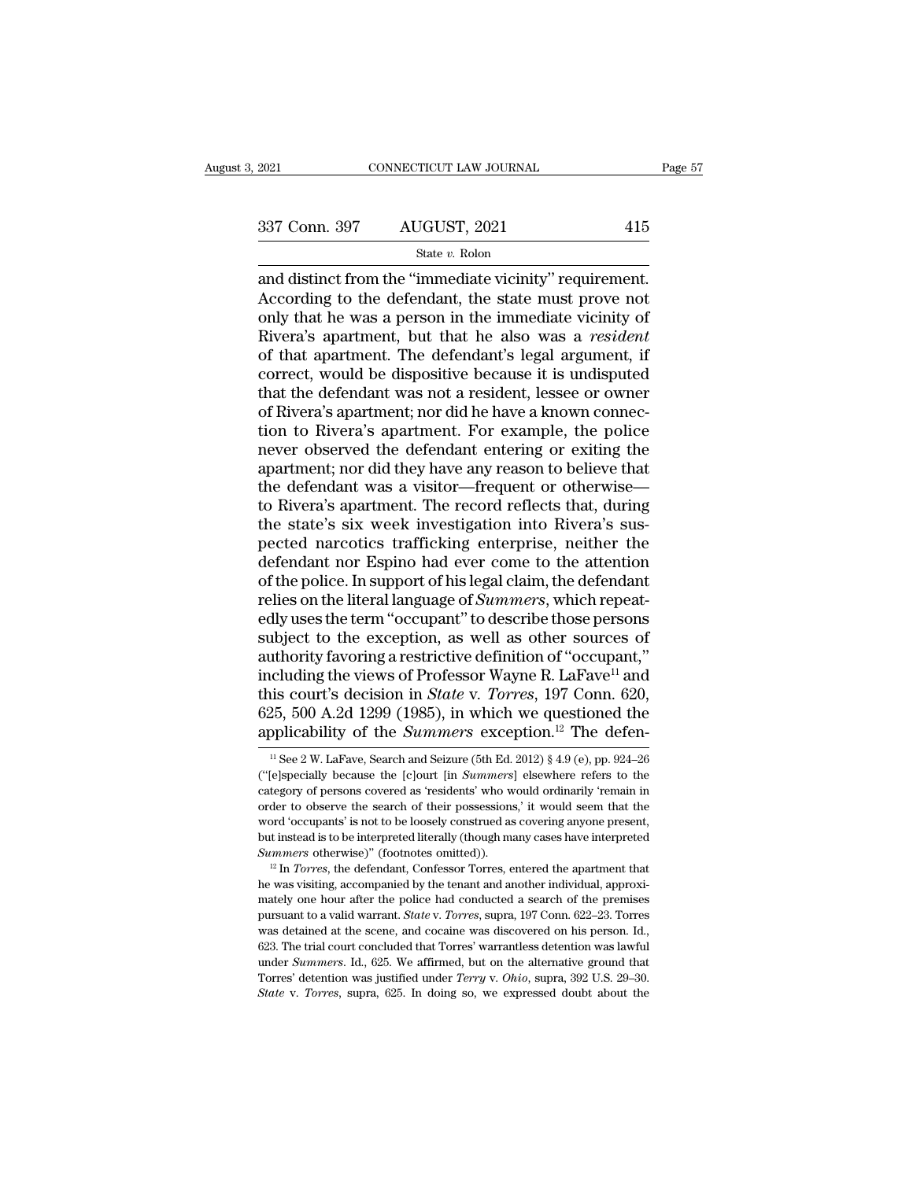and distinct from the "immediate vicinity" requirement. According to the defendant, the state must prove not only that he was a person in the immediate vicinity of Rivera's apartment, but that he also was a *resident* of that apartment. The defendant's legal argument, if correct, would be dispositive because it is undisputed that the defendant was not a resident, lessee or owner of Rivera's apartment; nor did he have a known connection to Rivera's apartment. For example, the police never observed the defendant entering or exiting the apartment; nor did they have any reason to believe that the defendant was a visitor—frequent or otherwise—to Rivera's apartment. The record reflects that, during the state's six week investigation into Rivera's suspected narcotics trafficking enterprise, neither the defendant nor Espino had ever come to the attention of the police. In support of his legal claim, the defendant relies on the literal language of *Summers*, which repeatedly uses the term "occupant" to describe those persons subject to the exception, as well as other sources of authority favoring a restrictive definition of "occupant," including the views of Professor Wayne R. LaFave[11] and this court's decision in *State* v. *Torres*, 197 Conn. 620, 625, 500 A.2d 1299 (1985), in which we questioned the applicability of the *Summers* exception.[12] The defen-

[11] See 2 W. LaFave, Search and Seizure (5th Ed. 2012) § 4.9 (e), pp. 924–26 ("[e]specially because the [c]ourt [in *Summers*] elsewhere refers to the category of persons covered as 'residents' who would ordinarily 'remain in order to observe the search of their possessions,' it would seem that the word 'occupants' is not to be loosely construed as covering anyone present, but instead is to be interpreted literally (though many cases have interpreted *Summers* otherwise)" (footnotes omitted)).

[12] In *Torres*, the defendant, Confessor Torres, entered the apartment that he was visiting, accompanied by the tenant and another individual, approximately one hour after the police had conducted a search of the premises pursuant to a valid warrant. *State* v. *Torres*, supra, 197 Conn. 622–23. Torres was detained at the scene, and cocaine was discovered on his person. Id., 623. The trial court concluded that Torres' warrantless detention was lawful under *Summers*. Id., 625. We affirmed, but on the alternative ground that Torres' detention was justified under *Terry* v. *Ohio*, supra, 392 U.S. 29–30. *State* v. *Torres*, supra, 625. In doing so, we expressed doubt about the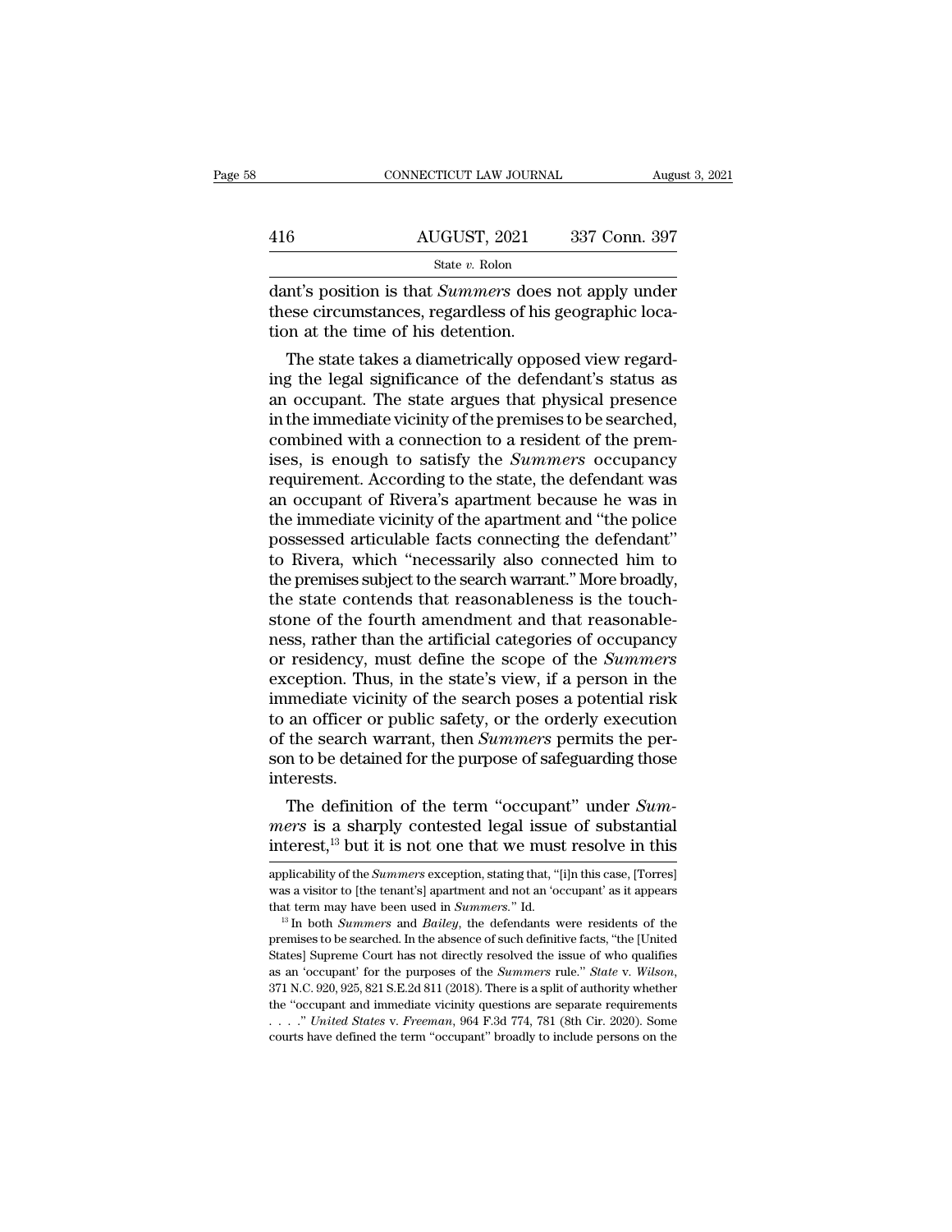dant's position is that *Summers* does not apply under these circumstances, regardless of his geographic location at the time of his detention.

The state takes a diametrically opposed view regarding the legal significance of the defendant's status as an occupant. The state argues that physical presence in the immediate vicinity of the premises to be searched, combined with a connection to a resident of the premises, is enough to satisfy the *Summers* occupancy requirement. According to the state, the defendant was an occupant of Rivera's apartment because he was in the immediate vicinity of the apartment and "the police possessed articulable facts connecting the defendant" to Rivera, which "necessarily also connected him to the premises subject to the search warrant." More broadly, the state contends that reasonableness is the touchstone of the fourth amendment and that reasonableness, rather than the artificial categories of occupancy or residency, must define the scope of the *Summers* exception. Thus, in the state's view, if a person in the immediate vicinity of the search poses a potential risk to an officer or public safety, or the orderly execution of the search warrant, then *Summers* permits the person to be detained for the purpose of safeguarding those interests.

The definition of the term "occupant" under *Summers* is a sharply contested legal issue of substantial interest,[13] but it is not one that we must resolve in this

applicability of the *Summers* exception, stating that, "[i]n this case, [Torres] was a visitor to [the tenant's] apartment and not an 'occupant' as it appears that term may have been used in *Summers*." Id.

[13] In both *Summers* and *Bailey*, the defendants were residents of the premises to be searched. In the absence of such definitive facts, "the [United States] Supreme Court has not directly resolved the issue of who qualifies as an 'occupant' for the purposes of the *Summers* rule." *State* v. *Wilson*, 371 N.C. 920, 925, 821 S.E.2d 811 (2018). There is a split of authority whether the "occupant and immediate vicinity questions are separate requirements . . . ." *United States* v. *Freeman*, 964 F.3d 774, 781 (8th Cir. 2020). Some courts have defined the term "occupant" broadly to include persons on the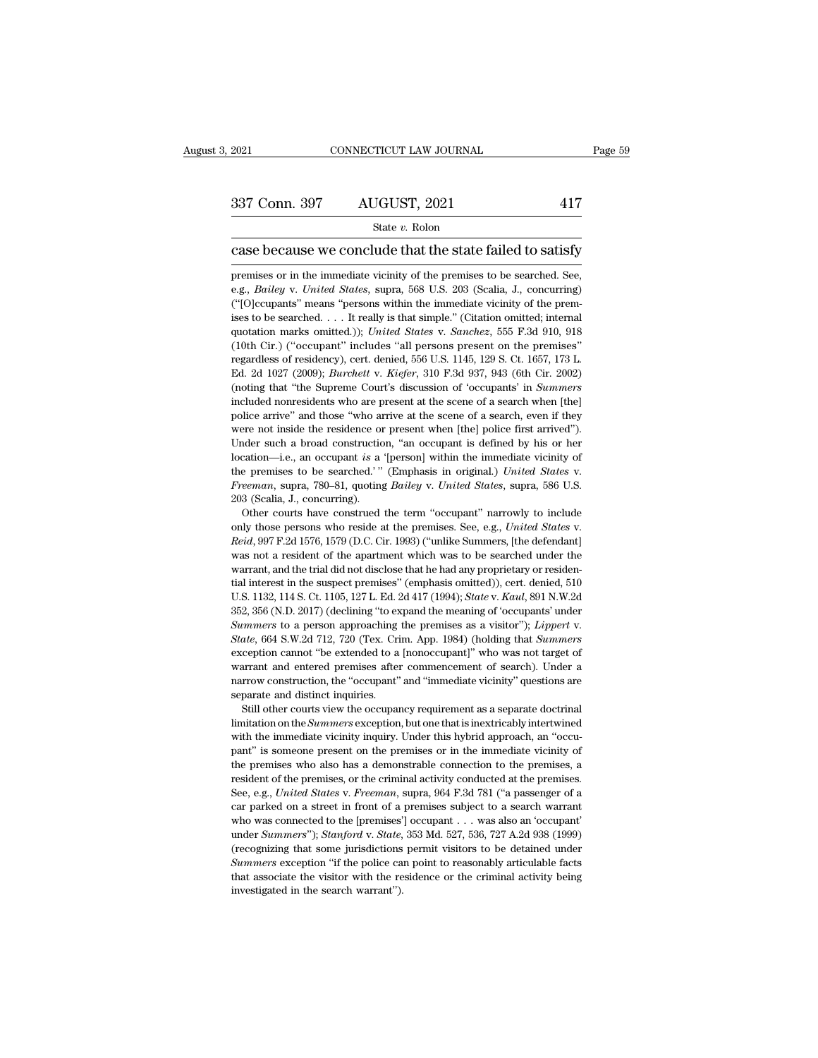case because we conclude that the state failed to satisfy

premises or in the immediate vicinity of the premises to be searched. See, e.g., *Bailey* v. *United States*, supra, 568 U.S. 203 (Scalia, J., concurring) ("[O]ccupants" means "persons within the immediate vicinity of the premises to be searched. . . . It really is that simple." (Citation omitted; internal quotation marks omitted.)); *United States* v. *Sanchez*, 555 F.3d 910, 918 (10th Cir.) ("occupant" includes "all persons present on the premises" regardless of residency), cert. denied, 556 U.S. 1145, 129 S. Ct. 1657, 173 L. Ed. 2d 1027 (2009); *Burchett* v. *Kiefer*, 310 F.3d 937, 943 (6th Cir. 2002) (noting that "the Supreme Court's discussion of 'occupants' in *Summers* included nonresidents who are present at the scene of a search when [the] police arrive" and those "who arrive at the scene of a search, even if they were not inside the residence or present when [the] police first arrived"). Under such a broad construction, "an occupant is defined by his or her location—i.e., an occupant *is* a '[person] within the immediate vicinity of the premises to be searched.' " (Emphasis in original.) *United States* v. *Freeman*, supra, 780–81, quoting *Bailey* v. *United States*, supra, 586 U.S. 203 (Scalia, J., concurring).

Other courts have construed the term "occupant" narrowly to include only those persons who reside at the premises. See, e.g., *United States* v. *Reid*, 997 F.2d 1576, 1579 (D.C. Cir. 1993) ("unlike Summers, [the defendant] was not a resident of the apartment which was to be searched under the warrant, and the trial did not disclose that he had any proprietary or residential interest in the suspect premises" (emphasis omitted)), cert. denied, 510 U.S. 1132, 114 S. Ct. 1105, 127 L. Ed. 2d 417 (1994); *State* v. *Kaul*, 891 N.W.2d 352, 356 (N.D. 2017) (declining "to expand the meaning of 'occupants' under *Summers* to a person approaching the premises as a visitor"); *Lippert* v. *State*, 664 S.W.2d 712, 720 (Tex. Crim. App. 1984) (holding that *Summers* exception cannot "be extended to a [nonoccupant]" who was not target of warrant and entered premises after commencement of search). Under a narrow construction, the "occupant" and "immediate vicinity" questions are separate and distinct inquiries.

Still other courts view the occupancy requirement as a separate doctrinal limitation on the *Summers* exception, but one that is inextricably intertwined with the immediate vicinity inquiry. Under this hybrid approach, an "occupant" is someone present on the premises or in the immediate vicinity of the premises who also has a demonstrable connection to the premises, a resident of the premises, or the criminal activity conducted at the premises. See, e.g., *United States* v. *Freeman*, supra, 964 F.3d 781 ("a passenger of a car parked on a street in front of a premises subject to a search warrant who was connected to the [premises'] occupant . . . was also an 'occupant' under *Summers*"); *Stanford* v. *State*, 353 Md. 527, 536, 727 A.2d 938 (1999) (recognizing that some jurisdictions permit visitors to be detained under *Summers* exception "if the police can point to reasonably articulable facts that associate the visitor with the residence or the criminal activity being investigated in the search warrant").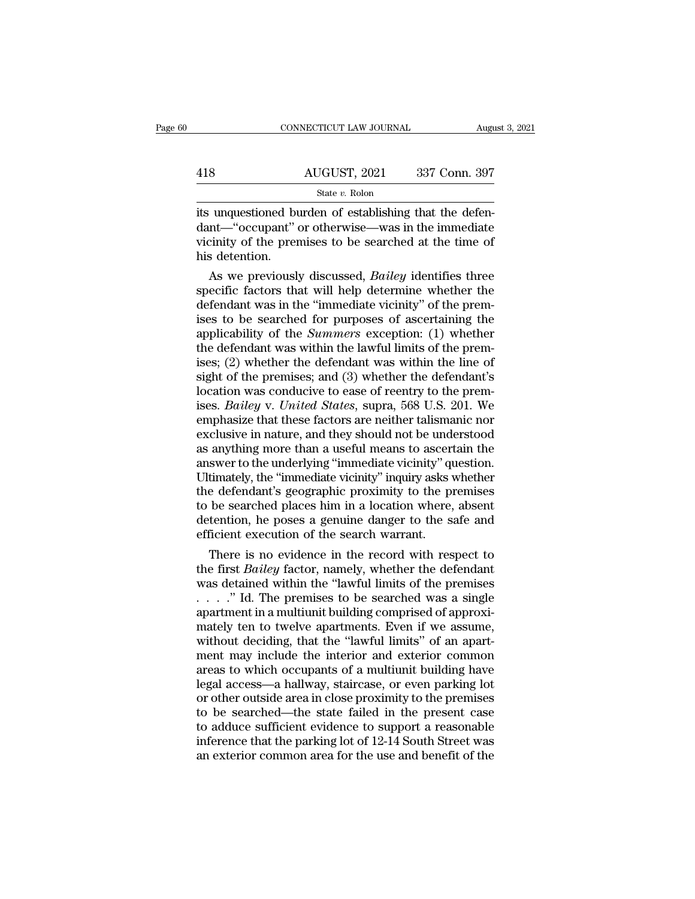its unquestioned burden of establishing that the defendant—"occupant" or otherwise—was in the immediate vicinity of the premises to be searched at the time of his detention.

As we previously discussed, *Bailey* identifies three specific factors that will help determine whether the defendant was in the "immediate vicinity" of the premises to be searched for purposes of ascertaining the applicability of the *Summers* exception: (1) whether the defendant was within the lawful limits of the premises; (2) whether the defendant was within the line of sight of the premises; and (3) whether the defendant's location was conducive to ease of reentry to the premises. *Bailey* v. *United States*, supra, 568 U.S. 201. We emphasize that these factors are neither talismanic nor exclusive in nature, and they should not be understood as anything more than a useful means to ascertain the answer to the underlying "immediate vicinity" question. Ultimately, the "immediate vicinity" inquiry asks whether the defendant's geographic proximity to the premises to be searched places him in a location where, absent detention, he poses a genuine danger to the safe and efficient execution of the search warrant.

There is no evidence in the record with respect to the first *Bailey* factor, namely, whether the defendant was detained within the "lawful limits of the premises . . . ." Id. The premises to be searched was a single apartment in a multiunit building comprised of approximately ten to twelve apartments. Even if we assume, without deciding, that the "lawful limits" of an apartment may include the interior and exterior common areas to which occupants of a multiunit building have legal access—a hallway, staircase, or even parking lot or other outside area in close proximity to the premises to be searched—the state failed in the present case to adduce sufficient evidence to support a reasonable inference that the parking lot of 12-14 South Street was an exterior common area for the use and benefit of the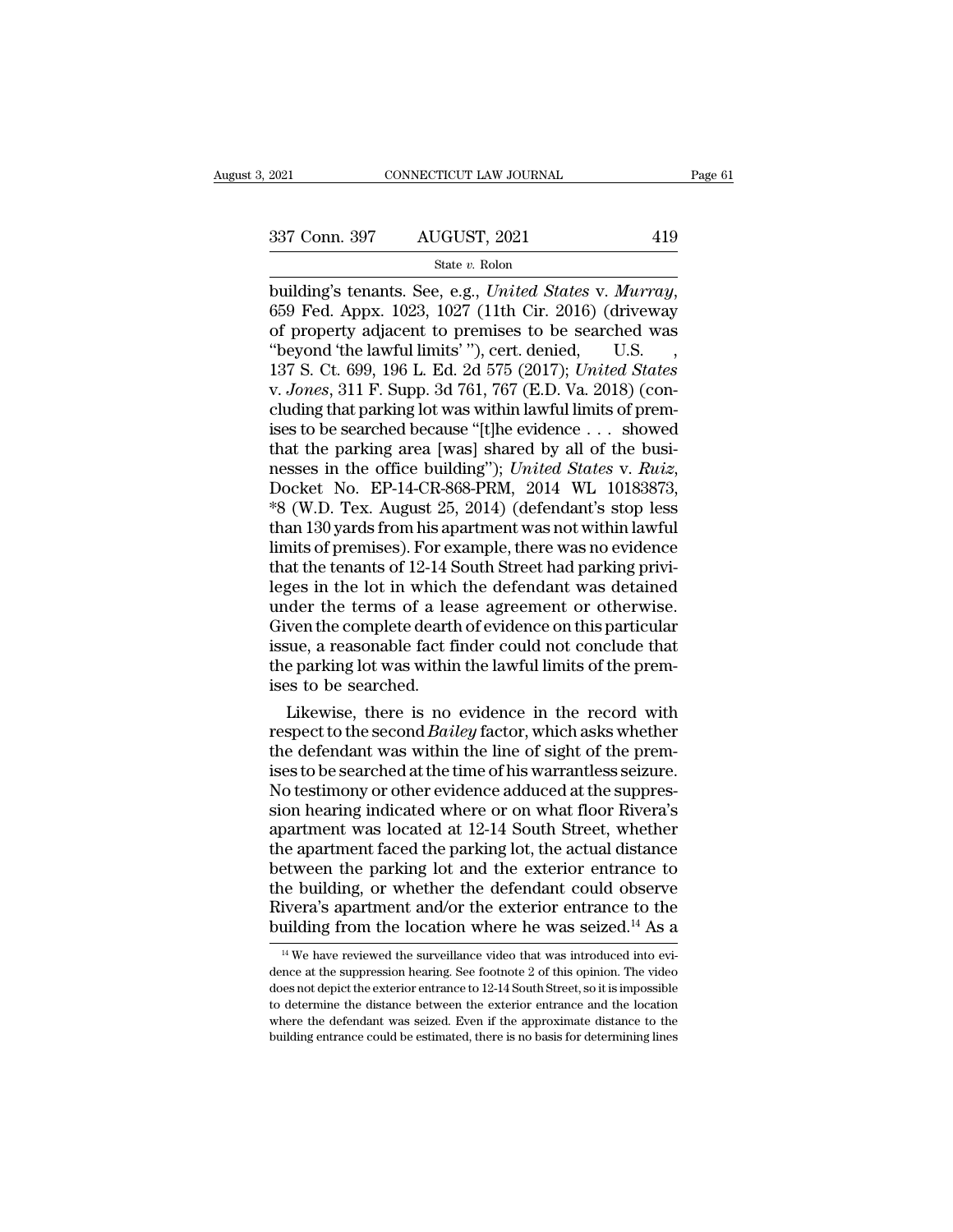building's tenants. See, e.g., *United States* v. *Murray*, 659 Fed. Appx. 1023, 1027 (11th Cir. 2016) (driveway of property adjacent to premises to be searched was "beyond 'the lawful limits' "), cert. denied, U.S. , 137 S. Ct. 699, 196 L. Ed. 2d 575 (2017); *United States* v. *Jones*, 311 F. Supp. 3d 761, 767 (E.D. Va. 2018) (concluding that parking lot was within lawful limits of premises to be searched because "[t]he evidence . . . showed that the parking area [was] shared by all of the businesses in the office building"); *United States* v. *Ruiz*, Docket No. EP-14-CR-868-PRM, 2014 WL 10183873, *8 (W.D. Tex. August 25, 2014) (defendant's stop less than 130 yards from his apartment was not within lawful limits of premises). For example, there was no evidence that the tenants of 12-14 South Street had parking privileges in the lot in which the defendant was detained under the terms of a lease agreement or otherwise. Given the complete dearth of evidence on this particular issue, a reasonable fact finder could not conclude that the parking lot was within the lawful limits of the premises to be searched.

Likewise, there is no evidence in the record with respect to the second *Bailey* factor, which asks whether the defendant was within the line of sight of the premises to be searched at the time of his warrantless seizure. No testimony or other evidence adduced at the suppression hearing indicated where or on what floor Rivera's apartment was located at 12-14 South Street, whether the apartment faced the parking lot, the actual distance between the parking lot and the exterior entrance to the building, or whether the defendant could observe Rivera's apartment and/or the exterior entrance to the building from the location where he was seized.[14] As a

[14] We have reviewed the surveillance video that was introduced into evidence at the suppression hearing. See footnote 2 of this opinion. The video does not depict the exterior entrance to 12-14 South Street, so it is impossible to determine the distance between the exterior entrance and the location where the defendant was seized. Even if the approximate distance to the building entrance could be estimated, there is no basis for determining lines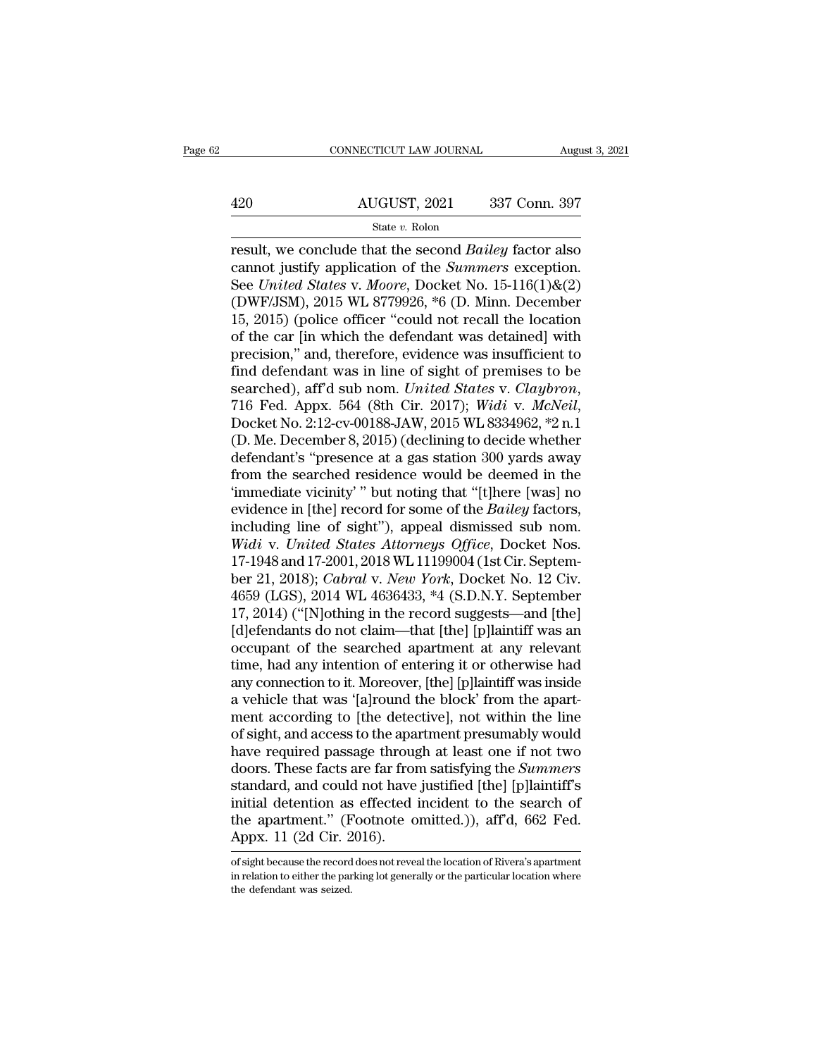result, we conclude that the second *Bailey* factor also cannot justify application of the *Summers* exception. See *United States* v. *Moore*, Docket No. 15-116(1)&(2) (DWF/JSM), 2015 WL 8779926, *6 (D. Minn. December 15, 2015) (police officer "could not recall the location of the car [in which the defendant was detained] with precision," and, therefore, evidence was insufficient to find defendant was in line of sight of premises to be searched), aff'd sub nom. *United States* v. *Claybron*, 716 Fed. Appx. 564 (8th Cir. 2017); *Widi* v. *McNeil*, Docket No. 2:12-cv-00188-JAW, 2015 WL 8334962, *2 n.1 (D. Me. December 8, 2015) (declining to decide whether defendant's "presence at a gas station 300 yards away from the searched residence would be deemed in the 'immediate vicinity' " but noting that "[t]here [was] no evidence in [the] record for some of the *Bailey* factors, including line of sight"), appeal dismissed sub nom. *Widi* v. *United States Attorneys Office*, Docket Nos. 17-1948 and 17-2001, 2018 WL 11199004 (1st Cir. September 21, 2018); *Cabral* v. *New York*, Docket No. 12 Civ. 4659 (LGS), 2014 WL 4636433, *4 (S.D.N.Y. September 17, 2014) ("[N]othing in the record suggests—and [the] [d]efendants do not claim—that [the] [p]laintiff was an occupant of the searched apartment at any relevant time, had any intention of entering it or otherwise had any connection to it. Moreover, [the] [p]laintiff was inside a vehicle that was '[a]round the block' from the apartment according to [the detective], not within the line of sight, and access to the apartment presumably would have required passage through at least one if not two doors. These facts are far from satisfying the *Summers* standard, and could not have justified [the] [p]laintiff's initial detention as effected incident to the search of the apartment." (Footnote omitted.)), aff'd, 662 Fed. Appx. 11 (2d Cir. 2016).

of sight because the record does not reveal the location of Rivera's apartment in relation to either the parking lot generally or the particular location where the defendant was seized.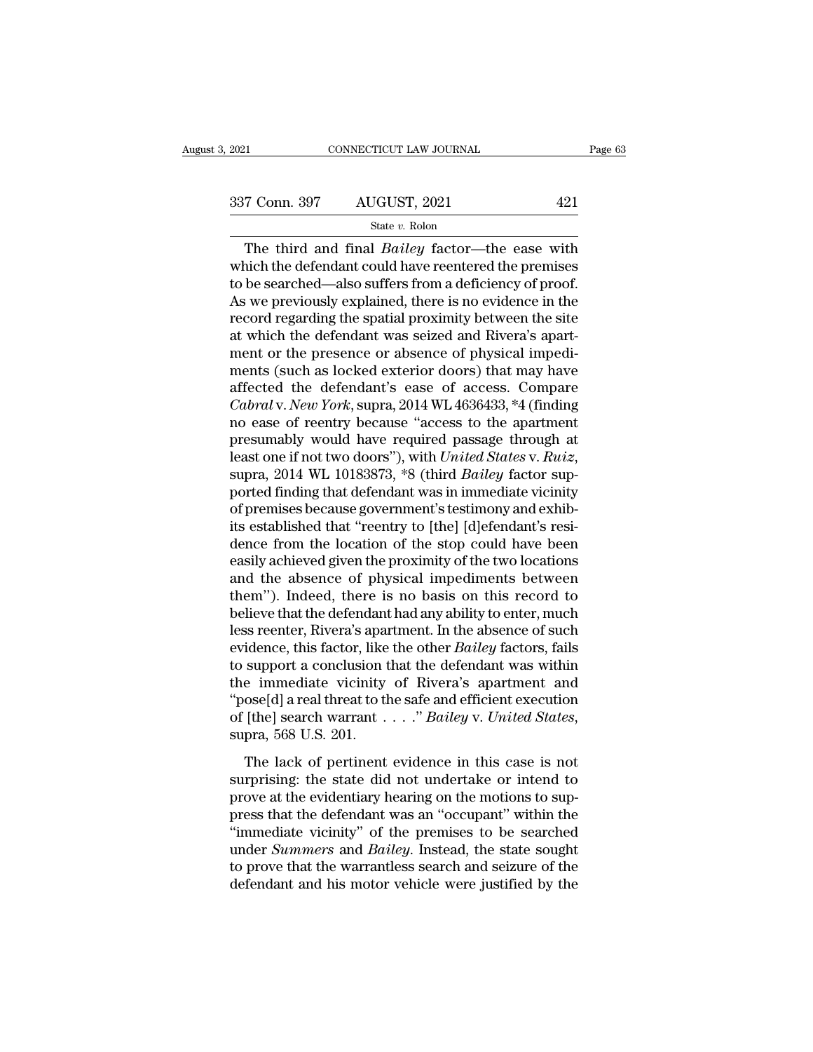The third and final *Bailey* factor—the ease with which the defendant could have reentered the premises to be searched—also suffers from a deficiency of proof. As we previously explained, there is no evidence in the record regarding the spatial proximity between the site at which the defendant was seized and Rivera's apartment or the presence or absence of physical impediments (such as locked exterior doors) that may have affected the defendant's ease of access. Compare *Cabral* v. *New York*, supra, 2014 WL 4636433, *4 (finding no ease of reentry because "access to the apartment presumably would have required passage through at least one if not two doors"), with *United States* v. *Ruiz*, supra, 2014 WL 10183873, *8 (third *Bailey* factor supported finding that defendant was in immediate vicinity of premises because government's testimony and exhibits established that "reentry to [the] [d]efendant's residence from the location of the stop could have been easily achieved given the proximity of the two locations and the absence of physical impediments between them"). Indeed, there is no basis on this record to believe that the defendant had any ability to enter, much less reenter, Rivera's apartment. In the absence of such evidence, this factor, like the other *Bailey* factors, fails to support a conclusion that the defendant was within the immediate vicinity of Rivera's apartment and "pose[d] a real threat to the safe and efficient execution of [the] search warrant . . . ." *Bailey* v. *United States*, supra, 568 U.S. 201.

The lack of pertinent evidence in this case is not surprising: the state did not undertake or intend to prove at the evidentiary hearing on the motions to suppress that the defendant was an "occupant" within the "immediate vicinity" of the premises to be searched under *Summers* and *Bailey*. Instead, the state sought to prove that the warrantless search and seizure of the defendant and his motor vehicle were justified by the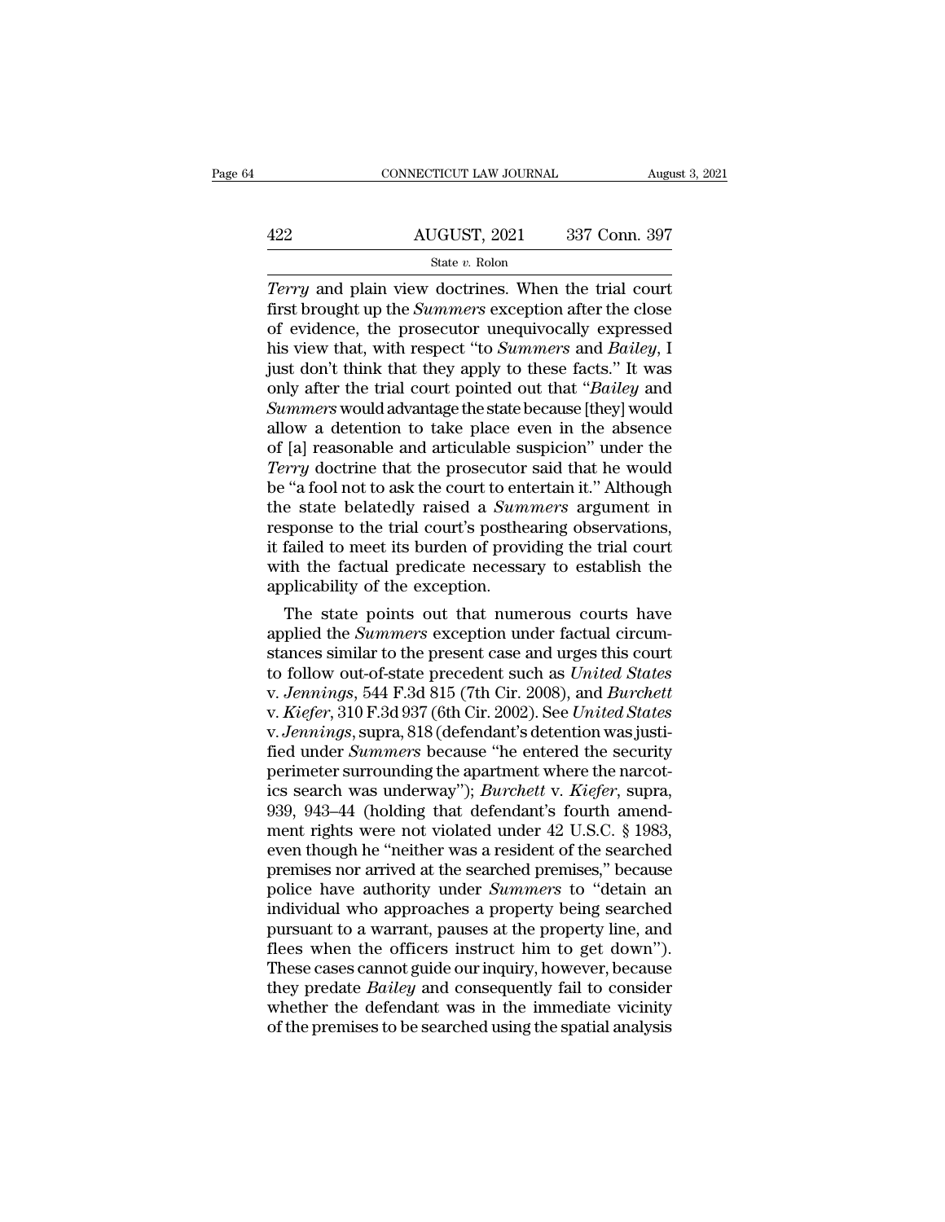*Terry* and plain view doctrines. When the trial court first brought up the *Summers* exception after the close of evidence, the prosecutor unequivocally expressed his view that, with respect "to *Summers* and *Bailey*, I just don't think that they apply to these facts." It was only after the trial court pointed out that "*Bailey* and *Summers* would advantage the state because [they] would allow a detention to take place even in the absence of [a] reasonable and articulable suspicion" under the *Terry* doctrine that the prosecutor said that he would be "a fool not to ask the court to entertain it." Although the state belatedly raised a *Summers* argument in response to the trial court's posthearing observations, it failed to meet its burden of providing the trial court with the factual predicate necessary to establish the applicability of the exception.

The state points out that numerous courts have applied the *Summers* exception under factual circumstances similar to the present case and urges this court to follow out-of-state precedent such as *United States* v. *Jennings*, 544 F.3d 815 (7th Cir. 2008), and *Burchett* v. *Kiefer*, 310 F.3d 937 (6th Cir. 2002). See *United States* v. *Jennings*, supra, 818 (defendant's detention was justified under *Summers* because "he entered the security perimeter surrounding the apartment where the narcotics search was underway"); *Burchett* v. *Kiefer*, supra, 939, 943–44 (holding that defendant's fourth amendment rights were not violated under 42 U.S.C. § 1983, even though he "neither was a resident of the searched premises nor arrived at the searched premises," because police have authority under *Summers* to "detain an individual who approaches a property being searched pursuant to a warrant, pauses at the property line, and flees when the officers instruct him to get down"). These cases cannot guide our inquiry, however, because they predate *Bailey* and consequently fail to consider whether the defendant was in the immediate vicinity of the premises to be searched using the spatial analysis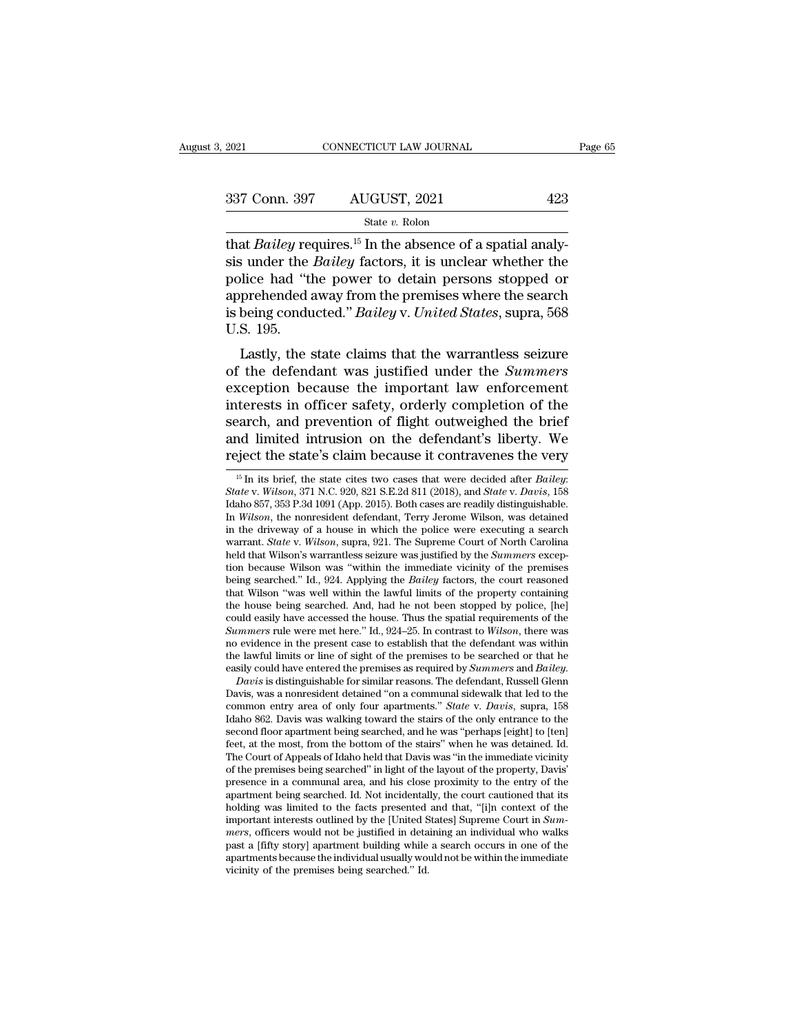that *Bailey* requires.[15] In the absence of a spatial analysis under the *Bailey* factors, it is unclear whether the police had "the power to detain persons stopped or apprehended away from the premises where the search is being conducted." *Bailey* v. *United States*, supra, 568 U.S. 195.

Lastly, the state claims that the warrantless seizure of the defendant was justified under the *Summers* exception because the important law enforcement interests in officer safety, orderly completion of the search, and prevention of flight outweighed the brief and limited intrusion on the defendant's liberty. We reject the state's claim because it contravenes the very

[15] In its brief, the state cites two cases that were decided after *Bailey*: *State* v. *Wilson*, 371 N.C. 920, 821 S.E.2d 811 (2018), and *State* v. *Davis*, 158 Idaho 857, 353 P.3d 1091 (App. 2015). Both cases are readily distinguishable. In *Wilson*, the nonresident defendant, Terry Jerome Wilson, was detained in the driveway of a house in which the police were executing a search warrant. *State* v. *Wilson*, supra, 921. The Supreme Court of North Carolina held that Wilson's warrantless seizure was justified by the *Summers* exception because Wilson was "within the immediate vicinity of the premises being searched." Id., 924. Applying the *Bailey* factors, the court reasoned that Wilson "was well within the lawful limits of the property containing the house being searched. And, had he not been stopped by police, [he] could easily have accessed the house. Thus the spatial requirements of the *Summers* rule were met here." Id., 924–25. In contrast to *Wilson*, there was no evidence in the present case to establish that the defendant was within the lawful limits or line of sight of the premises to be searched or that he easily could have entered the premises as required by *Summers* and *Bailey*.

*Davis* is distinguishable for similar reasons. The defendant, Russell Glenn Davis, was a nonresident detained "on a communal sidewalk that led to the common entry area of only four apartments." *State* v. *Davis*, supra, 158 Idaho 862. Davis was walking toward the stairs of the only entrance to the second floor apartment being searched, and he was "perhaps [eight] to [ten] feet, at the most, from the bottom of the stairs" when he was detained. Id. The Court of Appeals of Idaho held that Davis was "in the immediate vicinity of the premises being searched" in light of the layout of the property, Davis' presence in a communal area, and his close proximity to the entry of the apartment being searched. Id. Not incidentally, the court cautioned that its holding was limited to the facts presented and that, "[i]n context of the important interests outlined by the [United States] Supreme Court in *Summers*, officers would not be justified in detaining an individual who walks past a [fifty story] apartment building while a search occurs in one of the apartments because the individual usually would not be within the immediate vicinity of the premises being searched." Id.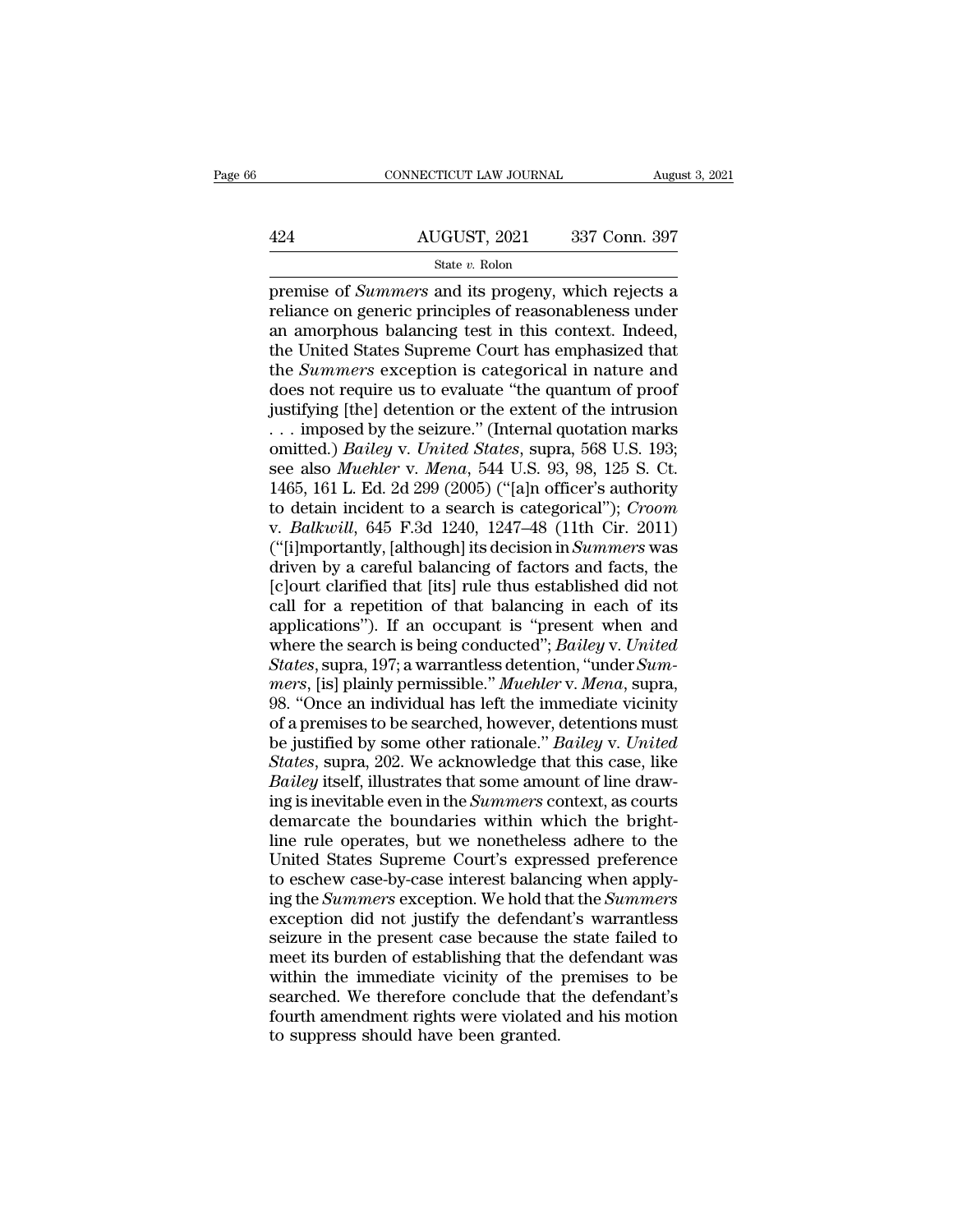premise of *Summers* and its progeny, which rejects a reliance on generic principles of reasonableness under an amorphous balancing test in this context. Indeed, the United States Supreme Court has emphasized that the *Summers* exception is categorical in nature and does not require us to evaluate "the quantum of proof justifying [the] detention or the extent of the intrusion . . . imposed by the seizure." (Internal quotation marks omitted.) *Bailey* v. *United States*, supra, 568 U.S. 193; see also *Muehler* v. *Mena*, 544 U.S. 93, 98, 125 S. Ct. 1465, 161 L. Ed. 2d 299 (2005) ("[a]n officer's authority to detain incident to a search is categorical"); *Croom* v. *Balkwill*, 645 F.3d 1240, 1247–48 (11th Cir. 2011) ("[i]mportantly, [although] its decision in *Summers* was driven by a careful balancing of factors and facts, the [c]ourt clarified that [its] rule thus established did not call for a repetition of that balancing in each of its applications"). If an occupant is "present when and where the search is being conducted"; *Bailey* v. *United States*, supra, 197; a warrantless detention, "under *Summers*, [is] plainly permissible." *Muehler* v. *Mena*, supra, 98. "Once an individual has left the immediate vicinity of a premises to be searched, however, detentions must be justified by some other rationale." *Bailey* v. *United States*, supra, 202. We acknowledge that this case, like *Bailey* itself, illustrates that some amount of line drawing is inevitable even in the *Summers* context, as courts demarcate the boundaries within which the bright-line rule operates, but we nonetheless adhere to the United States Supreme Court's expressed preference to eschew case-by-case interest balancing when applying the *Summers* exception. We hold that the *Summers* exception did not justify the defendant's warrantless seizure in the present case because the state failed to meet its burden of establishing that the defendant was within the immediate vicinity of the premises to be searched. We therefore conclude that the defendant's fourth amendment rights were violated and his motion to suppress should have been granted.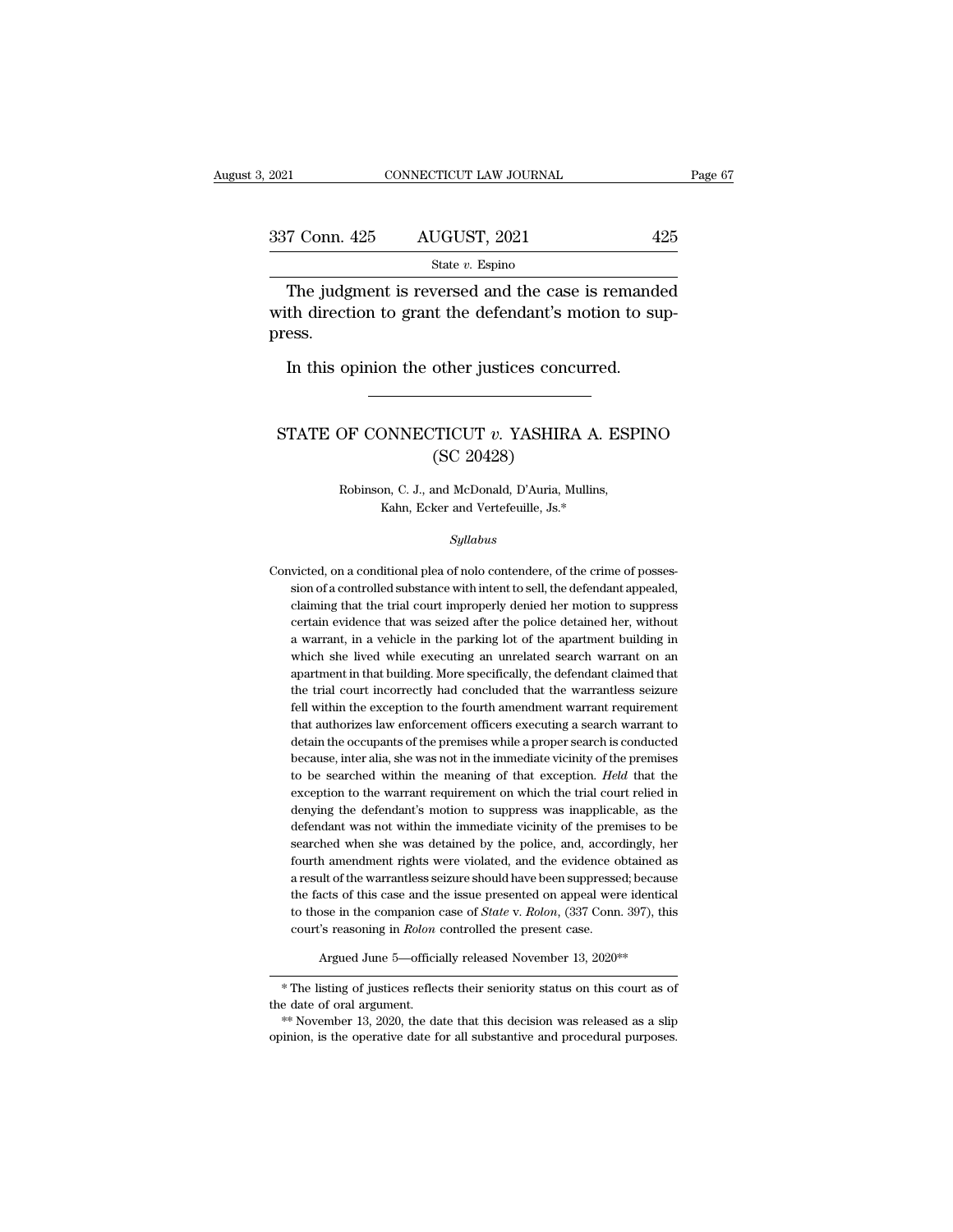The judgment is reversed and the case is remanded with direction to grant the defendant's motion to suppress.

In this opinion the other justices concurred.

---

# STATE OF CONNECTICUT *v.* YASHIRA A. ESPINO (SC 20428)

Robinson, C. J., and McDonald, D'Auria, Mullins, Kahn, Ecker and Vertefeuille, Js.*

*Syllabus*

Convicted, on a conditional plea of nolo contendere, of the crime of possession of a controlled substance with intent to sell, the defendant appealed, claiming that the trial court improperly denied her motion to suppress certain evidence that was seized after the police detained her, without a warrant, in a vehicle in the parking lot of the apartment building in which she lived while executing an unrelated search warrant on an apartment in that building. More specifically, the defendant claimed that the trial court incorrectly had concluded that the warrantless seizure fell within the exception to the fourth amendment warrant requirement that authorizes law enforcement officers executing a search warrant to detain the occupants of the premises while a proper search is conducted because, inter alia, she was not in the immediate vicinity of the premises to be searched within the meaning of that exception. *Held* that the exception to the warrant requirement on which the trial court relied in denying the defendant's motion to suppress was inapplicable, as the defendant was not within the immediate vicinity of the premises to be searched when she was detained by the police, and, accordingly, her fourth amendment rights were violated, and the evidence obtained as a result of the warrantless seizure should have been suppressed; because the facts of this case and the issue presented on appeal were identical to those in the companion case of *State* v. *Rolon*, (337 Conn. 397), this court's reasoning in *Rolon* controlled the present case.

Argued June 5—officially released November 13, 2020**

---

* The listing of justices reflects their seniority status on this court as of the date of oral argument.

** November 13, 2020, the date that this decision was released as a slip opinion, is the operative date for all substantive and procedural purposes.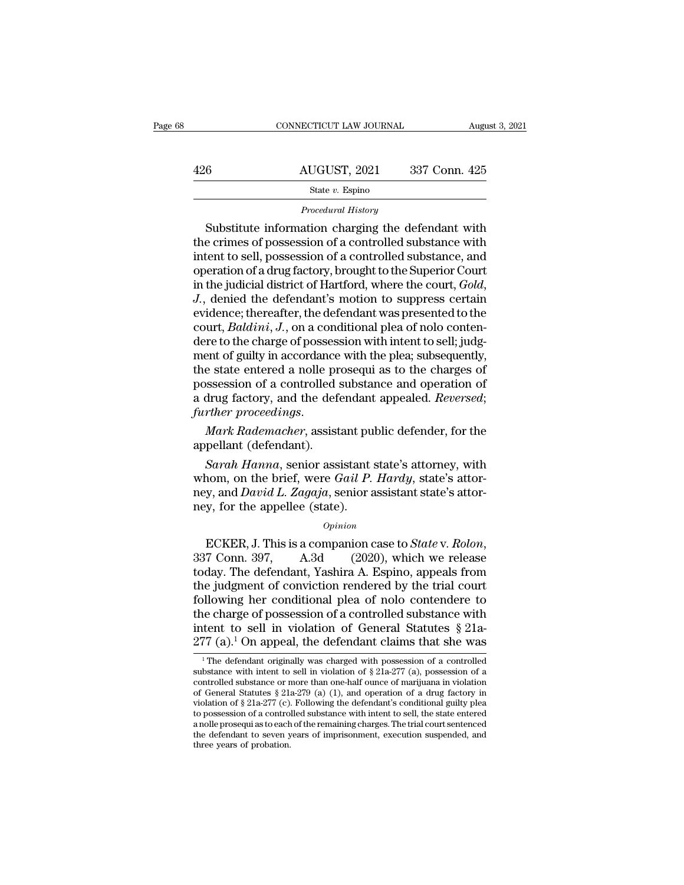*Procedural History*

Substitute information charging the defendant with the crimes of possession of a controlled substance with intent to sell, possession of a controlled substance, and operation of a drug factory, brought to the Superior Court in the judicial district of Hartford, where the court, *Gold, J.*, denied the defendant's motion to suppress certain evidence; thereafter, the defendant was presented to the court, *Baldini, J.*, on a conditional plea of nolo contendere to the charge of possession with intent to sell; judgment of guilty in accordance with the plea; subsequently, the state entered a nolle prosequi as to the charges of possession of a controlled substance and operation of a drug factory, and the defendant appealed. *Reversed*; *further proceedings*.

*Mark Rademacher*, assistant public defender, for the appellant (defendant).

*Sarah Hanna*, senior assistant state's attorney, with whom, on the brief, were *Gail P. Hardy*, state's attorney, and *David L. Zagaja*, senior assistant state's attorney, for the appellee (state).

*Opinion*

ECKER, J. This is a companion case to *State* v. *Rolon*, 337 Conn. 397, A.3d (2020), which we release today. The defendant, Yashira A. Espino, appeals from the judgment of conviction rendered by the trial court following her conditional plea of nolo contendere to the charge of possession of a controlled substance with intent to sell in violation of General Statutes § 21a-277 (a).[1] On appeal, the defendant claims that she was

---

[1] The defendant originally was charged with possession of a controlled substance with intent to sell in violation of § 21a-277 (a), possession of a controlled substance or more than one-half ounce of marijuana in violation of General Statutes § 21a-279 (a) (1), and operation of a drug factory in violation of § 21a-277 (c). Following the defendant's conditional guilty plea to possession of a controlled substance with intent to sell, the state entered a nolle prosequi as to each of the remaining charges. The trial court sentenced the defendant to seven years of imprisonment, execution suspended, and three years of probation.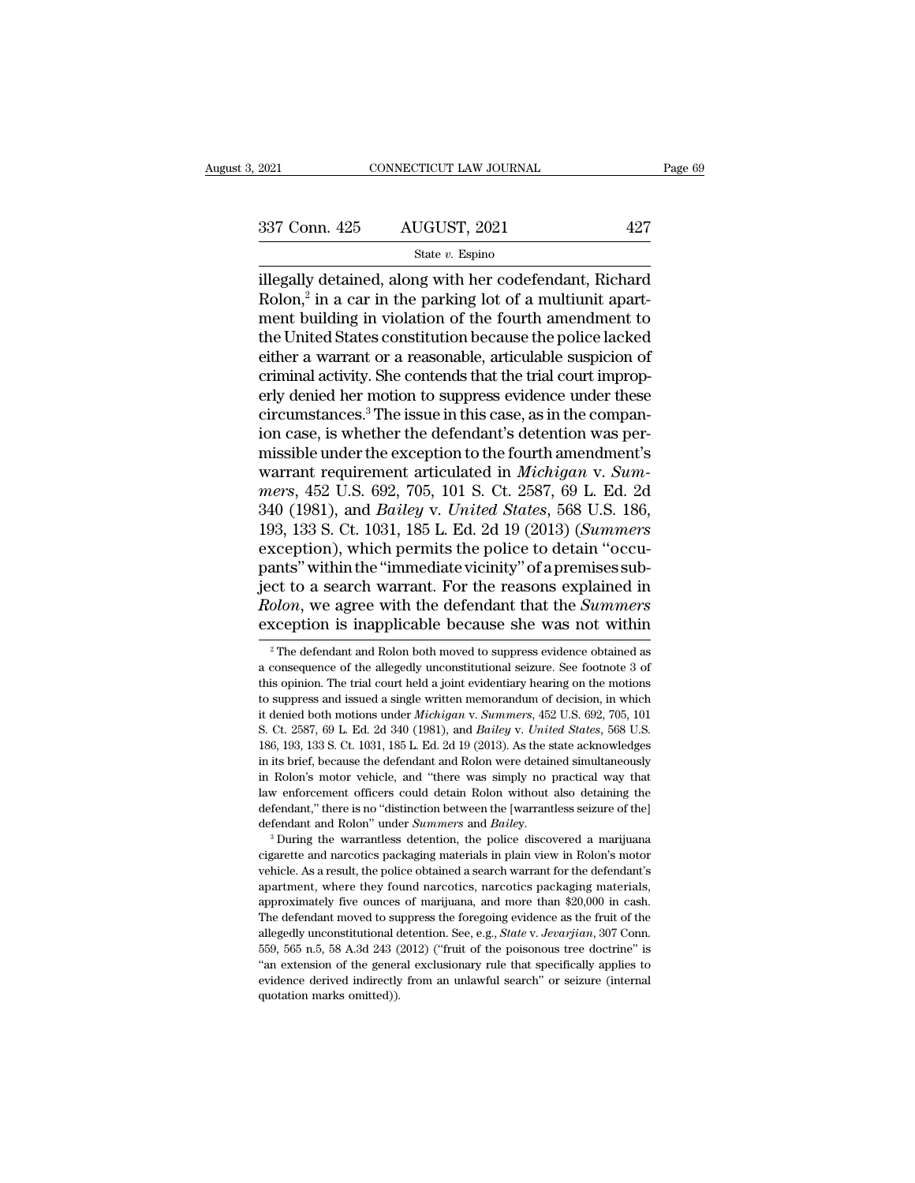illegally detained, along with her codefendant, Richard Rolon,[2] in a car in the parking lot of a multiunit apartment building in violation of the fourth amendment to the United States constitution because the police lacked either a warrant or a reasonable, articulable suspicion of criminal activity. She contends that the trial court improperly denied her motion to suppress evidence under these circumstances.[3] The issue in this case, as in the companion case, is whether the defendant's detention was permissible under the exception to the fourth amendment's warrant requirement articulated in *Michigan* v. *Summers*, 452 U.S. 692, 705, 101 S. Ct. 2587, 69 L. Ed. 2d 340 (1981), and *Bailey* v. *United States*, 568 U.S. 186, 193, 133 S. Ct. 1031, 185 L. Ed. 2d 19 (2013) (*Summers* exception), which permits the police to detain "occupants" within the "immediate vicinity" of a premises subject to a search warrant. For the reasons explained in *Rolon*, we agree with the defendant that the *Summers* exception is inapplicable because she was not within

[2] The defendant and Rolon both moved to suppress evidence obtained as a consequence of the allegedly unconstitutional seizure. See footnote 3 of this opinion. The trial court held a joint evidentiary hearing on the motions to suppress and issued a single written memorandum of decision, in which it denied both motions under *Michigan* v. *Summers*, 452 U.S. 692, 705, 101 S. Ct. 2587, 69 L. Ed. 2d 340 (1981), and *Bailey* v. *United States*, 568 U.S. 186, 193, 133 S. Ct. 1031, 185 L. Ed. 2d 19 (2013). As the state acknowledges in its brief, because the defendant and Rolon were detained simultaneously in Rolon's motor vehicle, and "there was simply no practical way that law enforcement officers could detain Rolon without also detaining the defendant," there is no "distinction between the [warrantless seizure of the] defendant and Rolon" under *Summers* and *Bailey*.

[3] During the warrantless detention, the police discovered a marijuana cigarette and narcotics packaging materials in plain view in Rolon's motor vehicle. As a result, the police obtained a search warrant for the defendant's apartment, where they found narcotics, narcotics packaging materials, approximately five ounces of marijuana, and more than $20,000 in cash. The defendant moved to suppress the foregoing evidence as the fruit of the allegedly unconstitutional detention. See, e.g., *State* v. *Jevarjian*, 307 Conn. 559, 565 n.5, 58 A.3d 243 (2012) ("fruit of the poisonous tree doctrine" is "an extension of the general exclusionary rule that specifically applies to evidence derived indirectly from an unlawful search" or seizure (internal quotation marks omitted)).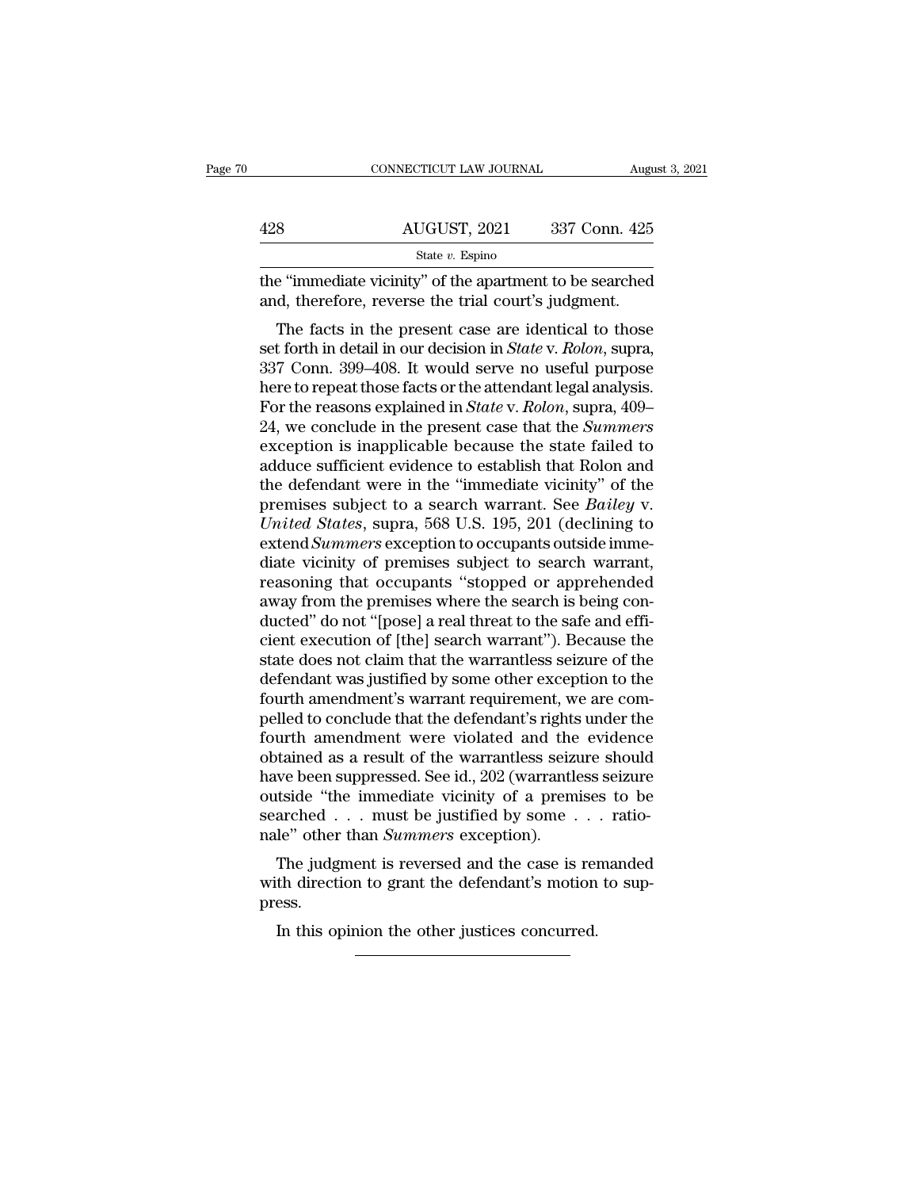the "immediate vicinity" of the apartment to be searched and, therefore, reverse the trial court's judgment.

The facts in the present case are identical to those set forth in detail in our decision in *State* v. *Rolon*, supra, 337 Conn. 399–408. It would serve no useful purpose here to repeat those facts or the attendant legal analysis. For the reasons explained in *State* v. *Rolon*, supra, 409–24, we conclude in the present case that the *Summers* exception is inapplicable because the state failed to adduce sufficient evidence to establish that Rolon and the defendant were in the "immediate vicinity" of the premises subject to a search warrant. See *Bailey* v. *United States*, supra, 568 U.S. 195, 201 (declining to extend *Summers* exception to occupants outside immediate vicinity of premises subject to search warrant, reasoning that occupants "stopped or apprehended away from the premises where the search is being conducted" do not "[pose] a real threat to the safe and efficient execution of [the] search warrant"). Because the state does not claim that the warrantless seizure of the defendant was justified by some other exception to the fourth amendment's warrant requirement, we are compelled to conclude that the defendant's rights under the fourth amendment were violated and the evidence obtained as a result of the warrantless seizure should have been suppressed. See id., 202 (warrantless seizure outside "the immediate vicinity of a premises to be searched . . . must be justified by some . . . rationale" other than *Summers* exception).

The judgment is reversed and the case is remanded with direction to grant the defendant's motion to suppress.

In this opinion the other justices concurred.